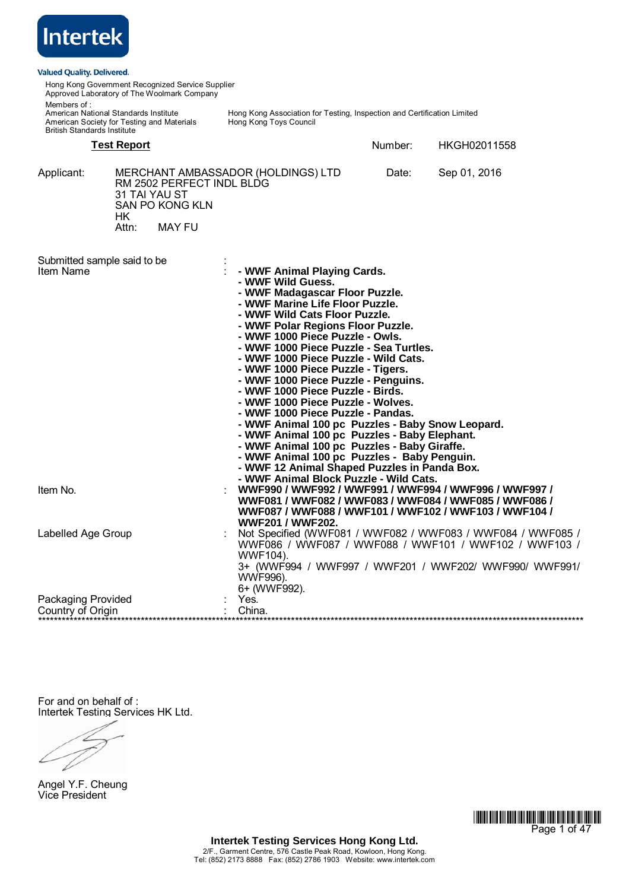Intertek

Valued Quality. Delivered.

Hong Kong Government Recognized Service Supplier
Approved Laboratory of The Woolmark Company

Members of :
American National Standards Institute
American Society for Testing and Materials
British Standards Institute

Hong Kong Association for Testing, Inspection and Certification Limited
Hong Kong Toys Council

## Test Report

Number: HKGH02011558

Date: Sep 01, 2016

Applicant: MERCHANT AMBASSADOR (HOLDINGS) LTD
RM 2502 PERFECT INDL BLDG
31 TAI YAU ST
SAN PO KONG KLN
HK
Attn: MAY FU

Submitted sample said to be :

Item Name :
- **WWF Animal Playing Cards.**
- **WWF Wild Guess.**
- **WWF Madagascar Floor Puzzle.**
- **WWF Marine Life Floor Puzzle.**
- **WWF Wild Cats Floor Puzzle.**
- **WWF Polar Regions Floor Puzzle.**
- **WWF 1000 Piece Puzzle - Owls.**
- **WWF 1000 Piece Puzzle - Sea Turtles.**
- **WWF 1000 Piece Puzzle - Wild Cats.**
- **WWF 1000 Piece Puzzle - Tigers.**
- **WWF 1000 Piece Puzzle - Penguins.**
- **WWF 1000 Piece Puzzle - Birds.**
- **WWF 1000 Piece Puzzle - Wolves.**
- **WWF 1000 Piece Puzzle - Pandas.**
- **WWF Animal 100 pc Puzzles - Baby Snow Leopard.**
- **WWF Animal 100 pc Puzzles - Baby Elephant.**
- **WWF Animal 100 pc Puzzles - Baby Giraffe.**
- **WWF Animal 100 pc Puzzles - Baby Penguin.**
- **WWF 12 Animal Shaped Puzzles in Panda Box.**
- **WWF Animal Block Puzzle - Wild Cats.**

Item No. : **WWF990 / WWF992 / WWF991 / WWF994 / WWF996 / WWF997 / WWF081 / WWF082 / WWF083 / WWF084 / WWF085 / WWF086 / WWF087 / WWF088 / WWF101 / WWF102 / WWF103 / WWF104 / WWF201 / WWF202.**

Labelled Age Group : Not Specified (WWF081 / WWF082 / WWF083 / WWF084 / WWF085 / WWF086 / WWF087 / WWF088 / WWF101 / WWF102 / WWF103 / WWF104).
3+ (WWF994 / WWF997 / WWF201 / WWF202/ WWF990/ WWF991/ WWF996).
6+ (WWF992).

Packaging Provided : Yes.

Country of Origin : China.

******************************************************************************************************

For and on behalf of :
Intertek Testing Services HK Ltd.

Angel Y.F. Cheung
Vice President

**Intertek Testing Services Hong Kong Ltd.**
2/F., Garment Centre, 576 Castle Peak Road, Kowloon, Hong Kong.
Tel: (852) 2173 8888 Fax: (852) 2786 1903 Website: www.intertek.com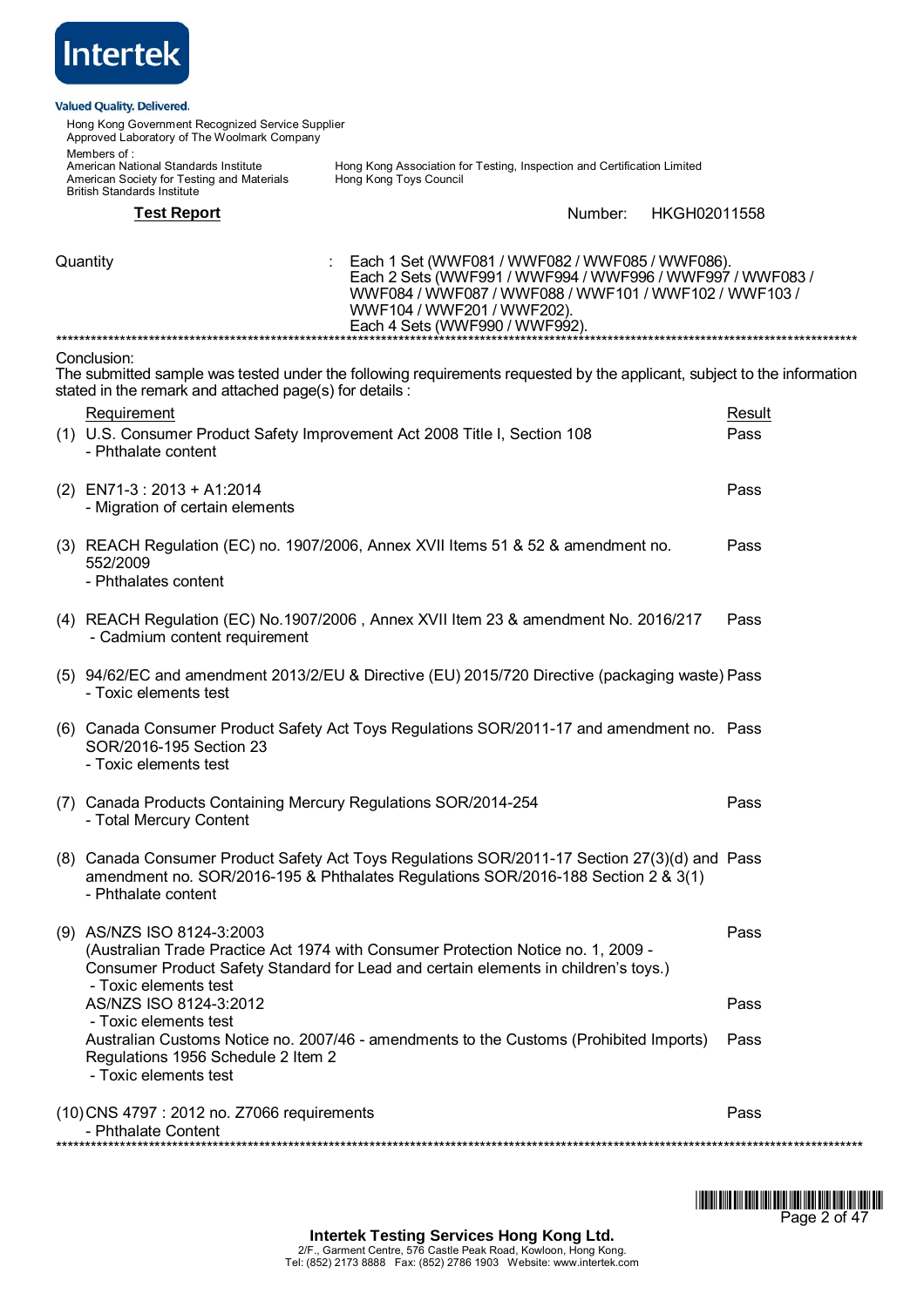Intertek

Valued Quality. Delivered.

Hong Kong Government Recognized Service Supplier
Approved Laboratory of The Woolmark Company

Members of :
American National Standards Institute
American Society for Testing and Materials
British Standards Institute

Hong Kong Association for Testing, Inspection and Certification Limited
Hong Kong Toys Council

**Test Report** Number: HKGH02011558

Quantity : Each 1 Set (WWF081 / WWF082 / WWF085 / WWF086).
Each 2 Sets (WWF991 / WWF994 / WWF996 / WWF997 / WWF083 / WWF084 / WWF087 / WWF088 / WWF101 / WWF102 / WWF103 / WWF104 / WWF201 / WWF202).
Each 4 Sets (WWF990 / WWF992).

***

Conclusion:
The submitted sample was tested under the following requirements requested by the applicant, subject to the information stated in the remark and attached page(s) for details :

| | Requirement | Result |
|---|---|---|
| (1) | U.S. Consumer Product Safety Improvement Act 2008 Title I, Section 108<br>- Phthalate content | Pass |
| (2) | EN71-3 : 2013 + A1:2014<br>- Migration of certain elements | Pass |
| (3) | REACH Regulation (EC) no. 1907/2006, Annex XVII Items 51 & 52 & amendment no. 552/2009<br>- Phthalates content | Pass |
| (4) | REACH Regulation (EC) No.1907/2006 , Annex XVII Item 23 & amendment No. 2016/217<br>- Cadmium content requirement | Pass |
| (5) | 94/62/EC and amendment 2013/2/EU & Directive (EU) 2015/720 Directive (packaging waste)<br>- Toxic elements test | Pass |
| (6) | Canada Consumer Product Safety Act Toys Regulations SOR/2011-17 and amendment no. SOR/2016-195 Section 23<br>- Toxic elements test | Pass |
| (7) | Canada Products Containing Mercury Regulations SOR/2014-254<br>- Total Mercury Content | Pass |
| (8) | Canada Consumer Product Safety Act Toys Regulations SOR/2011-17 Section 27(3)(d) and amendment no. SOR/2016-195 & Phthalates Regulations SOR/2016-188 Section 2 & 3(1)<br>- Phthalate content | Pass |
| (9) | AS/NZS ISO 8124-3:2003<br>(Australian Trade Practice Act 1974 with Consumer Protection Notice no. 1, 2009 - Consumer Product Safety Standard for Lead and certain elements in children's toys.)<br>- Toxic elements test | Pass |
| | AS/NZS ISO 8124-3:2012<br>- Toxic elements test | Pass |
| | Australian Customs Notice no. 2007/46 - amendments to the Customs (Prohibited Imports) Regulations 1956 Schedule 2 Item 2<br>- Toxic elements test | Pass |
| (10) | CNS 4797 : 2012 no. Z7066 requirements<br>- Phthalate Content | Pass |

***

**Intertek Testing Services Hong Kong Ltd.**
2/F., Garment Centre, 576 Castle Peak Road, Kowloon, Hong Kong.
Tel: (852) 2173 8888 Fax: (852) 2786 1903 Website: www.intertek.com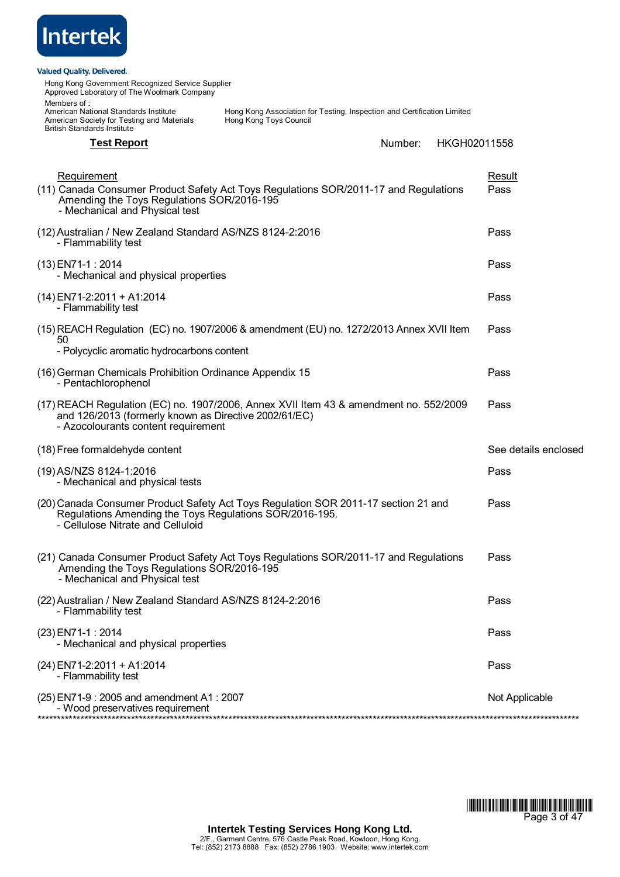Valued Quality. Delivered.

Hong Kong Government Recognized Service Supplier
Approved Laboratory of The Woolmark Company

Members of :
American National Standards Institute
American Society for Testing and Materials
British Standards Institute
Hong Kong Association for Testing, Inspection and Certification Limited
Hong Kong Toys Council

**Test Report** Number: HKGH02011558

| Requirement | Result |
|---|---|
| (11) Canada Consumer Product Safety Act Toys Regulations SOR/2011-17 and Regulations Amending the Toys Regulations SOR/2016-195<br>- Mechanical and Physical test | Pass |
| (12) Australian / New Zealand Standard AS/NZS 8124-2:2016<br>- Flammability test | Pass |
| (13) EN71-1 : 2014<br>- Mechanical and physical properties | Pass |
| (14) EN71-2:2011 + A1:2014<br>- Flammability test | Pass |
| (15) REACH Regulation (EC) no. 1907/2006 & amendment (EU) no. 1272/2013 Annex XVII Item 50<br>- Polycyclic aromatic hydrocarbons content | Pass |
| (16) German Chemicals Prohibition Ordinance Appendix 15<br>- Pentachlorophenol | Pass |
| (17) REACH Regulation (EC) no. 1907/2006, Annex XVII Item 43 & amendment no. 552/2009 and 126/2013 (formerly known as Directive 2002/61/EC)<br>- Azocolourants content requirement | Pass |
| (18) Free formaldehyde content | See details enclosed |
| (19) AS/NZS 8124-1:2016<br>- Mechanical and physical tests | Pass |
| (20) Canada Consumer Product Safety Act Toys Regulation SOR 2011-17 section 21 and Regulations Amending the Toys Regulations SOR/2016-195.<br>- Cellulose Nitrate and Celluloid | Pass |
| (21) Canada Consumer Product Safety Act Toys Regulations SOR/2011-17 and Regulations Amending the Toys Regulations SOR/2016-195<br>- Mechanical and Physical test | Pass |
| (22) Australian / New Zealand Standard AS/NZS 8124-2:2016<br>- Flammability test | Pass |
| (23) EN71-1 : 2014<br>- Mechanical and physical properties | Pass |
| (24) EN71-2:2011 + A1:2014<br>- Flammability test | Pass |
| (25) EN71-9 : 2005 and amendment A1 : 2007<br>- Wood preservatives requirement | Not Applicable |

**Intertek Testing Services Hong Kong Ltd.**
2/F., Garment Centre, 576 Castle Peak Road, Kowloon, Hong Kong.
Tel: (852) 2173 8888 Fax: (852) 2786 1903 Website: www.intertek.com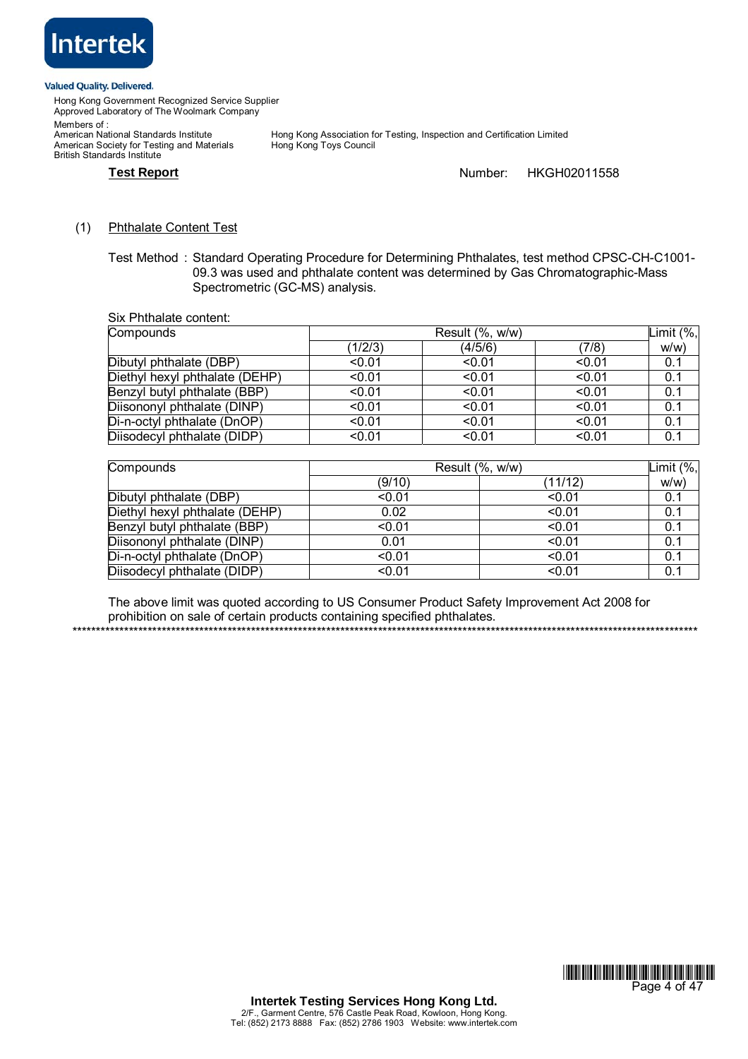Valued Quality. Delivered.

Hong Kong Government Recognized Service Supplier
Approved Laboratory of The Woolmark Company

Members of :
American National Standards Institute
American Society for Testing and Materials
British Standards Institute
Hong Kong Association for Testing, Inspection and Certification Limited
Hong Kong Toys Council

**Test Report** Number: HKGH02011558

(1) Phthalate Content Test

Test Method : Standard Operating Procedure for Determining Phthalates, test method CPSC-CH-C1001-09.3 was used and phthalate content was determined by Gas Chromatographic-Mass Spectrometric (GC-MS) analysis.

Six Phthalate content:

| Compounds | Result (%, w/w) | | | Limit (%, w/w) |
|---|---|---|---|---|
| | (1/2/3) | (4/5/6) | (7/8) | |
| Dibutyl phthalate (DBP) | <0.01 | <0.01 | <0.01 | 0.1 |
| Diethyl hexyl phthalate (DEHP) | <0.01 | <0.01 | <0.01 | 0.1 |
| Benzyl butyl phthalate (BBP) | <0.01 | <0.01 | <0.01 | 0.1 |
| Diisononyl phthalate (DINP) | <0.01 | <0.01 | <0.01 | 0.1 |
| Di-n-octyl phthalate (DnOP) | <0.01 | <0.01 | <0.01 | 0.1 |
| Diisodecyl phthalate (DIDP) | <0.01 | <0.01 | <0.01 | 0.1 |

| Compounds | Result (%, w/w) | | Limit (%, w/w) |
|---|---|---|---|
| | (9/10) | (11/12) | |
| Dibutyl phthalate (DBP) | <0.01 | <0.01 | 0.1 |
| Diethyl hexyl phthalate (DEHP) | 0.02 | <0.01 | 0.1 |
| Benzyl butyl phthalate (BBP) | <0.01 | <0.01 | 0.1 |
| Diisononyl phthalate (DINP) | 0.01 | <0.01 | 0.1 |
| Di-n-octyl phthalate (DnOP) | <0.01 | <0.01 | 0.1 |
| Diisodecyl phthalate (DIDP) | <0.01 | <0.01 | 0.1 |

The above limit was quoted according to US Consumer Product Safety Improvement Act 2008 for prohibition on sale of certain products containing specified phthalates.

**********************************************************************************************************************

**Intertek Testing Services Hong Kong Ltd.**
2/F., Garment Centre, 576 Castle Peak Road, Kowloon, Hong Kong.
Tel: (852) 2173 8888 Fax: (852) 2786 1903 Website: www.intertek.com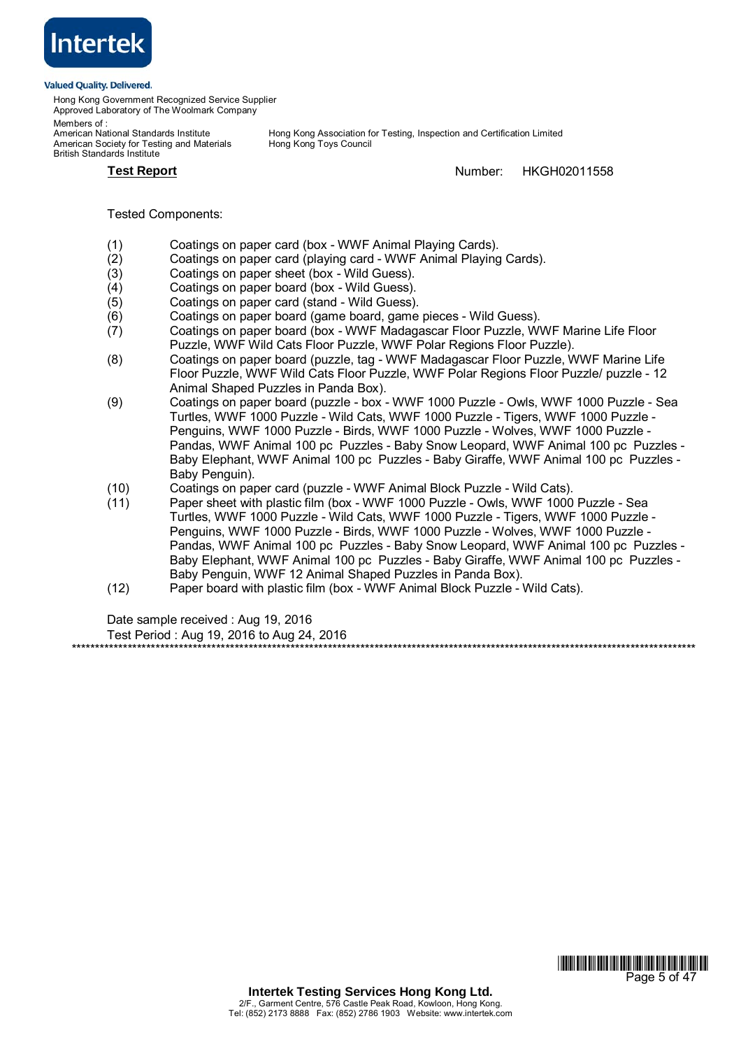**Test Report** Number: HKGH02011558

Tested Components:

(1) Coatings on paper card (box - WWF Animal Playing Cards).
(2) Coatings on paper card (playing card - WWF Animal Playing Cards).
(3) Coatings on paper sheet (box - Wild Guess).
(4) Coatings on paper board (box - Wild Guess).
(5) Coatings on paper card (stand - Wild Guess).
(6) Coatings on paper board (game board, game pieces - Wild Guess).
(7) Coatings on paper board (box - WWF Madagascar Floor Puzzle, WWF Marine Life Floor Puzzle, WWF Wild Cats Floor Puzzle, WWF Polar Regions Floor Puzzle).
(8) Coatings on paper board (puzzle, tag - WWF Madagascar Floor Puzzle, WWF Marine Life Floor Puzzle, WWF Wild Cats Floor Puzzle, WWF Polar Regions Floor Puzzle/ puzzle - 12 Animal Shaped Puzzles in Panda Box).
(9) Coatings on paper board (puzzle - box - WWF 1000 Puzzle - Owls, WWF 1000 Puzzle - Sea Turtles, WWF 1000 Puzzle - Wild Cats, WWF 1000 Puzzle - Tigers, WWF 1000 Puzzle - Penguins, WWF 1000 Puzzle - Birds, WWF 1000 Puzzle - Wolves, WWF 1000 Puzzle - Pandas, WWF Animal 100 pc Puzzles - Baby Snow Leopard, WWF Animal 100 pc Puzzles - Baby Elephant, WWF Animal 100 pc Puzzles - Baby Giraffe, WWF Animal 100 pc Puzzles - Baby Penguin).
(10) Coatings on paper card (puzzle - WWF Animal Block Puzzle - Wild Cats).
(11) Paper sheet with plastic film (box - WWF 1000 Puzzle - Owls, WWF 1000 Puzzle - Sea Turtles, WWF 1000 Puzzle - Wild Cats, WWF 1000 Puzzle - Tigers, WWF 1000 Puzzle - Penguins, WWF 1000 Puzzle - Birds, WWF 1000 Puzzle - Wolves, WWF 1000 Puzzle - Pandas, WWF Animal 100 pc Puzzles - Baby Snow Leopard, WWF Animal 100 pc Puzzles - Baby Elephant, WWF Animal 100 pc Puzzles - Baby Giraffe, WWF Animal 100 pc Puzzles - Baby Penguin, WWF 12 Animal Shaped Puzzles in Panda Box).
(12) Paper board with plastic film (box - WWF Animal Block Puzzle - Wild Cats).

Date sample received : Aug 19, 2016

Test Period : Aug 19, 2016 to Aug 24, 2016

**********************************************************************************************************************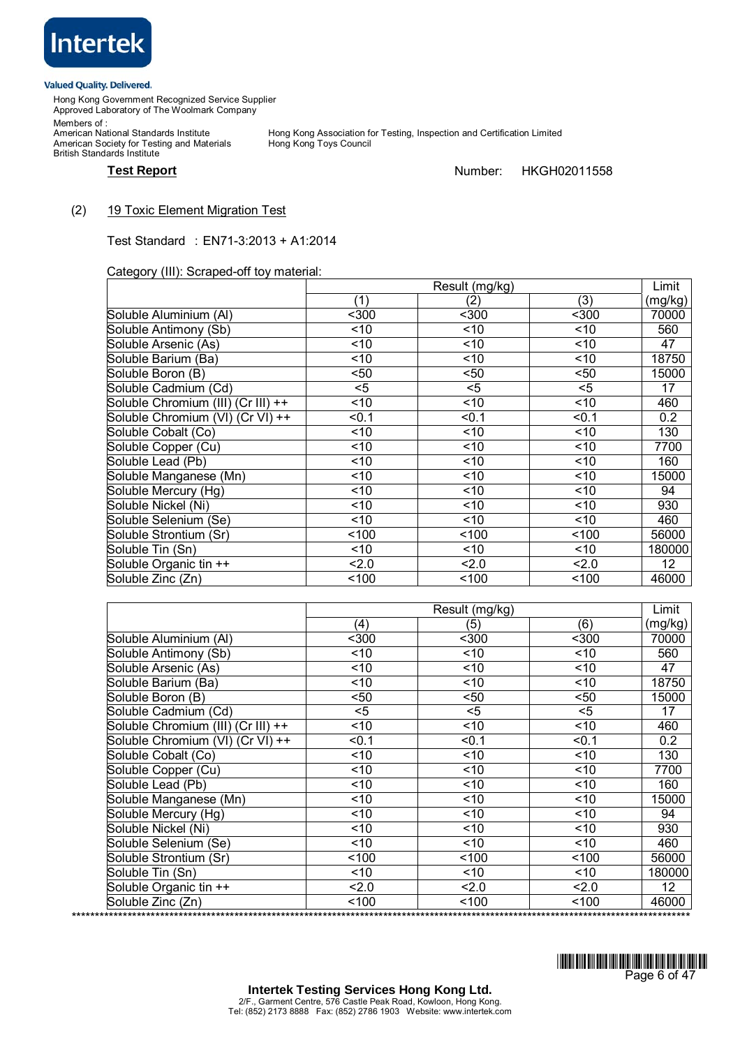Intertek

Valued Quality. Delivered.

Hong Kong Government Recognized Service Supplier
Approved Laboratory of The Woolmark Company

Members of :
American National Standards Institute
American Society for Testing and Materials
British Standards Institute
Hong Kong Association for Testing, Inspection and Certification Limited
Hong Kong Toys Council

**Test Report** Number: HKGH02011558

(2) 19 Toxic Element Migration Test

Test Standard : EN71-3:2013 + A1:2014

Category (III): Scraped-off toy material:

| | Result (mg/kg) | | | Limit |
|---|---|---|---|---|
| | (1) | (2) | (3) | (mg/kg) |
| Soluble Aluminium (Al) | <300 | <300 | <300 | 70000 |
| Soluble Antimony (Sb) | <10 | <10 | <10 | 560 |
| Soluble Arsenic (As) | <10 | <10 | <10 | 47 |
| Soluble Barium (Ba) | <10 | <10 | <10 | 18750 |
| Soluble Boron (B) | <50 | <50 | <50 | 15000 |
| Soluble Cadmium (Cd) | <5 | <5 | <5 | 17 |
| Soluble Chromium (III) (Cr III) ++ | <10 | <10 | <10 | 460 |
| Soluble Chromium (VI) (Cr VI) ++ | <0.1 | <0.1 | <0.1 | 0.2 |
| Soluble Cobalt (Co) | <10 | <10 | <10 | 130 |
| Soluble Copper (Cu) | <10 | <10 | <10 | 7700 |
| Soluble Lead (Pb) | <10 | <10 | <10 | 160 |
| Soluble Manganese (Mn) | <10 | <10 | <10 | 15000 |
| Soluble Mercury (Hg) | <10 | <10 | <10 | 94 |
| Soluble Nickel (Ni) | <10 | <10 | <10 | 930 |
| Soluble Selenium (Se) | <10 | <10 | <10 | 460 |
| Soluble Strontium (Sr) | <100 | <100 | <100 | 56000 |
| Soluble Tin (Sn) | <10 | <10 | <10 | 180000 |
| Soluble Organic tin ++ | <2.0 | <2.0 | <2.0 | 12 |
| Soluble Zinc (Zn) | <100 | <100 | <100 | 46000 |

| | Result (mg/kg) | | | Limit |
|---|---|---|---|---|
| | (4) | (5) | (6) | (mg/kg) |
| Soluble Aluminium (Al) | <300 | <300 | <300 | 70000 |
| Soluble Antimony (Sb) | <10 | <10 | <10 | 560 |
| Soluble Arsenic (As) | <10 | <10 | <10 | 47 |
| Soluble Barium (Ba) | <10 | <10 | <10 | 18750 |
| Soluble Boron (B) | <50 | <50 | <50 | 15000 |
| Soluble Cadmium (Cd) | <5 | <5 | <5 | 17 |
| Soluble Chromium (III) (Cr III) ++ | <10 | <10 | <10 | 460 |
| Soluble Chromium (VI) (Cr VI) ++ | <0.1 | <0.1 | <0.1 | 0.2 |
| Soluble Cobalt (Co) | <10 | <10 | <10 | 130 |
| Soluble Copper (Cu) | <10 | <10 | <10 | 7700 |
| Soluble Lead (Pb) | <10 | <10 | <10 | 160 |
| Soluble Manganese (Mn) | <10 | <10 | <10 | 15000 |
| Soluble Mercury (Hg) | <10 | <10 | <10 | 94 |
| Soluble Nickel (Ni) | <10 | <10 | <10 | 930 |
| Soluble Selenium (Se) | <10 | <10 | <10 | 460 |
| Soluble Strontium (Sr) | <100 | <100 | <100 | 56000 |
| Soluble Tin (Sn) | <10 | <10 | <10 | 180000 |
| Soluble Organic tin ++ | <2.0 | <2.0 | <2.0 | 12 |
| Soluble Zinc (Zn) | <100 | <100 | <100 | 46000 |

**********************************************************************************************************************************

Intertek Testing Services Hong Kong Ltd.
2/F., Garment Centre, 576 Castle Peak Road, Kowloon, Hong Kong.
Tel: (852) 2173 8888 Fax: (852) 2786 1903 Website: www.intertek.com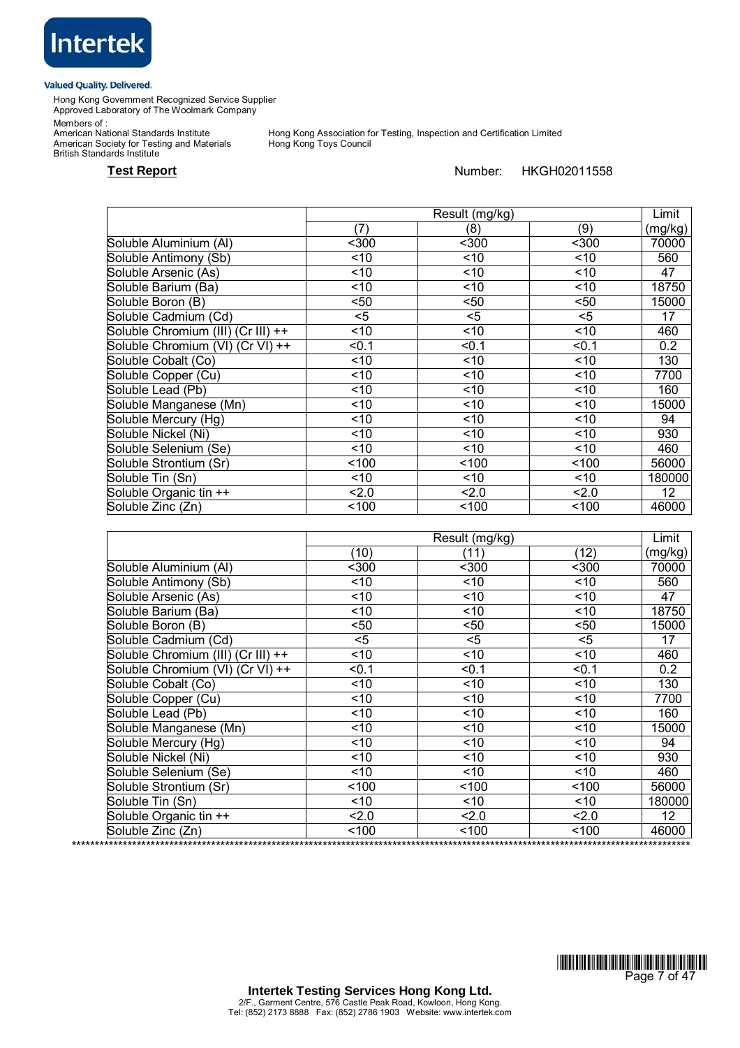Intertek

Valued Quality. Delivered.

Hong Kong Government Recognized Service Supplier
Approved Laboratory of The Woolmark Company

Members of :
American National Standards Institute
American Society for Testing and Materials
British Standards Institute

Hong Kong Association for Testing, Inspection and Certification Limited
Hong Kong Toys Council

**Test Report** Number: HKGH02011558

| | Result (mg/kg) | | | Limit |
|---|---|---|---|---|
| | (7) | (8) | (9) | (mg/kg) |
| Soluble Aluminium (Al) | <300 | <300 | <300 | 70000 |
| Soluble Antimony (Sb) | <10 | <10 | <10 | 560 |
| Soluble Arsenic (As) | <10 | <10 | <10 | 47 |
| Soluble Barium (Ba) | <10 | <10 | <10 | 18750 |
| Soluble Boron (B) | <50 | <50 | <50 | 15000 |
| Soluble Cadmium (Cd) | <5 | <5 | <5 | 17 |
| Soluble Chromium (III) (Cr III) ++ | <10 | <10 | <10 | 460 |
| Soluble Chromium (VI) (Cr VI) ++ | <0.1 | <0.1 | <0.1 | 0.2 |
| Soluble Cobalt (Co) | <10 | <10 | <10 | 130 |
| Soluble Copper (Cu) | <10 | <10 | <10 | 7700 |
| Soluble Lead (Pb) | <10 | <10 | <10 | 160 |
| Soluble Manganese (Mn) | <10 | <10 | <10 | 15000 |
| Soluble Mercury (Hg) | <10 | <10 | <10 | 94 |
| Soluble Nickel (Ni) | <10 | <10 | <10 | 930 |
| Soluble Selenium (Se) | <10 | <10 | <10 | 460 |
| Soluble Strontium (Sr) | <100 | <100 | <100 | 56000 |
| Soluble Tin (Sn) | <10 | <10 | <10 | 180000 |
| Soluble Organic tin ++ | <2.0 | <2.0 | <2.0 | 12 |
| Soluble Zinc (Zn) | <100 | <100 | <100 | 46000 |

| | Result (mg/kg) | | | Limit |
|---|---|---|---|---|
| | (10) | (11) | (12) | (mg/kg) |
| Soluble Aluminium (Al) | <300 | <300 | <300 | 70000 |
| Soluble Antimony (Sb) | <10 | <10 | <10 | 560 |
| Soluble Arsenic (As) | <10 | <10 | <10 | 47 |
| Soluble Barium (Ba) | <10 | <10 | <10 | 18750 |
| Soluble Boron (B) | <50 | <50 | <50 | 15000 |
| Soluble Cadmium (Cd) | <5 | <5 | <5 | 17 |
| Soluble Chromium (III) (Cr III) ++ | <10 | <10 | <10 | 460 |
| Soluble Chromium (VI) (Cr VI) ++ | <0.1 | <0.1 | <0.1 | 0.2 |
| Soluble Cobalt (Co) | <10 | <10 | <10 | 130 |
| Soluble Copper (Cu) | <10 | <10 | <10 | 7700 |
| Soluble Lead (Pb) | <10 | <10 | <10 | 160 |
| Soluble Manganese (Mn) | <10 | <10 | <10 | 15000 |
| Soluble Mercury (Hg) | <10 | <10 | <10 | 94 |
| Soluble Nickel (Ni) | <10 | <10 | <10 | 930 |
| Soluble Selenium (Se) | <10 | <10 | <10 | 460 |
| Soluble Strontium (Sr) | <100 | <100 | <100 | 56000 |
| Soluble Tin (Sn) | <10 | <10 | <10 | 180000 |
| Soluble Organic tin ++ | <2.0 | <2.0 | <2.0 | 12 |
| Soluble Zinc (Zn) | <100 | <100 | <100 | 46000 |

******************************************************************************************************************************

**Intertek Testing Services Hong Kong Ltd.**
2/F., Garment Centre, 576 Castle Peak Road, Kowloon, Hong Kong.
Tel: (852) 2173 8888 Fax: (852) 2786 1903 Website: www.intertek.com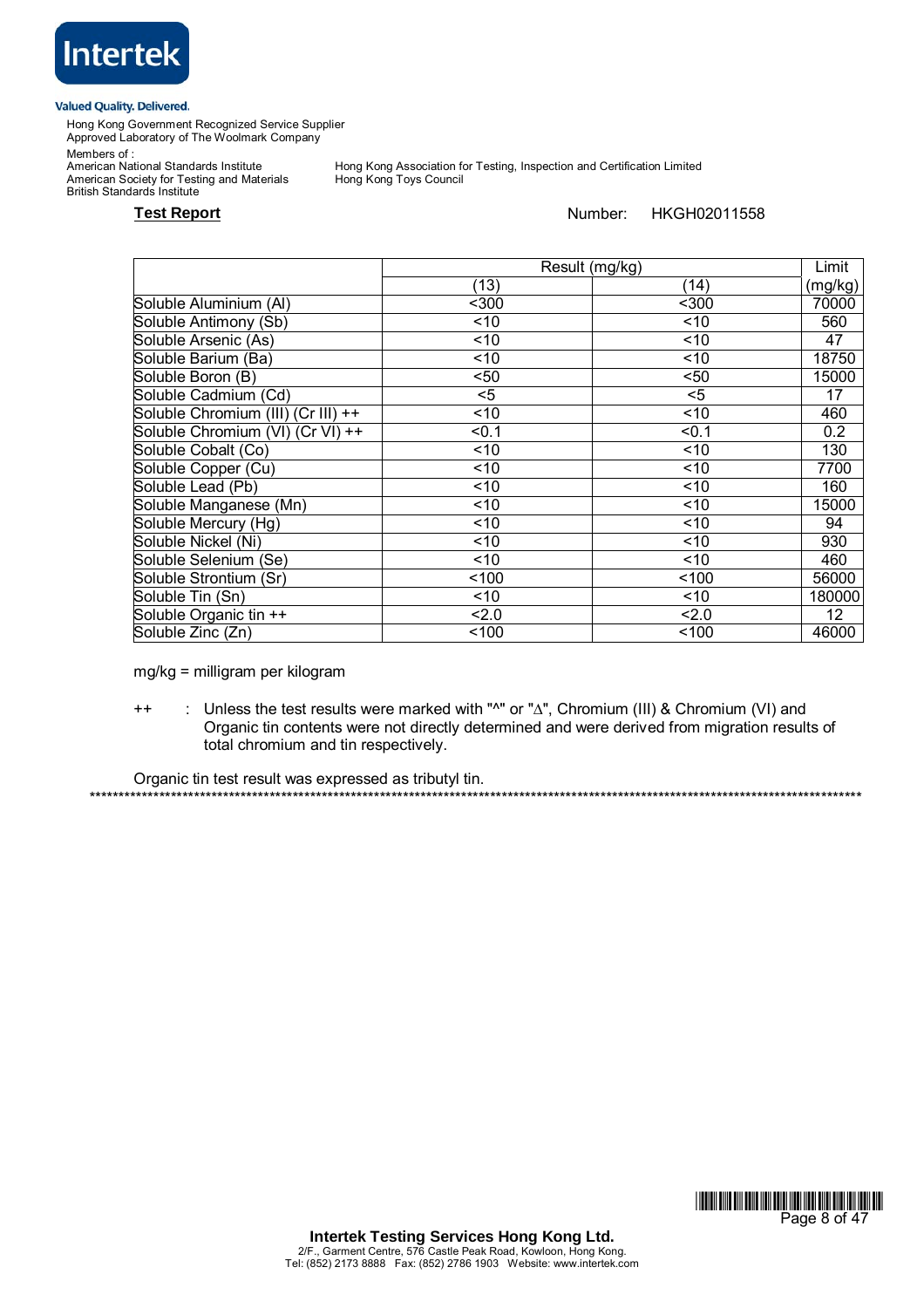**Test Report**    Number: HKGH02011558

| | Result (mg/kg) | | Limit |
|---|---|---|---|
| | (13) | (14) | (mg/kg) |
| Soluble Aluminium (Al) | <300 | <300 | 70000 |
| Soluble Antimony (Sb) | <10 | <10 | 560 |
| Soluble Arsenic (As) | <10 | <10 | 47 |
| Soluble Barium (Ba) | <10 | <10 | 18750 |
| Soluble Boron (B) | <50 | <50 | 15000 |
| Soluble Cadmium (Cd) | <5 | <5 | 17 |
| Soluble Chromium (III) (Cr III) ++ | <10 | <10 | 460 |
| Soluble Chromium (VI) (Cr VI) ++ | <0.1 | <0.1 | 0.2 |
| Soluble Cobalt (Co) | <10 | <10 | 130 |
| Soluble Copper (Cu) | <10 | <10 | 7700 |
| Soluble Lead (Pb) | <10 | <10 | 160 |
| Soluble Manganese (Mn) | <10 | <10 | 15000 |
| Soluble Mercury (Hg) | <10 | <10 | 94 |
| Soluble Nickel (Ni) | <10 | <10 | 930 |
| Soluble Selenium (Se) | <10 | <10 | 460 |
| Soluble Strontium (Sr) | <100 | <100 | 56000 |
| Soluble Tin (Sn) | <10 | <10 | 180000 |
| Soluble Organic tin ++ | <2.0 | <2.0 | 12 |
| Soluble Zinc (Zn) | <100 | <100 | 46000 |

mg/kg = milligram per kilogram

++ : Unless the test results were marked with "^" or "Δ", Chromium (III) & Chromium (VI) and Organic tin contents were not directly determined and were derived from migration results of total chromium and tin respectively.

Organic tin test result was expressed as tributyl tin.

\*\*\*\*\*\*\*\*\*\*\*\*\*\*\*\*\*\*\*\*\*\*\*\*\*\*\*\*\*\*\*\*\*\*\*\*\*\*\*\*\*\*\*\*\*\*\*\*\*\*\*\*\*\*\*\*\*\*\*\*\*\*\*\*\*\*\*\*\*\*\*\*\*\*\*\*\*\*\*\*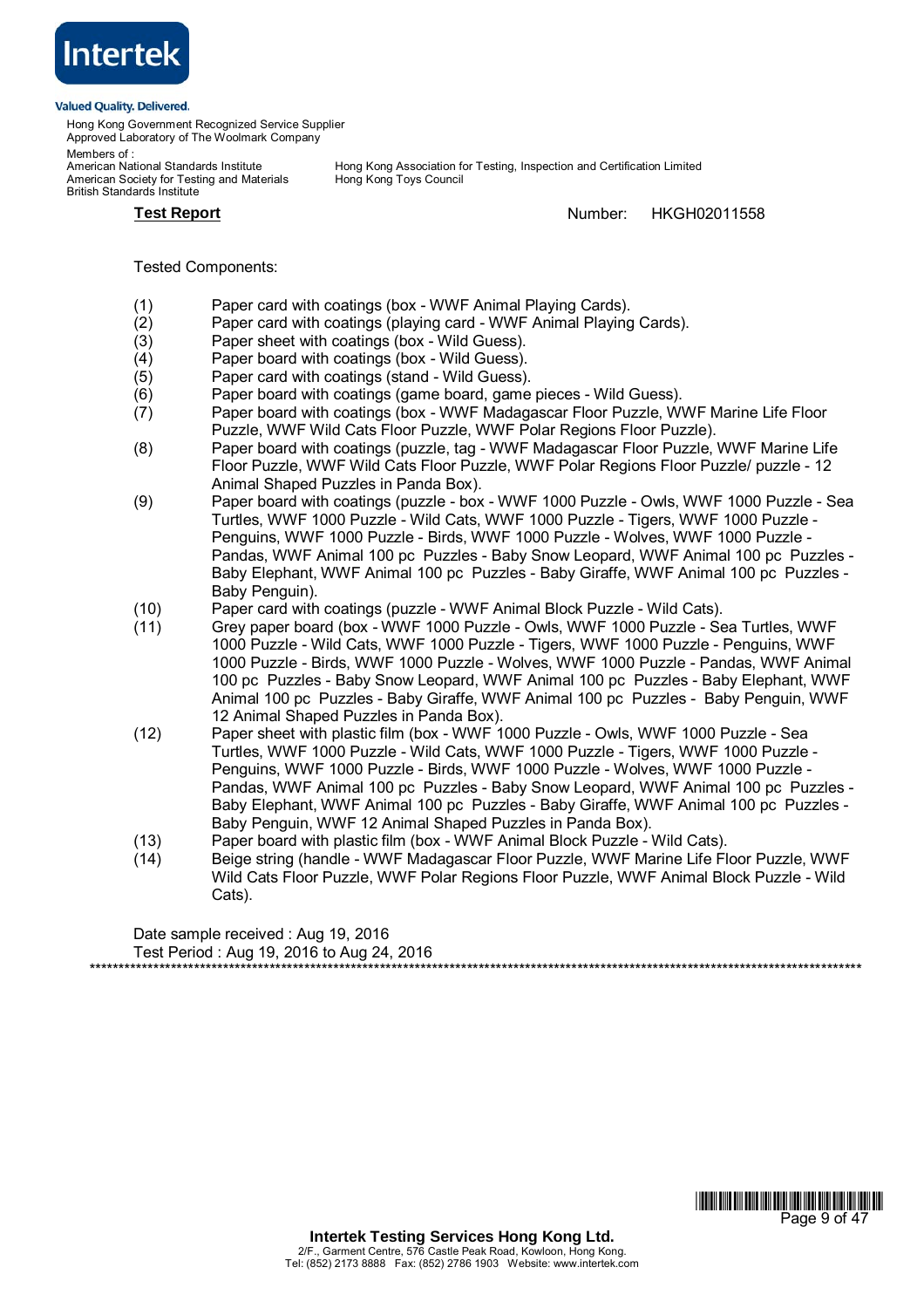**Test Report** Number: HKGH02011558

Tested Components:

(1) Paper card with coatings (box - WWF Animal Playing Cards).
(2) Paper card with coatings (playing card - WWF Animal Playing Cards).
(3) Paper sheet with coatings (box - Wild Guess).
(4) Paper board with coatings (box - Wild Guess).
(5) Paper card with coatings (stand - Wild Guess).
(6) Paper board with coatings (game board, game pieces - Wild Guess).
(7) Paper board with coatings (box - WWF Madagascar Floor Puzzle, WWF Marine Life Floor Puzzle, WWF Wild Cats Floor Puzzle, WWF Polar Regions Floor Puzzle).
(8) Paper board with coatings (puzzle, tag - WWF Madagascar Floor Puzzle, WWF Marine Life Floor Puzzle, WWF Wild Cats Floor Puzzle, WWF Polar Regions Floor Puzzle/ puzzle - 12 Animal Shaped Puzzles in Panda Box).
(9) Paper board with coatings (puzzle - box - WWF 1000 Puzzle - Owls, WWF 1000 Puzzle - Sea Turtles, WWF 1000 Puzzle - Wild Cats, WWF 1000 Puzzle - Tigers, WWF 1000 Puzzle - Penguins, WWF 1000 Puzzle - Birds, WWF 1000 Puzzle - Wolves, WWF 1000 Puzzle - Pandas, WWF Animal 100 pc Puzzles - Baby Snow Leopard, WWF Animal 100 pc Puzzles - Baby Elephant, WWF Animal 100 pc Puzzles - Baby Giraffe, WWF Animal 100 pc Puzzles - Baby Penguin).
(10) Paper card with coatings (puzzle - WWF Animal Block Puzzle - Wild Cats).
(11) Grey paper board (box - WWF 1000 Puzzle - Owls, WWF 1000 Puzzle - Sea Turtles, WWF 1000 Puzzle - Wild Cats, WWF 1000 Puzzle - Tigers, WWF 1000 Puzzle - Penguins, WWF 1000 Puzzle - Birds, WWF 1000 Puzzle - Wolves, WWF 1000 Puzzle - Pandas, WWF Animal 100 pc Puzzles - Baby Snow Leopard, WWF Animal 100 pc Puzzles - Baby Elephant, WWF Animal 100 pc Puzzles - Baby Giraffe, WWF Animal 100 pc Puzzles - Baby Penguin, WWF 12 Animal Shaped Puzzles in Panda Box).
(12) Paper sheet with plastic film (box - WWF 1000 Puzzle - Owls, WWF 1000 Puzzle - Sea Turtles, WWF 1000 Puzzle - Wild Cats, WWF 1000 Puzzle - Tigers, WWF 1000 Puzzle - Penguins, WWF 1000 Puzzle - Birds, WWF 1000 Puzzle - Wolves, WWF 1000 Puzzle - Pandas, WWF Animal 100 pc Puzzles - Baby Snow Leopard, WWF Animal 100 pc Puzzles - Baby Elephant, WWF Animal 100 pc Puzzles - Baby Giraffe, WWF Animal 100 pc Puzzles - Baby Penguin, WWF 12 Animal Shaped Puzzles in Panda Box).
(13) Paper board with plastic film (box - WWF Animal Block Puzzle - Wild Cats).
(14) Beige string (handle - WWF Madagascar Floor Puzzle, WWF Marine Life Floor Puzzle, WWF Wild Cats Floor Puzzle, WWF Polar Regions Floor Puzzle, WWF Animal Block Puzzle - Wild Cats).

Date sample received : Aug 19, 2016
Test Period : Aug 19, 2016 to Aug 24, 2016

***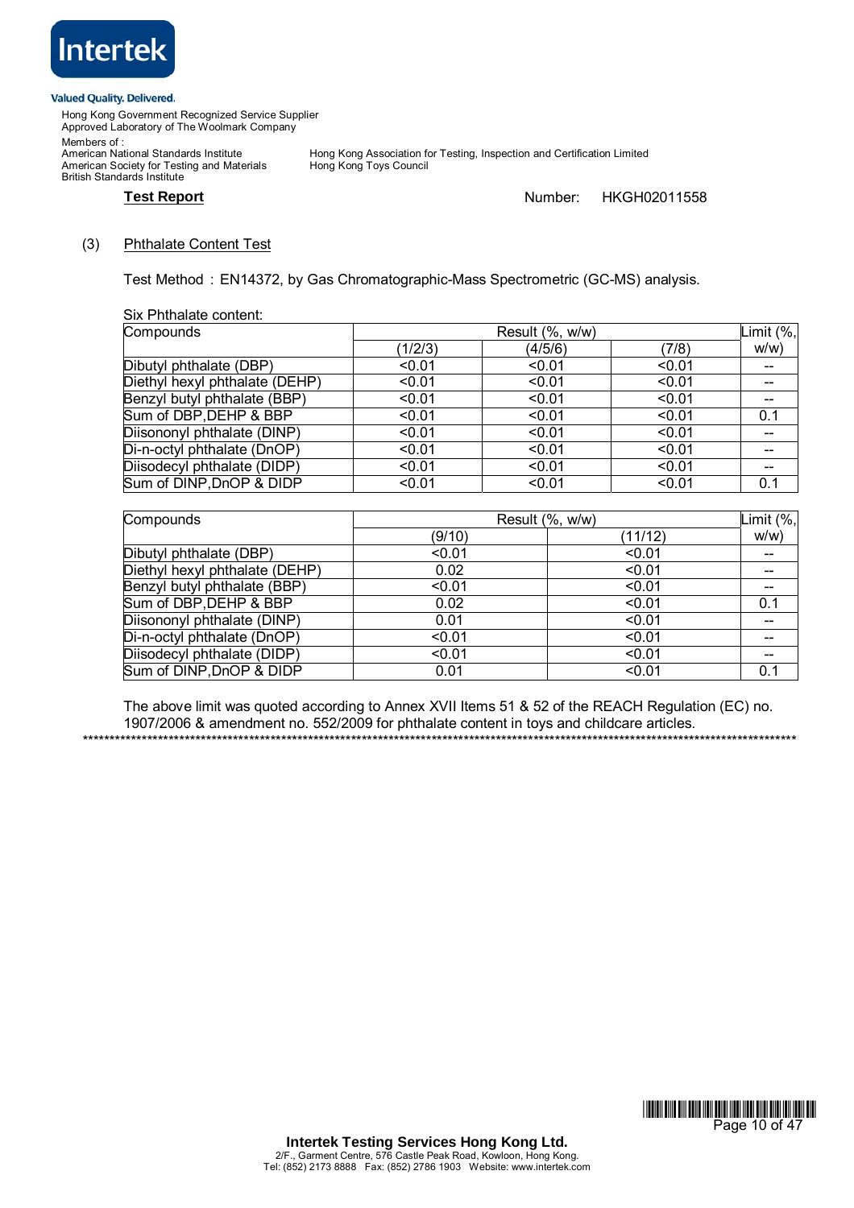Intertek

Valued Quality. Delivered.

Hong Kong Government Recognized Service Supplier
Approved Laboratory of The Woolmark Company

Members of :
American National Standards Institute
American Society for Testing and Materials
British Standards Institute
Hong Kong Association for Testing, Inspection and Certification Limited
Hong Kong Toys Council

**Test Report** Number: HKGH02011558

(3) Phthalate Content Test

Test Method : EN14372, by Gas Chromatographic-Mass Spectrometric (GC-MS) analysis.

Six Phthalate content:

| Compounds | Result (%, w/w) | | | Limit (%, w/w) |
|---|---|---|---|---|
| | (1/2/3) | (4/5/6) | (7/8) | |
| Dibutyl phthalate (DBP) | <0.01 | <0.01 | <0.01 | -- |
| Diethyl hexyl phthalate (DEHP) | <0.01 | <0.01 | <0.01 | -- |
| Benzyl butyl phthalate (BBP) | <0.01 | <0.01 | <0.01 | -- |
| Sum of DBP,DEHP & BBP | <0.01 | <0.01 | <0.01 | 0.1 |
| Diisononyl phthalate (DINP) | <0.01 | <0.01 | <0.01 | -- |
| Di-n-octyl phthalate (DnOP) | <0.01 | <0.01 | <0.01 | -- |
| Diisodecyl phthalate (DIDP) | <0.01 | <0.01 | <0.01 | -- |
| Sum of DINP,DnOP & DIDP | <0.01 | <0.01 | <0.01 | 0.1 |

| Compounds | Result (%, w/w) | | Limit (%, w/w) |
|---|---|---|---|
| | (9/10) | (11/12) | |
| Dibutyl phthalate (DBP) | <0.01 | <0.01 | -- |
| Diethyl hexyl phthalate (DEHP) | 0.02 | <0.01 | -- |
| Benzyl butyl phthalate (BBP) | <0.01 | <0.01 | -- |
| Sum of DBP,DEHP & BBP | 0.02 | <0.01 | 0.1 |
| Diisononyl phthalate (DINP) | 0.01 | <0.01 | -- |
| Di-n-octyl phthalate (DnOP) | <0.01 | <0.01 | -- |
| Diisodecyl phthalate (DIDP) | <0.01 | <0.01 | -- |
| Sum of DINP,DnOP & DIDP | 0.01 | <0.01 | 0.1 |

The above limit was quoted according to Annex XVII Items 51 & 52 of the REACH Regulation (EC) no. 1907/2006 & amendment no. 552/2009 for phthalate content in toys and childcare articles.

***************************************************************************************************************************

**Intertek Testing Services Hong Kong Ltd.**
2/F., Garment Centre, 576 Castle Peak Road, Kowloon, Hong Kong.
Tel: (852) 2173 8888 Fax: (852) 2786 1903 Website: www.intertek.com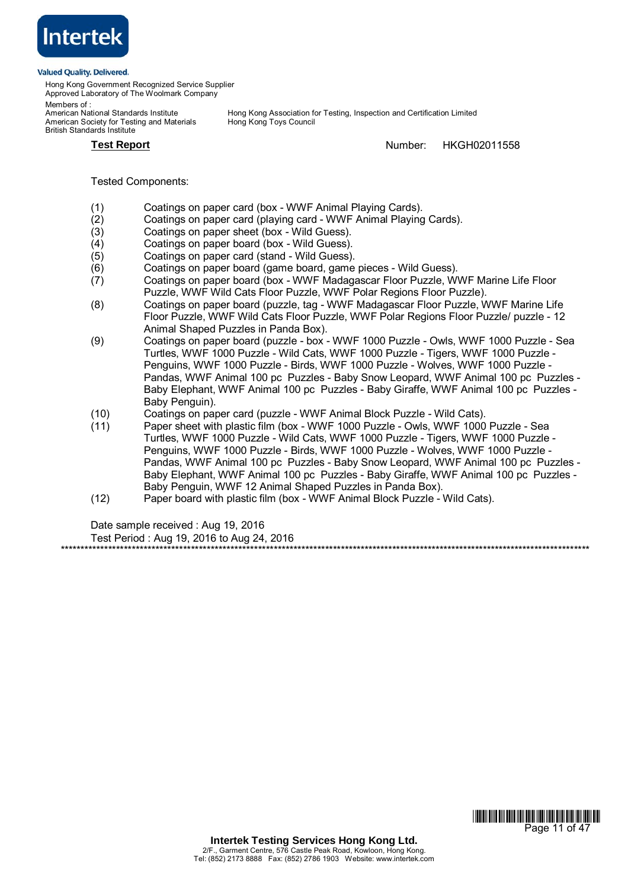**Test Report** Number: HKGH02011558

Tested Components:

(1) Coatings on paper card (box - WWF Animal Playing Cards).
(2) Coatings on paper card (playing card - WWF Animal Playing Cards).
(3) Coatings on paper sheet (box - Wild Guess).
(4) Coatings on paper board (box - Wild Guess).
(5) Coatings on paper card (stand - Wild Guess).
(6) Coatings on paper board (game board, game pieces - Wild Guess).
(7) Coatings on paper board (box - WWF Madagascar Floor Puzzle, WWF Marine Life Floor Puzzle, WWF Wild Cats Floor Puzzle, WWF Polar Regions Floor Puzzle).
(8) Coatings on paper board (puzzle, tag - WWF Madagascar Floor Puzzle, WWF Marine Life Floor Puzzle, WWF Wild Cats Floor Puzzle, WWF Polar Regions Floor Puzzle/ puzzle - 12 Animal Shaped Puzzles in Panda Box).
(9) Coatings on paper board (puzzle - box - WWF 1000 Puzzle - Owls, WWF 1000 Puzzle - Sea Turtles, WWF 1000 Puzzle - Wild Cats, WWF 1000 Puzzle - Tigers, WWF 1000 Puzzle - Penguins, WWF 1000 Puzzle - Birds, WWF 1000 Puzzle - Wolves, WWF 1000 Puzzle - Pandas, WWF Animal 100 pc Puzzles - Baby Snow Leopard, WWF Animal 100 pc Puzzles - Baby Elephant, WWF Animal 100 pc Puzzles - Baby Giraffe, WWF Animal 100 pc Puzzles - Baby Penguin).
(10) Coatings on paper card (puzzle - WWF Animal Block Puzzle - Wild Cats).
(11) Paper sheet with plastic film (box - WWF 1000 Puzzle - Owls, WWF 1000 Puzzle - Sea Turtles, WWF 1000 Puzzle - Wild Cats, WWF 1000 Puzzle - Tigers, WWF 1000 Puzzle - Penguins, WWF 1000 Puzzle - Birds, WWF 1000 Puzzle - Wolves, WWF 1000 Puzzle - Pandas, WWF Animal 100 pc Puzzles - Baby Snow Leopard, WWF Animal 100 pc Puzzles - Baby Elephant, WWF Animal 100 pc Puzzles - Baby Giraffe, WWF Animal 100 pc Puzzles - Baby Penguin, WWF 12 Animal Shaped Puzzles in Panda Box).
(12) Paper board with plastic film (box - WWF Animal Block Puzzle - Wild Cats).

Date sample received : Aug 19, 2016

Test Period : Aug 19, 2016 to Aug 24, 2016

*******************************************************************************************************************************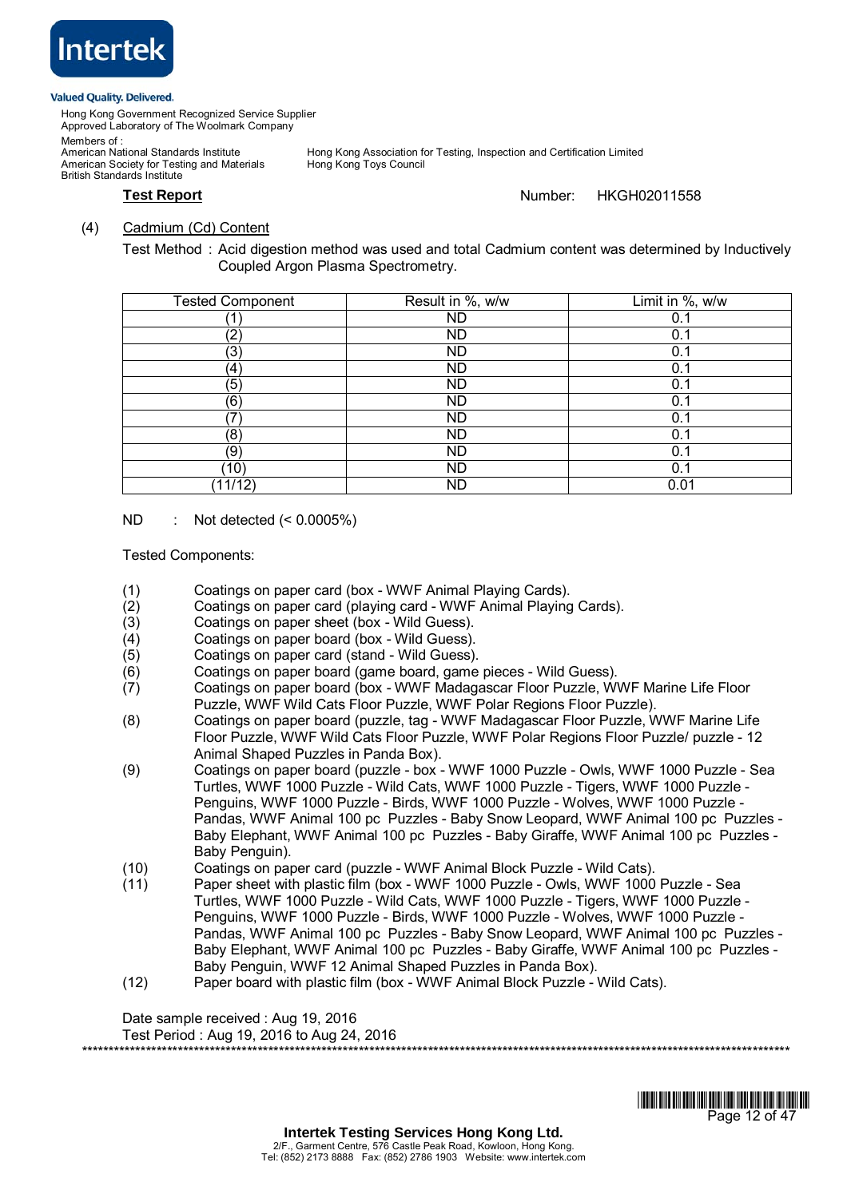Intertek

Valued Quality. Delivered.

Hong Kong Government Recognized Service Supplier
Approved Laboratory of The Woolmark Company

Members of :
American National Standards Institute
American Society for Testing and Materials
British Standards Institute

Hong Kong Association for Testing, Inspection and Certification Limited
Hong Kong Toys Council

**Test Report** Number: HKGH02011558

(4) Cadmium (Cd) Content

Test Method : Acid digestion method was used and total Cadmium content was determined by Inductively Coupled Argon Plasma Spectrometry.

| Tested Component | Result in %, w/w | Limit in %, w/w |
| --- | --- | --- |
| (1) | ND | 0.1 |
| (2) | ND | 0.1 |
| (3) | ND | 0.1 |
| (4) | ND | 0.1 |
| (5) | ND | 0.1 |
| (6) | ND | 0.1 |
| (7) | ND | 0.1 |
| (8) | ND | 0.1 |
| (9) | ND | 0.1 |
| (10) | ND | 0.1 |
| (11/12) | ND | 0.01 |

ND : Not detected (< 0.0005%)

Tested Components:

(1) Coatings on paper card (box - WWF Animal Playing Cards).
(2) Coatings on paper card (playing card - WWF Animal Playing Cards).
(3) Coatings on paper sheet (box - Wild Guess).
(4) Coatings on paper board (box - Wild Guess).
(5) Coatings on paper card (stand - Wild Guess).
(6) Coatings on paper board (game board, game pieces - Wild Guess).
(7) Coatings on paper board (box - WWF Madagascar Floor Puzzle, WWF Marine Life Floor Puzzle, WWF Wild Cats Floor Puzzle, WWF Polar Regions Floor Puzzle).
(8) Coatings on paper board (puzzle, tag - WWF Madagascar Floor Puzzle, WWF Marine Life Floor Puzzle, WWF Wild Cats Floor Puzzle, WWF Polar Regions Floor Puzzle/ puzzle - 12 Animal Shaped Puzzles in Panda Box).
(9) Coatings on paper board (puzzle - box - WWF 1000 Puzzle - Owls, WWF 1000 Puzzle - Sea Turtles, WWF 1000 Puzzle - Wild Cats, WWF 1000 Puzzle - Tigers, WWF 1000 Puzzle - Penguins, WWF 1000 Puzzle - Birds, WWF 1000 Puzzle - Wolves, WWF 1000 Puzzle - Pandas, WWF Animal 100 pc Puzzles - Baby Snow Leopard, WWF Animal 100 pc Puzzles - Baby Elephant, WWF Animal 100 pc Puzzles - Baby Giraffe, WWF Animal 100 pc Puzzles - Baby Penguin).
(10) Coatings on paper card (puzzle - WWF Animal Block Puzzle - Wild Cats).
(11) Paper sheet with plastic film (box - WWF 1000 Puzzle - Owls, WWF 1000 Puzzle - Sea Turtles, WWF 1000 Puzzle - Wild Cats, WWF 1000 Puzzle - Tigers, WWF 1000 Puzzle - Penguins, WWF 1000 Puzzle - Birds, WWF 1000 Puzzle - Wolves, WWF 1000 Puzzle - Pandas, WWF Animal 100 pc Puzzles - Baby Snow Leopard, WWF Animal 100 pc Puzzles - Baby Elephant, WWF Animal 100 pc Puzzles - Baby Giraffe, WWF Animal 100 pc Puzzles - Baby Penguin, WWF 12 Animal Shaped Puzzles in Panda Box).
(12) Paper board with plastic film (box - WWF Animal Block Puzzle - Wild Cats).

Date sample received : Aug 19, 2016
Test Period : Aug 19, 2016 to Aug 24, 2016

**Intertek Testing Services Hong Kong Ltd.**
2/F., Garment Centre, 576 Castle Peak Road, Kowloon, Hong Kong.
Tel: (852) 2173 8888 Fax: (852) 2786 1903 Website: www.intertek.com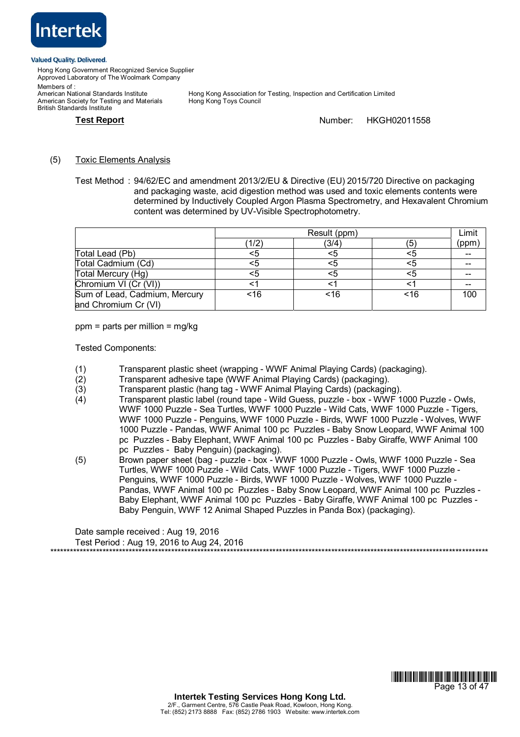**Test Report** Number: HKGH02011558

(5) Toxic Elements Analysis

Test Method : 94/62/EC and amendment 2013/2/EU & Directive (EU) 2015/720 Directive on packaging and packaging waste, acid digestion method was used and toxic elements contents were determined by Inductively Coupled Argon Plasma Spectrometry, and Hexavalent Chromium content was determined by UV-Visible Spectrophotometry.

| | Result (ppm) | | | Limit |
|---|---|---|---|---|
| | (1/2) | (3/4) | (5) | (ppm) |
| Total Lead (Pb) | <5 | <5 | <5 | -- |
| Total Cadmium (Cd) | <5 | <5 | <5 | -- |
| Total Mercury (Hg) | <5 | <5 | <5 | -- |
| Chromium VI (Cr (VI)) | <1 | <1 | <1 | -- |
| Sum of Lead, Cadmium, Mercury and Chromium Cr (VI) | <16 | <16 | <16 | 100 |

ppm = parts per million = mg/kg

Tested Components:

(1) Transparent plastic sheet (wrapping - WWF Animal Playing Cards) (packaging).
(2) Transparent adhesive tape (WWF Animal Playing Cards) (packaging).
(3) Transparent plastic (hang tag - WWF Animal Playing Cards) (packaging).
(4) Transparent plastic label (round tape - Wild Guess, puzzle - box - WWF 1000 Puzzle - Owls, WWF 1000 Puzzle - Sea Turtles, WWF 1000 Puzzle - Wild Cats, WWF 1000 Puzzle - Tigers, WWF 1000 Puzzle - Penguins, WWF 1000 Puzzle - Birds, WWF 1000 Puzzle - Wolves, WWF 1000 Puzzle - Pandas, WWF Animal 100 pc Puzzles - Baby Snow Leopard, WWF Animal 100 pc Puzzles - Baby Elephant, WWF Animal 100 pc Puzzles - Baby Giraffe, WWF Animal 100 pc Puzzles - Baby Penguin) (packaging).
(5) Brown paper sheet (bag - puzzle - box - WWF 1000 Puzzle - Owls, WWF 1000 Puzzle - Sea Turtles, WWF 1000 Puzzle - Wild Cats, WWF 1000 Puzzle - Tigers, WWF 1000 Puzzle - Penguins, WWF 1000 Puzzle - Birds, WWF 1000 Puzzle - Wolves, WWF 1000 Puzzle - Pandas, WWF Animal 100 pc Puzzles - Baby Snow Leopard, WWF Animal 100 pc Puzzles - Baby Elephant, WWF Animal 100 pc Puzzles - Baby Giraffe, WWF Animal 100 pc Puzzles - Baby Penguin, WWF 12 Animal Shaped Puzzles in Panda Box) (packaging).

Date sample received : Aug 19, 2016
Test Period : Aug 19, 2016 to Aug 24, 2016

*****************************************************************************************************************************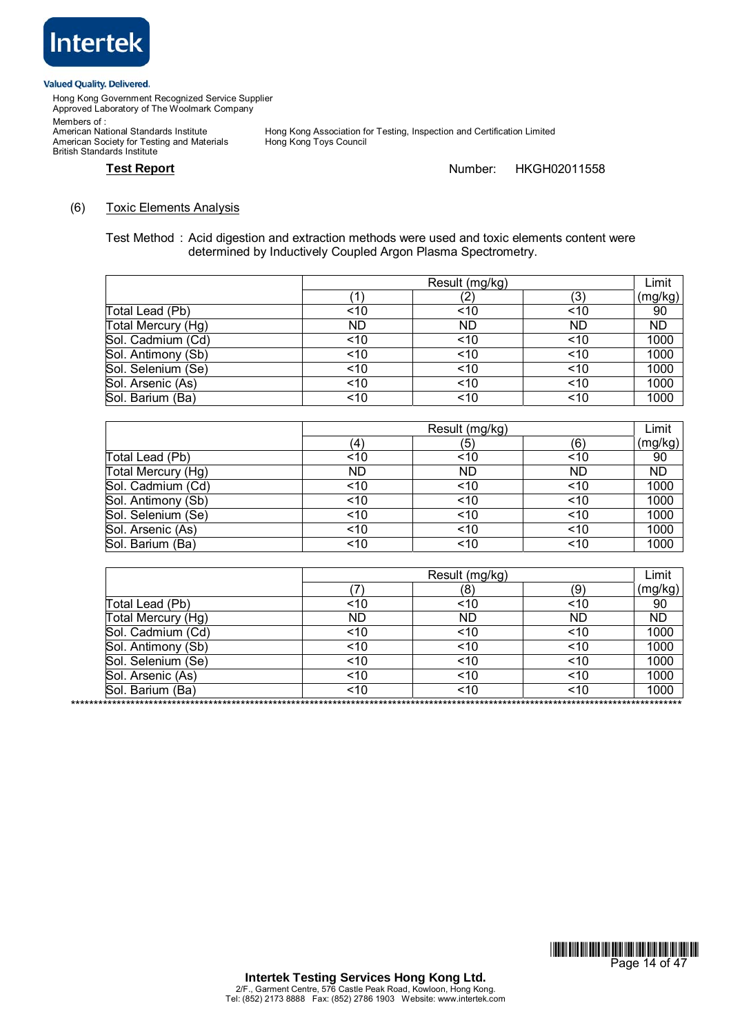Intertek

Valued Quality. Delivered.

Hong Kong Government Recognized Service Supplier
Approved Laboratory of The Woolmark Company

Members of :
American National Standards Institute
American Society for Testing and Materials
British Standards Institute
Hong Kong Association for Testing, Inspection and Certification Limited
Hong Kong Toys Council

**Test Report** Number: HKGH02011558

(6) Toxic Elements Analysis

Test Method : Acid digestion and extraction methods were used and toxic elements content were determined by Inductively Coupled Argon Plasma Spectrometry.

| | Result (mg/kg) | | | Limit |
|---|---|---|---|---|
| | (1) | (2) | (3) | (mg/kg) |
| Total Lead (Pb) | <10 | <10 | <10 | 90 |
| Total Mercury (Hg) | ND | ND | ND | ND |
| Sol. Cadmium (Cd) | <10 | <10 | <10 | 1000 |
| Sol. Antimony (Sb) | <10 | <10 | <10 | 1000 |
| Sol. Selenium (Se) | <10 | <10 | <10 | 1000 |
| Sol. Arsenic (As) | <10 | <10 | <10 | 1000 |
| Sol. Barium (Ba) | <10 | <10 | <10 | 1000 |

| | Result (mg/kg) | | | Limit |
|---|---|---|---|---|
| | (4) | (5) | (6) | (mg/kg) |
| Total Lead (Pb) | <10 | <10 | <10 | 90 |
| Total Mercury (Hg) | ND | ND | ND | ND |
| Sol. Cadmium (Cd) | <10 | <10 | <10 | 1000 |
| Sol. Antimony (Sb) | <10 | <10 | <10 | 1000 |
| Sol. Selenium (Se) | <10 | <10 | <10 | 1000 |
| Sol. Arsenic (As) | <10 | <10 | <10 | 1000 |
| Sol. Barium (Ba) | <10 | <10 | <10 | 1000 |

| | Result (mg/kg) | | | Limit |
|---|---|---|---|---|
| | (7) | (8) | (9) | (mg/kg) |
| Total Lead (Pb) | <10 | <10 | <10 | 90 |
| Total Mercury (Hg) | ND | ND | ND | ND |
| Sol. Cadmium (Cd) | <10 | <10 | <10 | 1000 |
| Sol. Antimony (Sb) | <10 | <10 | <10 | 1000 |
| Sol. Selenium (Se) | <10 | <10 | <10 | 1000 |
| Sol. Arsenic (As) | <10 | <10 | <10 | 1000 |
| Sol. Barium (Ba) | <10 | <10 | <10 | 1000 |

**************************************************************************************************************************

**Intertek Testing Services Hong Kong Ltd.**
2/F., Garment Centre, 576 Castle Peak Road, Kowloon, Hong Kong.
Tel: (852) 2173 8888 Fax: (852) 2786 1903 Website: www.intertek.com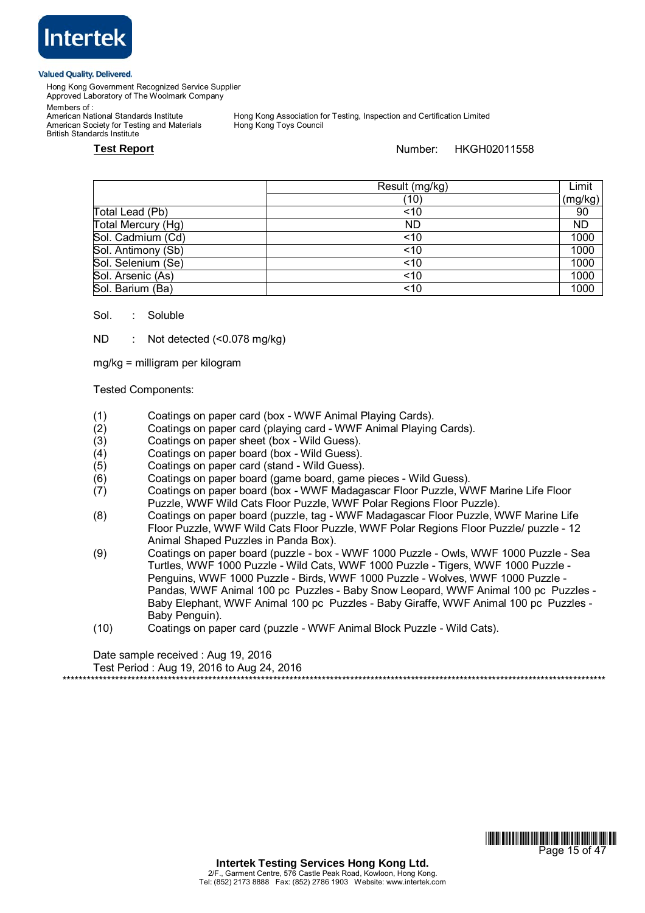Intertek

Valued Quality. Delivered.

Hong Kong Government Recognized Service Supplier
Approved Laboratory of The Woolmark Company

Members of :
American National Standards Institute
American Society for Testing and Materials
British Standards Institute
Hong Kong Association for Testing, Inspection and Certification Limited
Hong Kong Toys Council

**Test Report** Number: HKGH02011558

| | Result (mg/kg) | Limit |
|---|---|---|
| | (10) | (mg/kg) |
| Total Lead (Pb) | <10 | 90 |
| Total Mercury (Hg) | ND | ND |
| Sol. Cadmium (Cd) | <10 | 1000 |
| Sol. Antimony (Sb) | <10 | 1000 |
| Sol. Selenium (Se) | <10 | 1000 |
| Sol. Arsenic (As) | <10 | 1000 |
| Sol. Barium (Ba) | <10 | 1000 |

Sol. : Soluble

ND : Not detected (<0.078 mg/kg)

mg/kg = milligram per kilogram

Tested Components:

(1) Coatings on paper card (box - WWF Animal Playing Cards).
(2) Coatings on paper card (playing card - WWF Animal Playing Cards).
(3) Coatings on paper sheet (box - Wild Guess).
(4) Coatings on paper board (box - Wild Guess).
(5) Coatings on paper card (stand - Wild Guess).
(6) Coatings on paper board (game board, game pieces - Wild Guess).
(7) Coatings on paper board (box - WWF Madagascar Floor Puzzle, WWF Marine Life Floor Puzzle, WWF Wild Cats Floor Puzzle, WWF Polar Regions Floor Puzzle).
(8) Coatings on paper board (puzzle, tag - WWF Madagascar Floor Puzzle, WWF Marine Life Floor Puzzle, WWF Wild Cats Floor Puzzle, WWF Polar Regions Floor Puzzle/ puzzle - 12 Animal Shaped Puzzles in Panda Box).
(9) Coatings on paper board (puzzle - box - WWF 1000 Puzzle - Owls, WWF 1000 Puzzle - Sea Turtles, WWF 1000 Puzzle - Wild Cats, WWF 1000 Puzzle - Tigers, WWF 1000 Puzzle - Penguins, WWF 1000 Puzzle - Birds, WWF 1000 Puzzle - Wolves, WWF 1000 Puzzle - Pandas, WWF Animal 100 pc Puzzles - Baby Snow Leopard, WWF Animal 100 pc Puzzles - Baby Elephant, WWF Animal 100 pc Puzzles - Baby Giraffe, WWF Animal 100 pc Puzzles - Baby Penguin).
(10) Coatings on paper card (puzzle - WWF Animal Block Puzzle - Wild Cats).

Date sample received : Aug 19, 2016
Test Period : Aug 19, 2016 to Aug 24, 2016

******************************************************************************************************************************

**Intertek Testing Services Hong Kong Ltd.**
2/F., Garment Centre, 576 Castle Peak Road, Kowloon, Hong Kong.
Tel: (852) 2173 8888 Fax: (852) 2786 1903 Website: www.intertek.com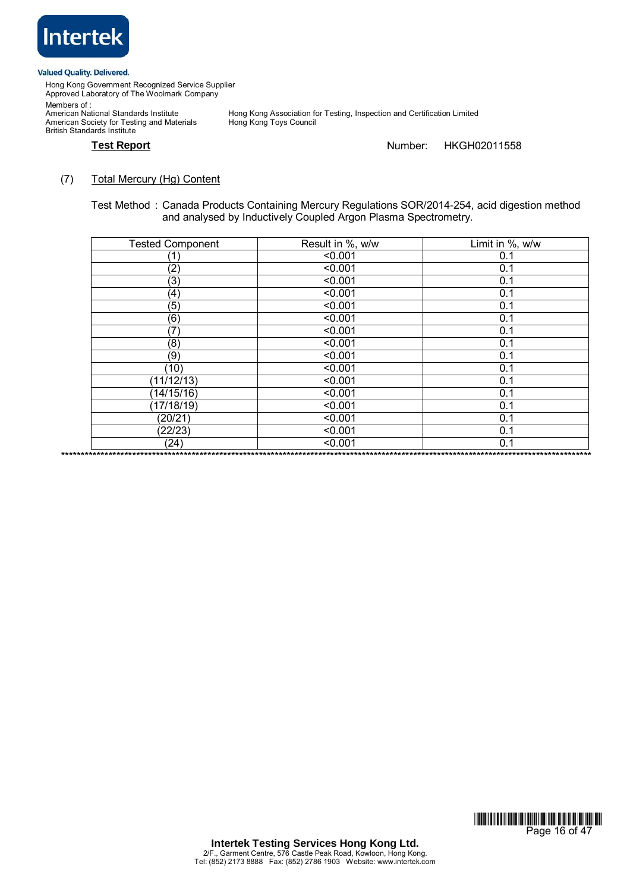(7) Total Mercury (Hg) Content

Test Method : Canada Products Containing Mercury Regulations SOR/2014-254, acid digestion method and analysed by Inductively Coupled Argon Plasma Spectrometry.

| Tested Component | Result in %, w/w | Limit in %, w/w |
|---|---|---|
| (1) | <0.001 | 0.1 |
| (2) | <0.001 | 0.1 |
| (3) | <0.001 | 0.1 |
| (4) | <0.001 | 0.1 |
| (5) | <0.001 | 0.1 |
| (6) | <0.001 | 0.1 |
| (7) | <0.001 | 0.1 |
| (8) | <0.001 | 0.1 |
| (9) | <0.001 | 0.1 |
| (10) | <0.001 | 0.1 |
| (11/12/13) | <0.001 | 0.1 |
| (14/15/16) | <0.001 | 0.1 |
| (17/18/19) | <0.001 | 0.1 |
| (20/21) | <0.001 | 0.1 |
| (22/23) | <0.001 | 0.1 |
| (24) | <0.001 | 0.1 |

**********************************************************************************************************************************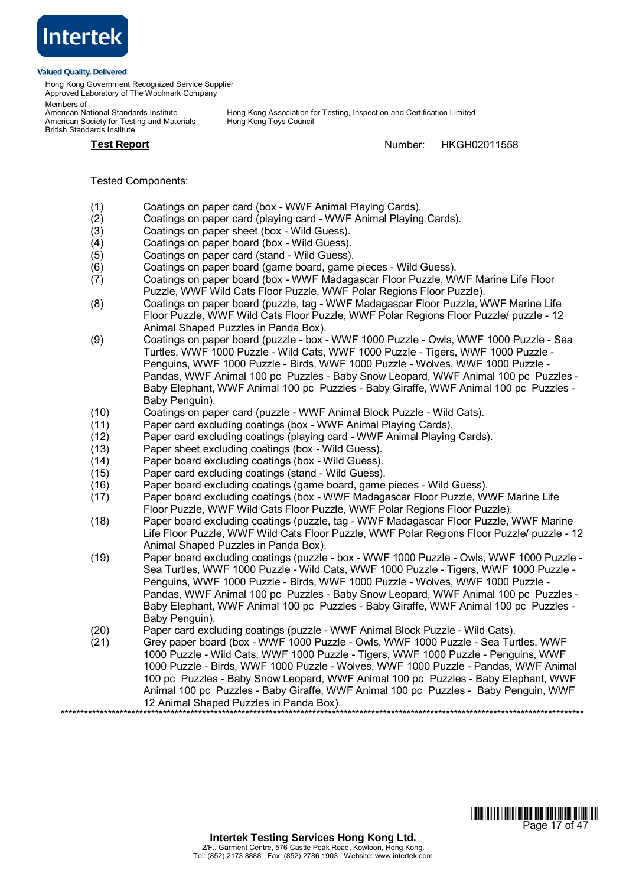Intertek

Valued Quality. Delivered.

Hong Kong Government Recognized Service Supplier
Approved Laboratory of The Woolmark Company

Members of :
American National Standards Institute
American Society for Testing and Materials
British Standards Institute
Hong Kong Association for Testing, Inspection and Certification Limited
Hong Kong Toys Council

**Test Report** Number: HKGH02011558

Tested Components:

(1) Coatings on paper card (box - WWF Animal Playing Cards).
(2) Coatings on paper card (playing card - WWF Animal Playing Cards).
(3) Coatings on paper sheet (box - Wild Guess).
(4) Coatings on paper board (box - Wild Guess).
(5) Coatings on paper card (stand - Wild Guess).
(6) Coatings on paper board (game board, game pieces - Wild Guess).
(7) Coatings on paper board (box - WWF Madagascar Floor Puzzle, WWF Marine Life Floor Puzzle, WWF Wild Cats Floor Puzzle, WWF Polar Regions Floor Puzzle).
(8) Coatings on paper board (puzzle, tag - WWF Madagascar Floor Puzzle, WWF Marine Life Floor Puzzle, WWF Wild Cats Floor Puzzle, WWF Polar Regions Floor Puzzle/ puzzle - 12 Animal Shaped Puzzles in Panda Box).
(9) Coatings on paper board (puzzle - box - WWF 1000 Puzzle - Owls, WWF 1000 Puzzle - Sea Turtles, WWF 1000 Puzzle - Wild Cats, WWF 1000 Puzzle - Tigers, WWF 1000 Puzzle - Penguins, WWF 1000 Puzzle - Birds, WWF 1000 Puzzle - Wolves, WWF 1000 Puzzle - Pandas, WWF Animal 100 pc Puzzles - Baby Snow Leopard, WWF Animal 100 pc Puzzles - Baby Elephant, WWF Animal 100 pc Puzzles - Baby Giraffe, WWF Animal 100 pc Puzzles - Baby Penguin).
(10) Coatings on paper card (puzzle - WWF Animal Block Puzzle - Wild Cats).
(11) Paper card excluding coatings (box - WWF Animal Playing Cards).
(12) Paper card excluding coatings (playing card - WWF Animal Playing Cards).
(13) Paper sheet excluding coatings (box - Wild Guess).
(14) Paper board excluding coatings (box - Wild Guess).
(15) Paper card excluding coatings (stand - Wild Guess).
(16) Paper board excluding coatings (game board, game pieces - Wild Guess).
(17) Paper board excluding coatings (box - WWF Madagascar Floor Puzzle, WWF Marine Life Floor Puzzle, WWF Wild Cats Floor Puzzle, WWF Polar Regions Floor Puzzle).
(18) Paper board excluding coatings (puzzle, tag - WWF Madagascar Floor Puzzle, WWF Marine Life Floor Puzzle, WWF Wild Cats Floor Puzzle, WWF Polar Regions Floor Puzzle/ puzzle - 12 Animal Shaped Puzzles in Panda Box).
(19) Paper board excluding coatings (puzzle - box - WWF 1000 Puzzle - Owls, WWF 1000 Puzzle - Sea Turtles, WWF 1000 Puzzle - Wild Cats, WWF 1000 Puzzle - Tigers, WWF 1000 Puzzle - Penguins, WWF 1000 Puzzle - Birds, WWF 1000 Puzzle - Wolves, WWF 1000 Puzzle - Pandas, WWF Animal 100 pc Puzzles - Baby Snow Leopard, WWF Animal 100 pc Puzzles - Baby Elephant, WWF Animal 100 pc Puzzles - Baby Giraffe, WWF Animal 100 pc Puzzles - Baby Penguin).
(20) Paper card excluding coatings (puzzle - WWF Animal Block Puzzle - Wild Cats).
(21) Grey paper board (box - WWF 1000 Puzzle - Owls, WWF 1000 Puzzle - Sea Turtles, WWF 1000 Puzzle - Wild Cats, WWF 1000 Puzzle - Tigers, WWF 1000 Puzzle - Penguins, WWF 1000 Puzzle - Birds, WWF 1000 Puzzle - Wolves, WWF 1000 Puzzle - Pandas, WWF Animal 100 pc Puzzles - Baby Snow Leopard, WWF Animal 100 pc Puzzles - Baby Elephant, WWF Animal 100 pc Puzzles - Baby Giraffe, WWF Animal 100 pc Puzzles - Baby Penguin, WWF 12 Animal Shaped Puzzles in Panda Box).

******************************************************************************************************

**Intertek Testing Services Hong Kong Ltd.**
2/F., Garment Centre, 576 Castle Peak Road, Kowloon, Hong Kong.
Tel: (852) 2173 8888 Fax: (852) 2786 1903 Website: www.intertek.com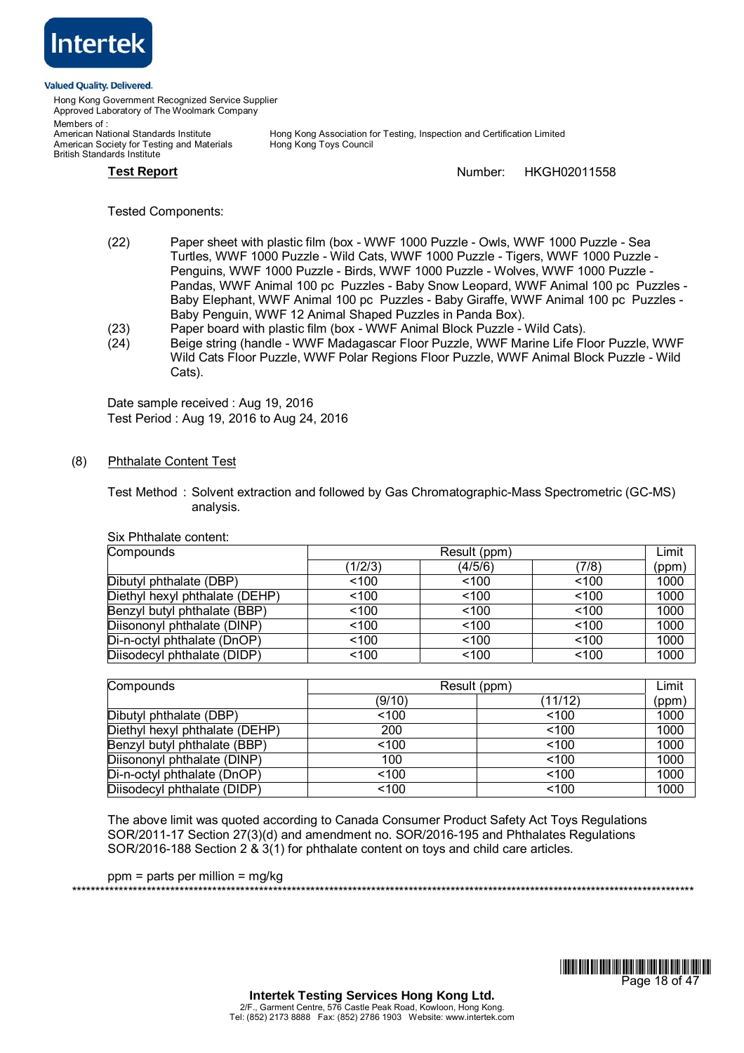**Test Report** Number: HKGH02011558

Tested Components:

(22) Paper sheet with plastic film (box - WWF 1000 Puzzle - Owls, WWF 1000 Puzzle - Sea Turtles, WWF 1000 Puzzle - Wild Cats, WWF 1000 Puzzle - Tigers, WWF 1000 Puzzle - Penguins, WWF 1000 Puzzle - Birds, WWF 1000 Puzzle - Wolves, WWF 1000 Puzzle - Pandas, WWF Animal 100 pc Puzzles - Baby Snow Leopard, WWF Animal 100 pc Puzzles - Baby Elephant, WWF Animal 100 pc Puzzles - Baby Giraffe, WWF Animal 100 pc Puzzles - Baby Penguin, WWF 12 Animal Shaped Puzzles in Panda Box).

(23) Paper board with plastic film (box - WWF Animal Block Puzzle - Wild Cats).

(24) Beige string (handle - WWF Madagascar Floor Puzzle, WWF Marine Life Floor Puzzle, WWF Wild Cats Floor Puzzle, WWF Polar Regions Floor Puzzle, WWF Animal Block Puzzle - Wild Cats).

Date sample received : Aug 19, 2016
Test Period : Aug 19, 2016 to Aug 24, 2016

(8) Phthalate Content Test

Test Method : Solvent extraction and followed by Gas Chromatographic-Mass Spectrometric (GC-MS) analysis.

Six Phthalate content:

| Compounds | Result (ppm) | | | Limit |
|---|---|---|---|---|
| | (1/2/3) | (4/5/6) | (7/8) | (ppm) |
| Dibutyl phthalate (DBP) | <100 | <100 | <100 | 1000 |
| Diethyl hexyl phthalate (DEHP) | <100 | <100 | <100 | 1000 |
| Benzyl butyl phthalate (BBP) | <100 | <100 | <100 | 1000 |
| Diisononyl phthalate (DINP) | <100 | <100 | <100 | 1000 |
| Di-n-octyl phthalate (DnOP) | <100 | <100 | <100 | 1000 |
| Diisodecyl phthalate (DIDP) | <100 | <100 | <100 | 1000 |

| Compounds | Result (ppm) | | Limit |
|---|---|---|---|
| | (9/10) | (11/12) | (ppm) |
| Dibutyl phthalate (DBP) | <100 | <100 | 1000 |
| Diethyl hexyl phthalate (DEHP) | 200 | <100 | 1000 |
| Benzyl butyl phthalate (BBP) | <100 | <100 | 1000 |
| Diisononyl phthalate (DINP) | 100 | <100 | 1000 |
| Di-n-octyl phthalate (DnOP) | <100 | <100 | 1000 |
| Diisodecyl phthalate (DIDP) | <100 | <100 | 1000 |

The above limit was quoted according to Canada Consumer Product Safety Act Toys Regulations SOR/2011-17 Section 27(3)(d) and amendment no. SOR/2016-195 and Phthalates Regulations SOR/2016-188 Section 2 & 3(1) for phthalate content on toys and child care articles.

ppm = parts per million = mg/kg

*****************************************************************************************************************************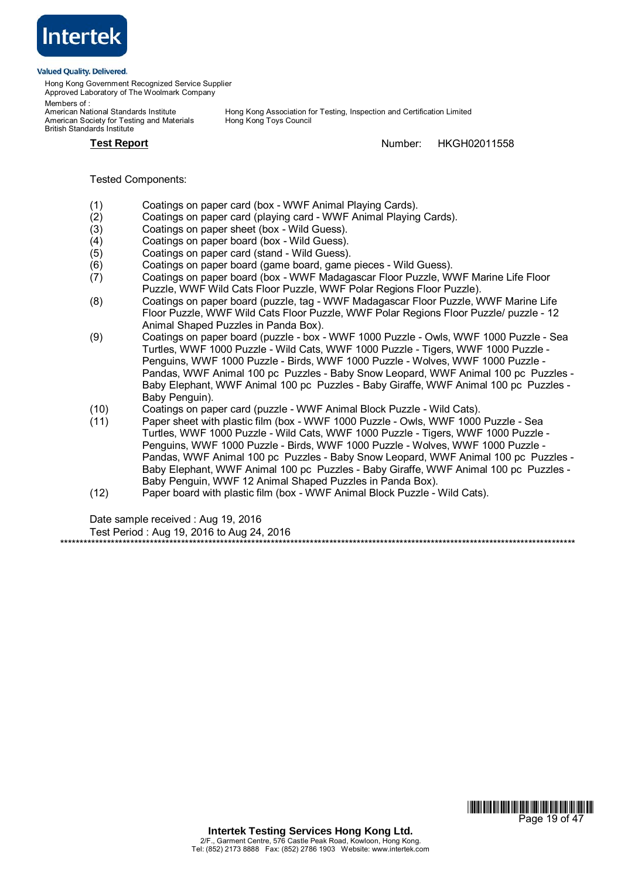Intertek

Valued Quality. Delivered.

Hong Kong Government Recognized Service Supplier
Approved Laboratory of The Woolmark Company

Members of :
American National Standards Institute
American Society for Testing and Materials
British Standards Institute

Hong Kong Association for Testing, Inspection and Certification Limited
Hong Kong Toys Council

**Test Report** Number: HKGH02011558

Tested Components:

(1) Coatings on paper card (box - WWF Animal Playing Cards).
(2) Coatings on paper card (playing card - WWF Animal Playing Cards).
(3) Coatings on paper sheet (box - Wild Guess).
(4) Coatings on paper board (box - Wild Guess).
(5) Coatings on paper card (stand - Wild Guess).
(6) Coatings on paper board (game board, game pieces - Wild Guess).
(7) Coatings on paper board (box - WWF Madagascar Floor Puzzle, WWF Marine Life Floor Puzzle, WWF Wild Cats Floor Puzzle, WWF Polar Regions Floor Puzzle).
(8) Coatings on paper board (puzzle, tag - WWF Madagascar Floor Puzzle, WWF Marine Life Floor Puzzle, WWF Wild Cats Floor Puzzle, WWF Polar Regions Floor Puzzle/ puzzle - 12 Animal Shaped Puzzles in Panda Box).
(9) Coatings on paper board (puzzle - box - WWF 1000 Puzzle - Owls, WWF 1000 Puzzle - Sea Turtles, WWF 1000 Puzzle - Wild Cats, WWF 1000 Puzzle - Tigers, WWF 1000 Puzzle - Penguins, WWF 1000 Puzzle - Birds, WWF 1000 Puzzle - Wolves, WWF 1000 Puzzle - Pandas, WWF Animal 100 pc Puzzles - Baby Snow Leopard, WWF Animal 100 pc Puzzles - Baby Elephant, WWF Animal 100 pc Puzzles - Baby Giraffe, WWF Animal 100 pc Puzzles - Baby Penguin).
(10) Coatings on paper card (puzzle - WWF Animal Block Puzzle - Wild Cats).
(11) Paper sheet with plastic film (box - WWF 1000 Puzzle - Owls, WWF 1000 Puzzle - Sea Turtles, WWF 1000 Puzzle - Wild Cats, WWF 1000 Puzzle - Tigers, WWF 1000 Puzzle - Penguins, WWF 1000 Puzzle - Birds, WWF 1000 Puzzle - Wolves, WWF 1000 Puzzle - Pandas, WWF Animal 100 pc Puzzles - Baby Snow Leopard, WWF Animal 100 pc Puzzles - Baby Elephant, WWF Animal 100 pc Puzzles - Baby Giraffe, WWF Animal 100 pc Puzzles - Baby Penguin, WWF 12 Animal Shaped Puzzles in Panda Box).
(12) Paper board with plastic film (box - WWF Animal Block Puzzle - Wild Cats).

Date sample received : Aug 19, 2016
Test Period : Aug 19, 2016 to Aug 24, 2016

*************************************************************************************************************************

**Intertek Testing Services Hong Kong Ltd.**
2/F., Garment Centre, 576 Castle Peak Road, Kowloon, Hong Kong.
Tel: (852) 2173 8888 Fax: (852) 2786 1903 Website: www.intertek.com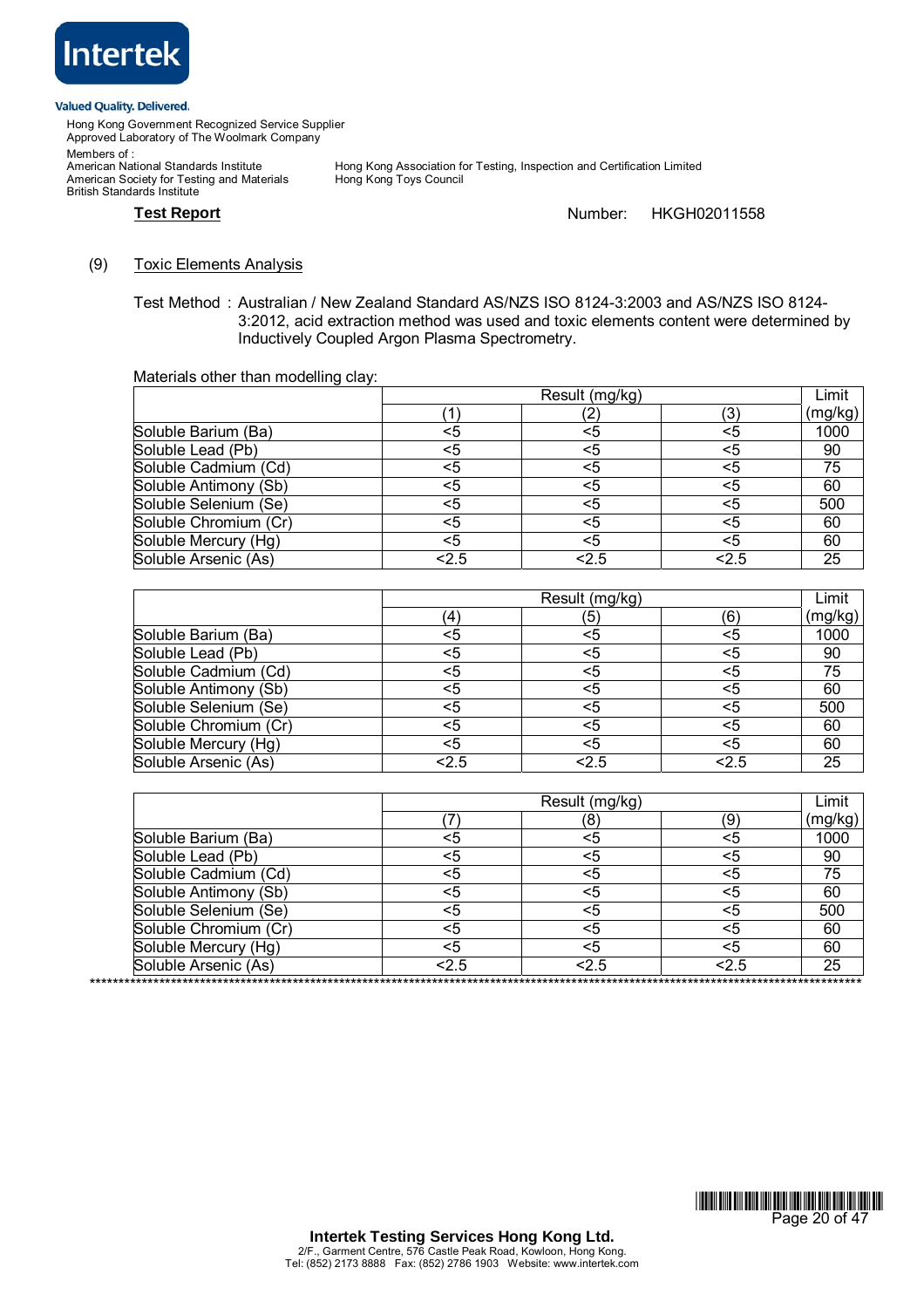(9) Toxic Elements Analysis

Test Method : Australian / New Zealand Standard AS/NZS ISO 8124-3:2003 and AS/NZS ISO 8124-3:2012, acid extraction method was used and toxic elements content were determined by Inductively Coupled Argon Plasma Spectrometry.

Materials other than modelling clay:

| | Result (mg/kg) | | | Limit |
|---|---|---|---|---|
| | (1) | (2) | (3) | (mg/kg) |
| Soluble Barium (Ba) | <5 | <5 | <5 | 1000 |
| Soluble Lead (Pb) | <5 | <5 | <5 | 90 |
| Soluble Cadmium (Cd) | <5 | <5 | <5 | 75 |
| Soluble Antimony (Sb) | <5 | <5 | <5 | 60 |
| Soluble Selenium (Se) | <5 | <5 | <5 | 500 |
| Soluble Chromium (Cr) | <5 | <5 | <5 | 60 |
| Soluble Mercury (Hg) | <5 | <5 | <5 | 60 |
| Soluble Arsenic (As) | <2.5 | <2.5 | <2.5 | 25 |

| | Result (mg/kg) | | | Limit |
|---|---|---|---|---|
| | (4) | (5) | (6) | (mg/kg) |
| Soluble Barium (Ba) | <5 | <5 | <5 | 1000 |
| Soluble Lead (Pb) | <5 | <5 | <5 | 90 |
| Soluble Cadmium (Cd) | <5 | <5 | <5 | 75 |
| Soluble Antimony (Sb) | <5 | <5 | <5 | 60 |
| Soluble Selenium (Se) | <5 | <5 | <5 | 500 |
| Soluble Chromium (Cr) | <5 | <5 | <5 | 60 |
| Soluble Mercury (Hg) | <5 | <5 | <5 | 60 |
| Soluble Arsenic (As) | <2.5 | <2.5 | <2.5 | 25 |

| | Result (mg/kg) | | | Limit |
|---|---|---|---|---|
| | (7) | (8) | (9) | (mg/kg) |
| Soluble Barium (Ba) | <5 | <5 | <5 | 1000 |
| Soluble Lead (Pb) | <5 | <5 | <5 | 90 |
| Soluble Cadmium (Cd) | <5 | <5 | <5 | 75 |
| Soluble Antimony (Sb) | <5 | <5 | <5 | 60 |
| Soluble Selenium (Se) | <5 | <5 | <5 | 500 |
| Soluble Chromium (Cr) | <5 | <5 | <5 | 60 |
| Soluble Mercury (Hg) | <5 | <5 | <5 | 60 |
| Soluble Arsenic (As) | <2.5 | <2.5 | <2.5 | 25 |

**********************************************************************************************************************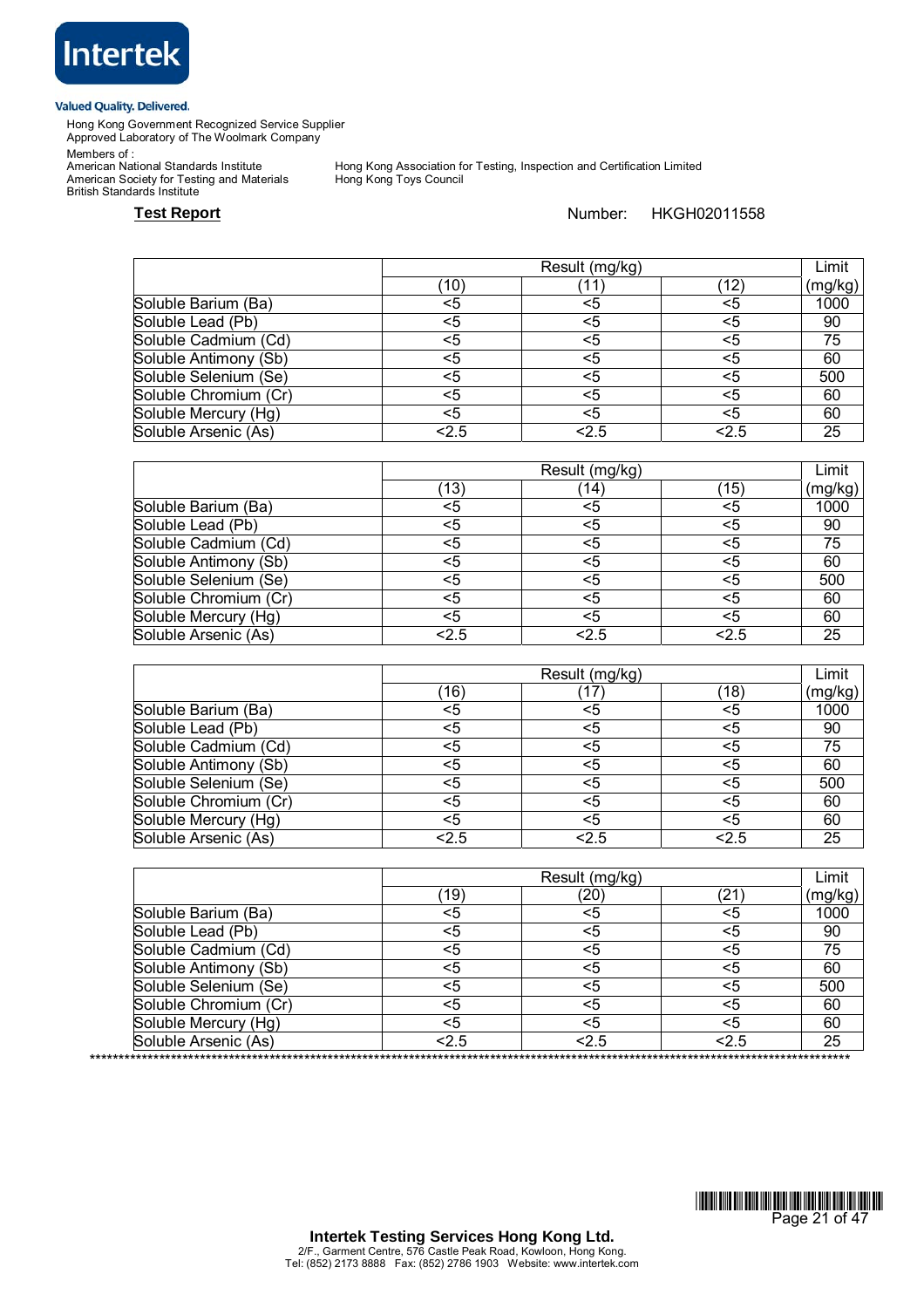Intertek

Valued Quality. Delivered.

Hong Kong Government Recognized Service Supplier
Approved Laboratory of The Woolmark Company

Members of :
American National Standards Institute
American Society for Testing and Materials
British Standards Institute

Hong Kong Association for Testing, Inspection and Certification Limited
Hong Kong Toys Council

**Test Report**

Number: HKGH02011558

| | Result (mg/kg) | | | Limit |
|---|---|---|---|---|
| | (10) | (11) | (12) | (mg/kg) |
| Soluble Barium (Ba) | <5 | <5 | <5 | 1000 |
| Soluble Lead (Pb) | <5 | <5 | <5 | 90 |
| Soluble Cadmium (Cd) | <5 | <5 | <5 | 75 |
| Soluble Antimony (Sb) | <5 | <5 | <5 | 60 |
| Soluble Selenium (Se) | <5 | <5 | <5 | 500 |
| Soluble Chromium (Cr) | <5 | <5 | <5 | 60 |
| Soluble Mercury (Hg) | <5 | <5 | <5 | 60 |
| Soluble Arsenic (As) | <2.5 | <2.5 | <2.5 | 25 |

| | Result (mg/kg) | | | Limit |
|---|---|---|---|---|
| | (13) | (14) | (15) | (mg/kg) |
| Soluble Barium (Ba) | <5 | <5 | <5 | 1000 |
| Soluble Lead (Pb) | <5 | <5 | <5 | 90 |
| Soluble Cadmium (Cd) | <5 | <5 | <5 | 75 |
| Soluble Antimony (Sb) | <5 | <5 | <5 | 60 |
| Soluble Selenium (Se) | <5 | <5 | <5 | 500 |
| Soluble Chromium (Cr) | <5 | <5 | <5 | 60 |
| Soluble Mercury (Hg) | <5 | <5 | <5 | 60 |
| Soluble Arsenic (As) | <2.5 | <2.5 | <2.5 | 25 |

| | Result (mg/kg) | | | Limit |
|---|---|---|---|---|
| | (16) | (17) | (18) | (mg/kg) |
| Soluble Barium (Ba) | <5 | <5 | <5 | 1000 |
| Soluble Lead (Pb) | <5 | <5 | <5 | 90 |
| Soluble Cadmium (Cd) | <5 | <5 | <5 | 75 |
| Soluble Antimony (Sb) | <5 | <5 | <5 | 60 |
| Soluble Selenium (Se) | <5 | <5 | <5 | 500 |
| Soluble Chromium (Cr) | <5 | <5 | <5 | 60 |
| Soluble Mercury (Hg) | <5 | <5 | <5 | 60 |
| Soluble Arsenic (As) | <2.5 | <2.5 | <2.5 | 25 |

| | Result (mg/kg) | | | Limit |
|---|---|---|---|---|
| | (19) | (20) | (21) | (mg/kg) |
| Soluble Barium (Ba) | <5 | <5 | <5 | 1000 |
| Soluble Lead (Pb) | <5 | <5 | <5 | 90 |
| Soluble Cadmium (Cd) | <5 | <5 | <5 | 75 |
| Soluble Antimony (Sb) | <5 | <5 | <5 | 60 |
| Soluble Selenium (Se) | <5 | <5 | <5 | 500 |
| Soluble Chromium (Cr) | <5 | <5 | <5 | 60 |
| Soluble Mercury (Hg) | <5 | <5 | <5 | 60 |
| Soluble Arsenic (As) | <2.5 | <2.5 | <2.5 | 25 |

******************************************************************************************************************************

**Intertek Testing Services Hong Kong Ltd.**
2/F., Garment Centre, 576 Castle Peak Road, Kowloon, Hong Kong.
Tel: (852) 2173 8888 Fax: (852) 2786 1903 Website: www.intertek.com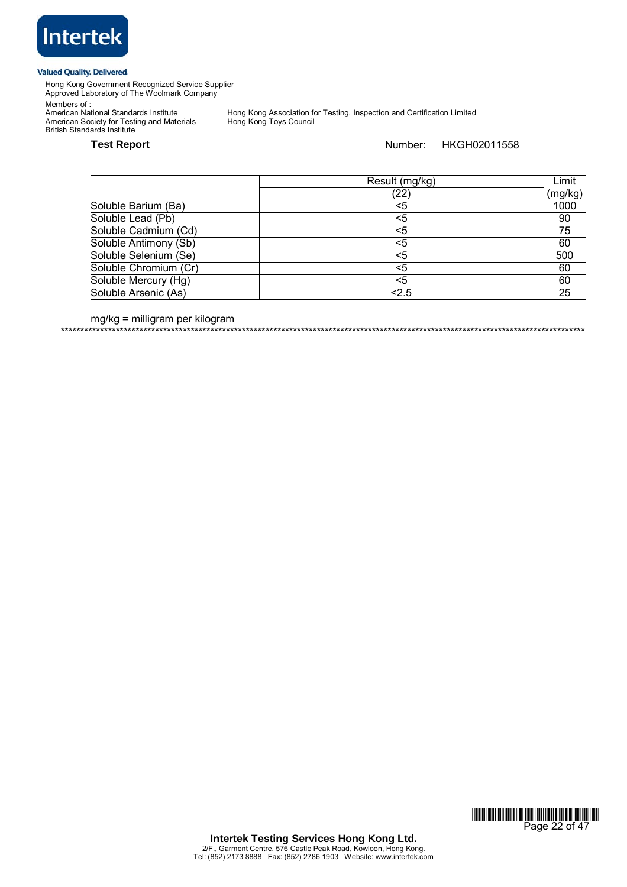Intertek

Valued Quality. Delivered.

Hong Kong Government Recognized Service Supplier
Approved Laboratory of The Woolmark Company

Members of :
American National Standards Institute
American Society for Testing and Materials
British Standards Institute

Hong Kong Association for Testing, Inspection and Certification Limited
Hong Kong Toys Council

**Test Report** Number: HKGH02011558

| | Result (mg/kg) | Limit |
|---|---|---|
| | (22) | (mg/kg) |
| Soluble Barium (Ba) | <5 | 1000 |
| Soluble Lead (Pb) | <5 | 90 |
| Soluble Cadmium (Cd) | <5 | 75 |
| Soluble Antimony (Sb) | <5 | 60 |
| Soluble Selenium (Se) | <5 | 500 |
| Soluble Chromium (Cr) | <5 | 60 |
| Soluble Mercury (Hg) | <5 | 60 |
| Soluble Arsenic (As) | <2.5 | 25 |

mg/kg = milligram per kilogram

****************************************************************************************************************************

**Intertek Testing Services Hong Kong Ltd.**
2/F., Garment Centre, 576 Castle Peak Road, Kowloon, Hong Kong.
Tel: (852) 2173 8888 Fax: (852) 2786 1903 Website: www.intertek.com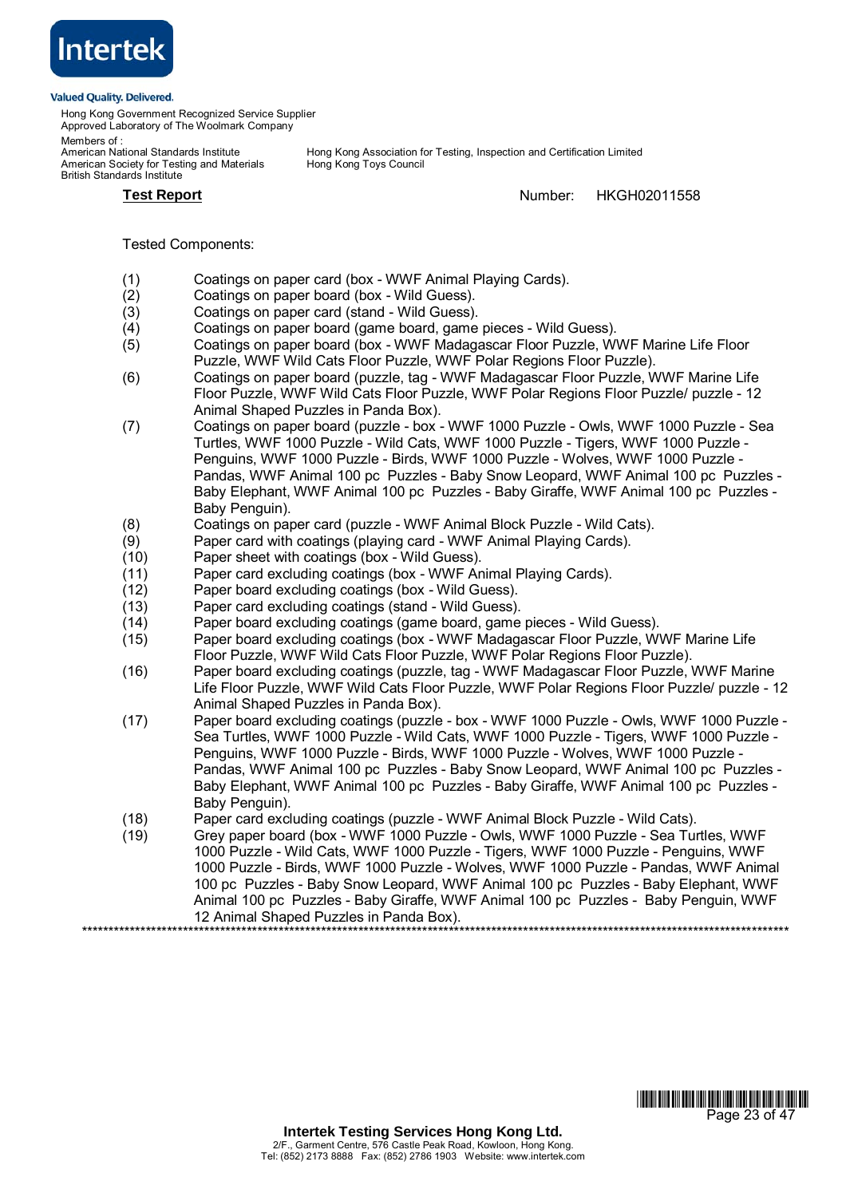**Test Report** Number: HKGH02011558

Tested Components:

(1) Coatings on paper card (box - WWF Animal Playing Cards).
(2) Coatings on paper board (box - Wild Guess).
(3) Coatings on paper card (stand - Wild Guess).
(4) Coatings on paper board (game board, game pieces - Wild Guess).
(5) Coatings on paper board (box - WWF Madagascar Floor Puzzle, WWF Marine Life Floor Puzzle, WWF Wild Cats Floor Puzzle, WWF Polar Regions Floor Puzzle).
(6) Coatings on paper board (puzzle, tag - WWF Madagascar Floor Puzzle, WWF Marine Life Floor Puzzle, WWF Wild Cats Floor Puzzle, WWF Polar Regions Floor Puzzle/ puzzle - 12 Animal Shaped Puzzles in Panda Box).
(7) Coatings on paper board (puzzle - box - WWF 1000 Puzzle - Owls, WWF 1000 Puzzle - Sea Turtles, WWF 1000 Puzzle - Wild Cats, WWF 1000 Puzzle - Tigers, WWF 1000 Puzzle - Penguins, WWF 1000 Puzzle - Birds, WWF 1000 Puzzle - Wolves, WWF 1000 Puzzle - Pandas, WWF Animal 100 pc Puzzles - Baby Snow Leopard, WWF Animal 100 pc Puzzles - Baby Elephant, WWF Animal 100 pc Puzzles - Baby Giraffe, WWF Animal 100 pc Puzzles - Baby Penguin).
(8) Coatings on paper card (puzzle - WWF Animal Block Puzzle - Wild Cats).
(9) Paper card with coatings (playing card - WWF Animal Playing Cards).
(10) Paper sheet with coatings (box - Wild Guess).
(11) Paper card excluding coatings (box - WWF Animal Playing Cards).
(12) Paper board excluding coatings (box - Wild Guess).
(13) Paper card excluding coatings (stand - Wild Guess).
(14) Paper board excluding coatings (game board, game pieces - Wild Guess).
(15) Paper board excluding coatings (box - WWF Madagascar Floor Puzzle, WWF Marine Life Floor Puzzle, WWF Wild Cats Floor Puzzle, WWF Polar Regions Floor Puzzle).
(16) Paper board excluding coatings (puzzle, tag - WWF Madagascar Floor Puzzle, WWF Marine Life Floor Puzzle, WWF Wild Cats Floor Puzzle, WWF Polar Regions Floor Puzzle/ puzzle - 12 Animal Shaped Puzzles in Panda Box).
(17) Paper board excluding coatings (puzzle - box - WWF 1000 Puzzle - Owls, WWF 1000 Puzzle - Sea Turtles, WWF 1000 Puzzle - Wild Cats, WWF 1000 Puzzle - Tigers, WWF 1000 Puzzle - Penguins, WWF 1000 Puzzle - Birds, WWF 1000 Puzzle - Wolves, WWF 1000 Puzzle - Pandas, WWF Animal 100 pc Puzzles - Baby Snow Leopard, WWF Animal 100 pc Puzzles - Baby Elephant, WWF Animal 100 pc Puzzles - Baby Giraffe, WWF Animal 100 pc Puzzles - Baby Penguin).
(18) Paper card excluding coatings (puzzle - WWF Animal Block Puzzle - Wild Cats).
(19) Grey paper board (box - WWF 1000 Puzzle - Owls, WWF 1000 Puzzle - Sea Turtles, WWF 1000 Puzzle - Wild Cats, WWF 1000 Puzzle - Tigers, WWF 1000 Puzzle - Penguins, WWF 1000 Puzzle - Birds, WWF 1000 Puzzle - Wolves, WWF 1000 Puzzle - Pandas, WWF Animal 100 pc Puzzles - Baby Snow Leopard, WWF Animal 100 pc Puzzles - Baby Elephant, WWF Animal 100 pc Puzzles - Baby Giraffe, WWF Animal 100 pc Puzzles - Baby Penguin, WWF 12 Animal Shaped Puzzles in Panda Box).

************************************************************************************************************************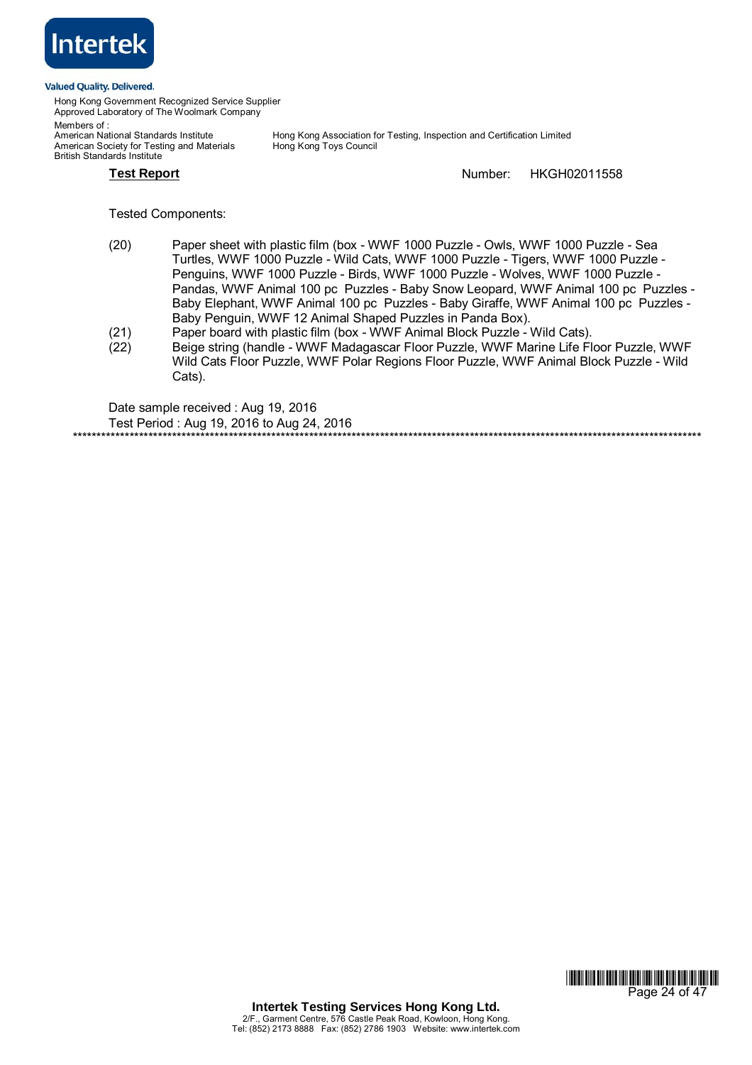**Test Report** Number: HKGH02011558

Tested Components:

(20) Paper sheet with plastic film (box - WWF 1000 Puzzle - Owls, WWF 1000 Puzzle - Sea Turtles, WWF 1000 Puzzle - Wild Cats, WWF 1000 Puzzle - Tigers, WWF 1000 Puzzle - Penguins, WWF 1000 Puzzle - Birds, WWF 1000 Puzzle - Wolves, WWF 1000 Puzzle - Pandas, WWF Animal 100 pc Puzzles - Baby Snow Leopard, WWF Animal 100 pc Puzzles - Baby Elephant, WWF Animal 100 pc Puzzles - Baby Giraffe, WWF Animal 100 pc Puzzles - Baby Penguin, WWF 12 Animal Shaped Puzzles in Panda Box).

(21) Paper board with plastic film (box - WWF Animal Block Puzzle - Wild Cats).

(22) Beige string (handle - WWF Madagascar Floor Puzzle, WWF Marine Life Floor Puzzle, WWF Wild Cats Floor Puzzle, WWF Polar Regions Floor Puzzle, WWF Animal Block Puzzle - Wild Cats).

Date sample received : Aug 19, 2016

Test Period : Aug 19, 2016 to Aug 24, 2016

******************************************************************************************************************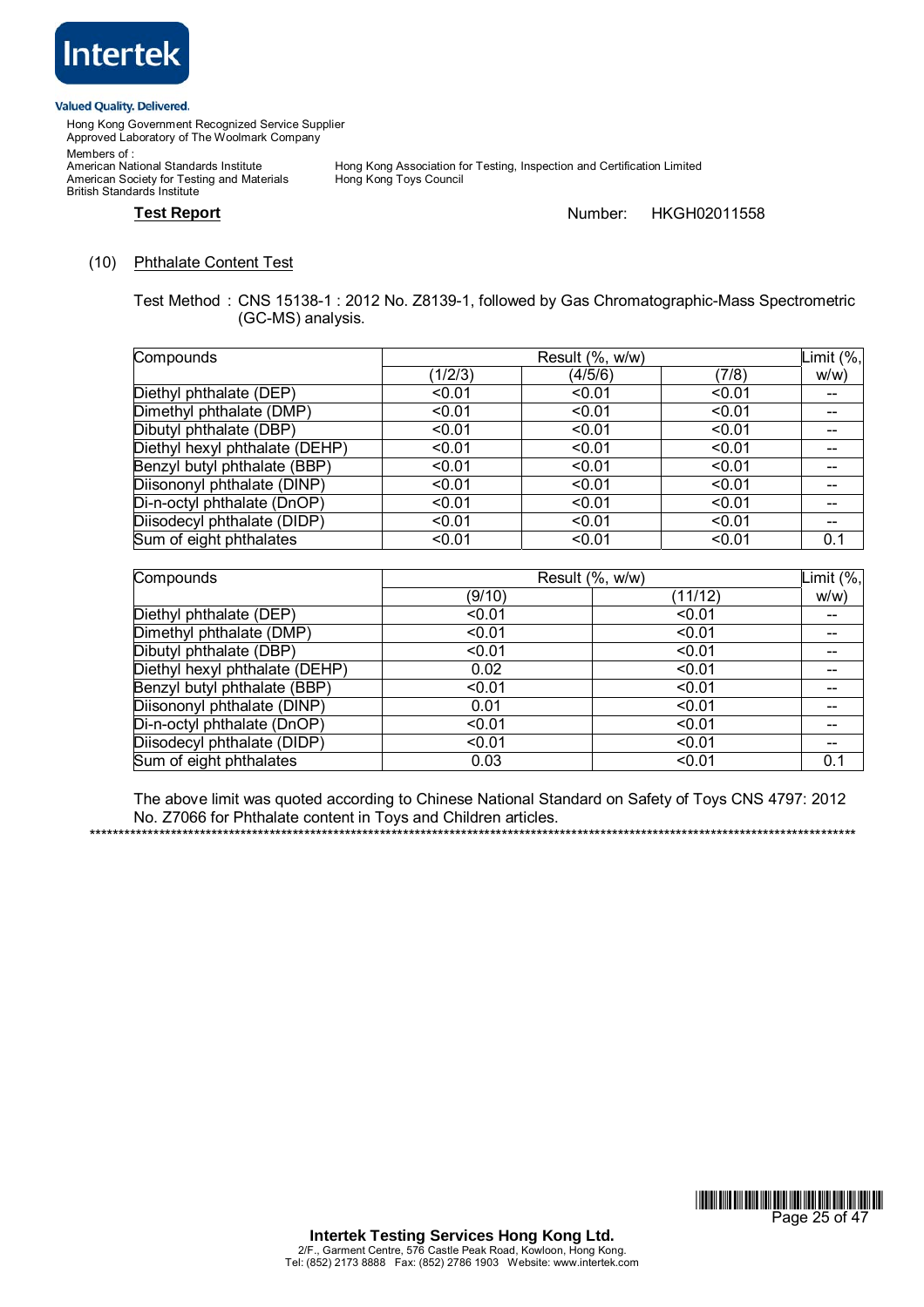**Intertek**

Valued Quality. Delivered.

Hong Kong Government Recognized Service Supplier
Approved Laboratory of The Woolmark Company

Members of :
American National Standards Institute
American Society for Testing and Materials
British Standards Institute
Hong Kong Association for Testing, Inspection and Certification Limited
Hong Kong Toys Council

**Test Report** Number: HKGH02011558

(10) Phthalate Content Test

Test Method : CNS 15138-1 : 2012 No. Z8139-1, followed by Gas Chromatographic-Mass Spectrometric (GC-MS) analysis.

| Compounds | Result (%, w/w) | | | Limit (%, w/w) |
|---|---|---|---|---|
| | (1/2/3) | (4/5/6) | (7/8) | |
| Diethyl phthalate (DEP) | <0.01 | <0.01 | <0.01 | -- |
| Dimethyl phthalate (DMP) | <0.01 | <0.01 | <0.01 | -- |
| Dibutyl phthalate (DBP) | <0.01 | <0.01 | <0.01 | -- |
| Diethyl hexyl phthalate (DEHP) | <0.01 | <0.01 | <0.01 | -- |
| Benzyl butyl phthalate (BBP) | <0.01 | <0.01 | <0.01 | -- |
| Diisononyl phthalate (DINP) | <0.01 | <0.01 | <0.01 | -- |
| Di-n-octyl phthalate (DnOP) | <0.01 | <0.01 | <0.01 | -- |
| Diisodecyl phthalate (DIDP) | <0.01 | <0.01 | <0.01 | -- |
| Sum of eight phthalates | <0.01 | <0.01 | <0.01 | 0.1 |

| Compounds | Result (%, w/w) | | Limit (%, w/w) |
|---|---|---|---|
| | (9/10) | (11/12) | |
| Diethyl phthalate (DEP) | <0.01 | <0.01 | -- |
| Dimethyl phthalate (DMP) | <0.01 | <0.01 | -- |
| Dibutyl phthalate (DBP) | <0.01 | <0.01 | -- |
| Diethyl hexyl phthalate (DEHP) | 0.02 | <0.01 | -- |
| Benzyl butyl phthalate (BBP) | <0.01 | <0.01 | -- |
| Diisononyl phthalate (DINP) | 0.01 | <0.01 | -- |
| Di-n-octyl phthalate (DnOP) | <0.01 | <0.01 | -- |
| Diisodecyl phthalate (DIDP) | <0.01 | <0.01 | -- |
| Sum of eight phthalates | 0.03 | <0.01 | 0.1 |

The above limit was quoted according to Chinese National Standard on Safety of Toys CNS 4797: 2012 No. Z7066 for Phthalate content in Toys and Children articles.

******************************************************************************************************************************

**Intertek Testing Services Hong Kong Ltd.**
2/F., Garment Centre, 576 Castle Peak Road, Kowloon, Hong Kong.
Tel: (852) 2173 8888 Fax: (852) 2786 1903 Website: www.intertek.com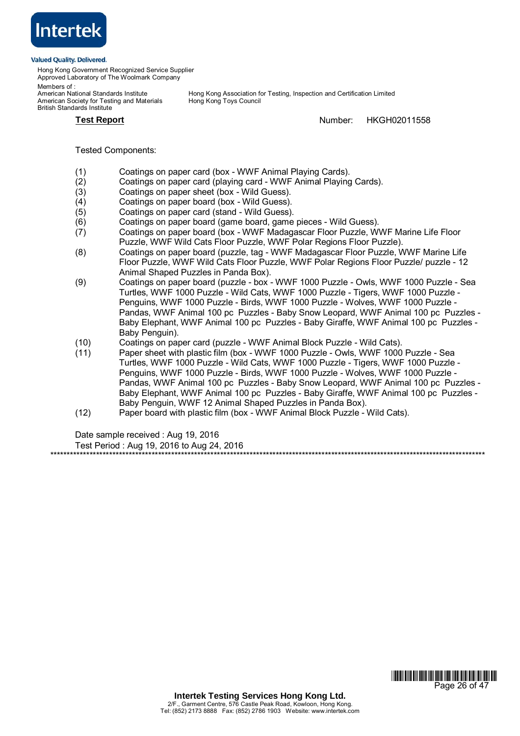Hong Kong Government Recognized Service Supplier
Approved Laboratory of The Woolmark Company

Members of :
American National Standards Institute
American Society for Testing and Materials
British Standards Institute
Hong Kong Association for Testing, Inspection and Certification Limited
Hong Kong Toys Council

**Test Report** Number: HKGH02011558

Tested Components:

(1) Coatings on paper card (box - WWF Animal Playing Cards).
(2) Coatings on paper card (playing card - WWF Animal Playing Cards).
(3) Coatings on paper sheet (box - Wild Guess).
(4) Coatings on paper board (box - Wild Guess).
(5) Coatings on paper card (stand - Wild Guess).
(6) Coatings on paper board (game board, game pieces - Wild Guess).
(7) Coatings on paper board (box - WWF Madagascar Floor Puzzle, WWF Marine Life Floor Puzzle, WWF Wild Cats Floor Puzzle, WWF Polar Regions Floor Puzzle).
(8) Coatings on paper board (puzzle, tag - WWF Madagascar Floor Puzzle, WWF Marine Life Floor Puzzle, WWF Wild Cats Floor Puzzle, WWF Polar Regions Floor Puzzle/ puzzle - 12 Animal Shaped Puzzles in Panda Box).
(9) Coatings on paper board (puzzle - box - WWF 1000 Puzzle - Owls, WWF 1000 Puzzle - Sea Turtles, WWF 1000 Puzzle - Wild Cats, WWF 1000 Puzzle - Tigers, WWF 1000 Puzzle - Penguins, WWF 1000 Puzzle - Birds, WWF 1000 Puzzle - Wolves, WWF 1000 Puzzle - Pandas, WWF Animal 100 pc Puzzles - Baby Snow Leopard, WWF Animal 100 pc Puzzles - Baby Elephant, WWF Animal 100 pc Puzzles - Baby Giraffe, WWF Animal 100 pc Puzzles - Baby Penguin).
(10) Coatings on paper card (puzzle - WWF Animal Block Puzzle - Wild Cats).
(11) Paper sheet with plastic film (box - WWF 1000 Puzzle - Owls, WWF 1000 Puzzle - Sea Turtles, WWF 1000 Puzzle - Wild Cats, WWF 1000 Puzzle - Tigers, WWF 1000 Puzzle - Penguins, WWF 1000 Puzzle - Birds, WWF 1000 Puzzle - Wolves, WWF 1000 Puzzle - Pandas, WWF Animal 100 pc Puzzles - Baby Snow Leopard, WWF Animal 100 pc Puzzles - Baby Elephant, WWF Animal 100 pc Puzzles - Baby Giraffe, WWF Animal 100 pc Puzzles - Baby Penguin, WWF 12 Animal Shaped Puzzles in Panda Box).
(12) Paper board with plastic film (box - WWF Animal Block Puzzle - Wild Cats).

Date sample received : Aug 19, 2016
Test Period : Aug 19, 2016 to Aug 24, 2016

***************************************************************************************************************************

Intertek Testing Services Hong Kong Ltd.
2/F., Garment Centre, 576 Castle Peak Road, Kowloon, Hong Kong.
Tel: (852) 2173 8888 Fax: (852) 2786 1903 Website: www.intertek.com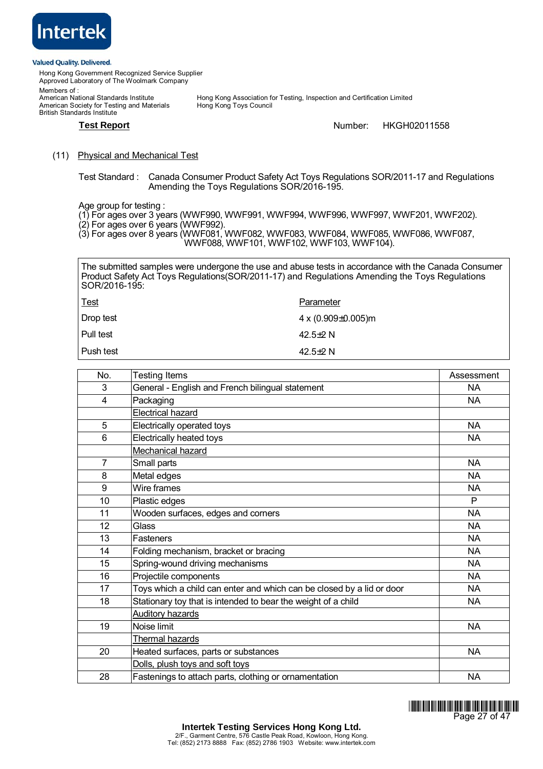**Test Report** Number: HKGH02011558

## (11) Physical and Mechanical Test

Test Standard : Canada Consumer Product Safety Act Toys Regulations SOR/2011-17 and Regulations Amending the Toys Regulations SOR/2016-195.

Age group for testing :
(1) For ages over 3 years (WWF990, WWF991, WWF994, WWF996, WWF997, WWF201, WWF202).
(2) For ages over 6 years (WWF992).
(3) For ages over 8 years (WWF081, WWF082, WWF083, WWF084, WWF085, WWF086, WWF087, WWF088, WWF101, WWF102, WWF103, WWF104).

The submitted samples were undergone the use and abuse tests in accordance with the Canada Consumer Product Safety Act Toys Regulations(SOR/2011-17) and Regulations Amending the Toys Regulations SOR/2016-195:

| Test | Parameter |
|---|---|
| Drop test | 4 x (0.909±0.005)m |
| Pull test | 42.5±2 N |
| Push test | 42.5±2 N |

| No. | Testing Items | Assessment |
|---|---|---|
| 3 | General - English and French bilingual statement | NA |
| 4 | Packaging | NA |
| | Electrical hazard | |
| 5 | Electrically operated toys | NA |
| 6 | Electrically heated toys | NA |
| | Mechanical hazard | |
| 7 | Small parts | NA |
| 8 | Metal edges | NA |
| 9 | Wire frames | NA |
| 10 | Plastic edges | P |
| 11 | Wooden surfaces, edges and corners | NA |
| 12 | Glass | NA |
| 13 | Fasteners | NA |
| 14 | Folding mechanism, bracket or bracing | NA |
| 15 | Spring-wound driving mechanisms | NA |
| 16 | Projectile components | NA |
| 17 | Toys which a child can enter and which can be closed by a lid or door | NA |
| 18 | Stationary toy that is intended to bear the weight of a child | NA |
| | Auditory hazards | |
| 19 | Noise limit | NA |
| | Thermal hazards | |
| 20 | Heated surfaces, parts or substances | NA |
| | Dolls, plush toys and soft toys | |
| 28 | Fastenings to attach parts, clothing or ornamentation | NA |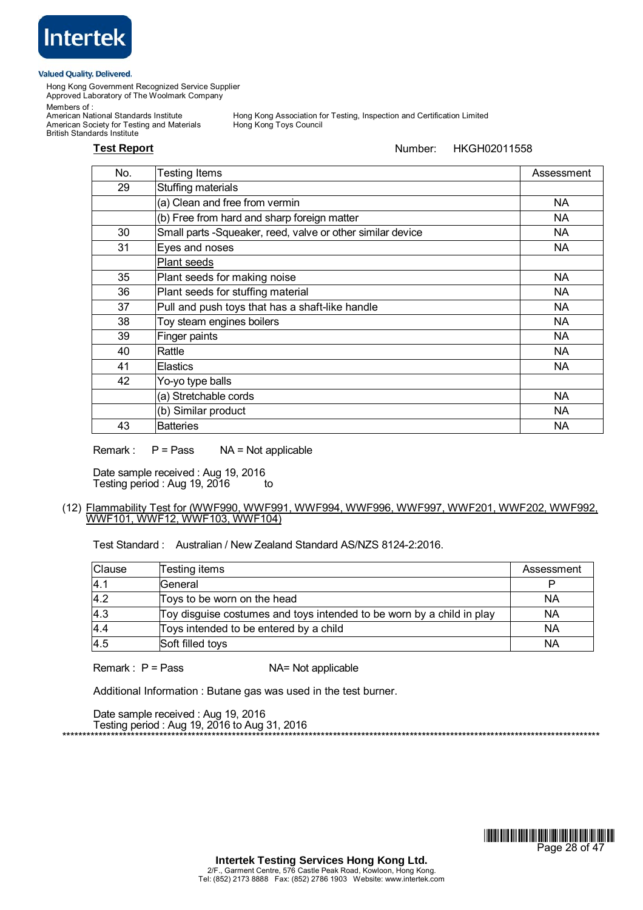**Test Report** Number: HKGH02011558

| No. | Testing Items | Assessment |
|---|---|---|
| 29 | Stuffing materials | |
| | (a) Clean and free from vermin | NA |
| | (b) Free from hard and sharp foreign matter | NA |
| 30 | Small parts -Squeaker, reed, valve or other similar device | NA |
| 31 | Eyes and noses | NA |
| | Plant seeds | |
| 35 | Plant seeds for making noise | NA |
| 36 | Plant seeds for stuffing material | NA |
| 37 | Pull and push toys that has a shaft-like handle | NA |
| 38 | Toy steam engines boilers | NA |
| 39 | Finger paints | NA |
| 40 | Rattle | NA |
| 41 | Elastics | NA |
| 42 | Yo-yo type balls | |
| | (a) Stretchable cords | NA |
| | (b) Similar product | NA |
| 43 | Batteries | NA |

Remark : P = Pass NA = Not applicable

Date sample received : Aug 19, 2016
Testing period : Aug 19, 2016 to

(12) Flammability Test for (WWF990, WWF991, WWF994, WWF996, WWF997, WWF201, WWF202, WWF992, WWF101, WWF12, WWF103, WWF104)

Test Standard : Australian / New Zealand Standard AS/NZS 8124-2:2016.

| Clause | Testing items | Assessment |
|---|---|---|
| 4.1 | General | P |
| 4.2 | Toys to be worn on the head | NA |
| 4.3 | Toy disguise costumes and toys intended to be worn by a child in play | NA |
| 4.4 | Toys intended to be entered by a child | NA |
| 4.5 | Soft filled toys | NA |

Remark : P = Pass NA= Not applicable

Additional Information : Butane gas was used in the test burner.

Date sample received : Aug 19, 2016
Testing period : Aug 19, 2016 to Aug 31, 2016

***************************************************************************************************************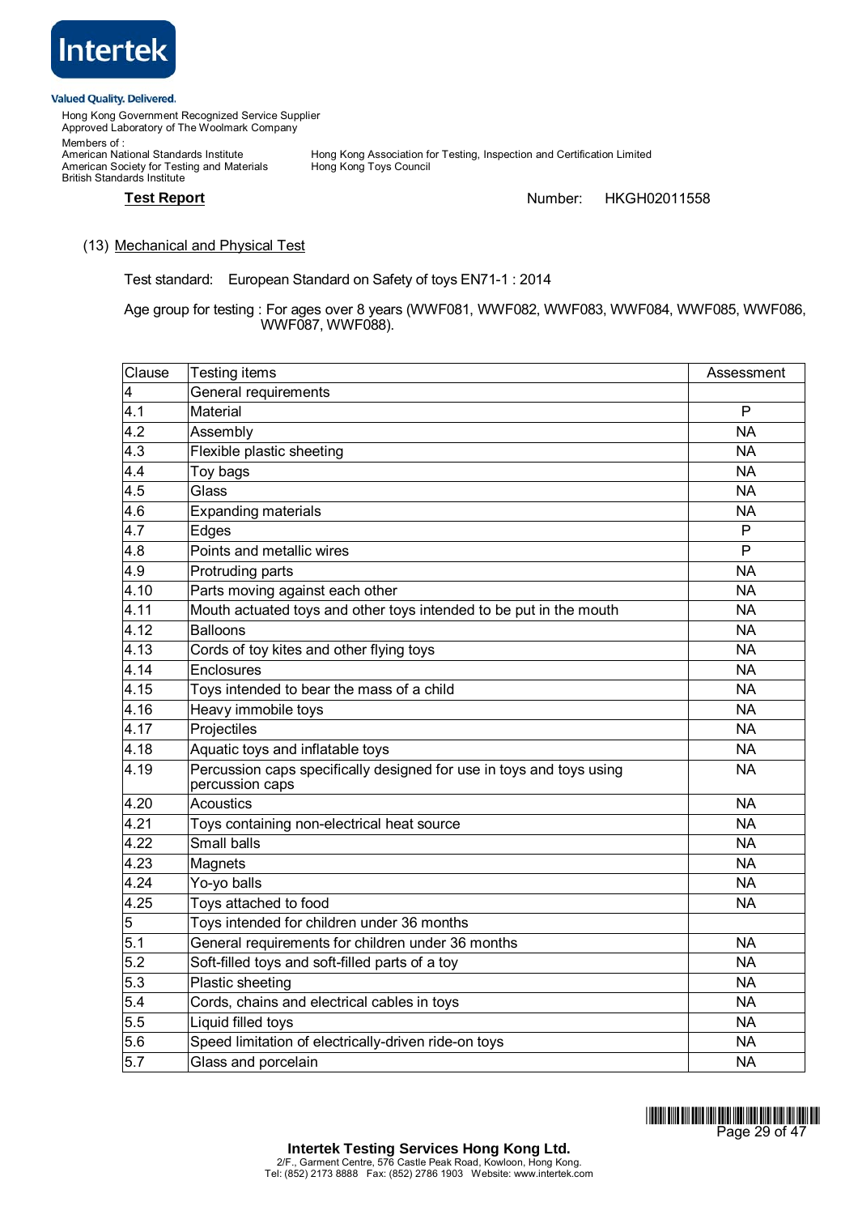Intertek

Valued Quality. Delivered.

Hong Kong Government Recognized Service Supplier
Approved Laboratory of The Woolmark Company

Members of :
American National Standards Institute
American Society for Testing and Materials
British Standards Institute
Hong Kong Association for Testing, Inspection and Certification Limited
Hong Kong Toys Council

**Test Report** Number: HKGH02011558

(13) Mechanical and Physical Test

Test standard: European Standard on Safety of toys EN71-1 : 2014

Age group for testing : For ages over 8 years (WWF081, WWF082, WWF083, WWF084, WWF085, WWF086, WWF087, WWF088).

| Clause | Testing items | Assessment |
|---|---|---|
| 4 | General requirements | |
| 4.1 | Material | P |
| 4.2 | Assembly | NA |
| 4.3 | Flexible plastic sheeting | NA |
| 4.4 | Toy bags | NA |
| 4.5 | Glass | NA |
| 4.6 | Expanding materials | NA |
| 4.7 | Edges | P |
| 4.8 | Points and metallic wires | P |
| 4.9 | Protruding parts | NA |
| 4.10 | Parts moving against each other | NA |
| 4.11 | Mouth actuated toys and other toys intended to be put in the mouth | NA |
| 4.12 | Balloons | NA |
| 4.13 | Cords of toy kites and other flying toys | NA |
| 4.14 | Enclosures | NA |
| 4.15 | Toys intended to bear the mass of a child | NA |
| 4.16 | Heavy immobile toys | NA |
| 4.17 | Projectiles | NA |
| 4.18 | Aquatic toys and inflatable toys | NA |
| 4.19 | Percussion caps specifically designed for use in toys and toys using percussion caps | NA |
| 4.20 | Acoustics | NA |
| 4.21 | Toys containing non-electrical heat source | NA |
| 4.22 | Small balls | NA |
| 4.23 | Magnets | NA |
| 4.24 | Yo-yo balls | NA |
| 4.25 | Toys attached to food | NA |
| 5 | Toys intended for children under 36 months | |
| 5.1 | General requirements for children under 36 months | NA |
| 5.2 | Soft-filled toys and soft-filled parts of a toy | NA |
| 5.3 | Plastic sheeting | NA |
| 5.4 | Cords, chains and electrical cables in toys | NA |
| 5.5 | Liquid filled toys | NA |
| 5.6 | Speed limitation of electrically-driven ride-on toys | NA |
| 5.7 | Glass and porcelain | NA |

**Intertek Testing Services Hong Kong Ltd.**
2/F., Garment Centre, 576 Castle Peak Road, Kowloon, Hong Kong.
Tel: (852) 2173 8888 Fax: (852) 2786 1903 Website: www.intertek.com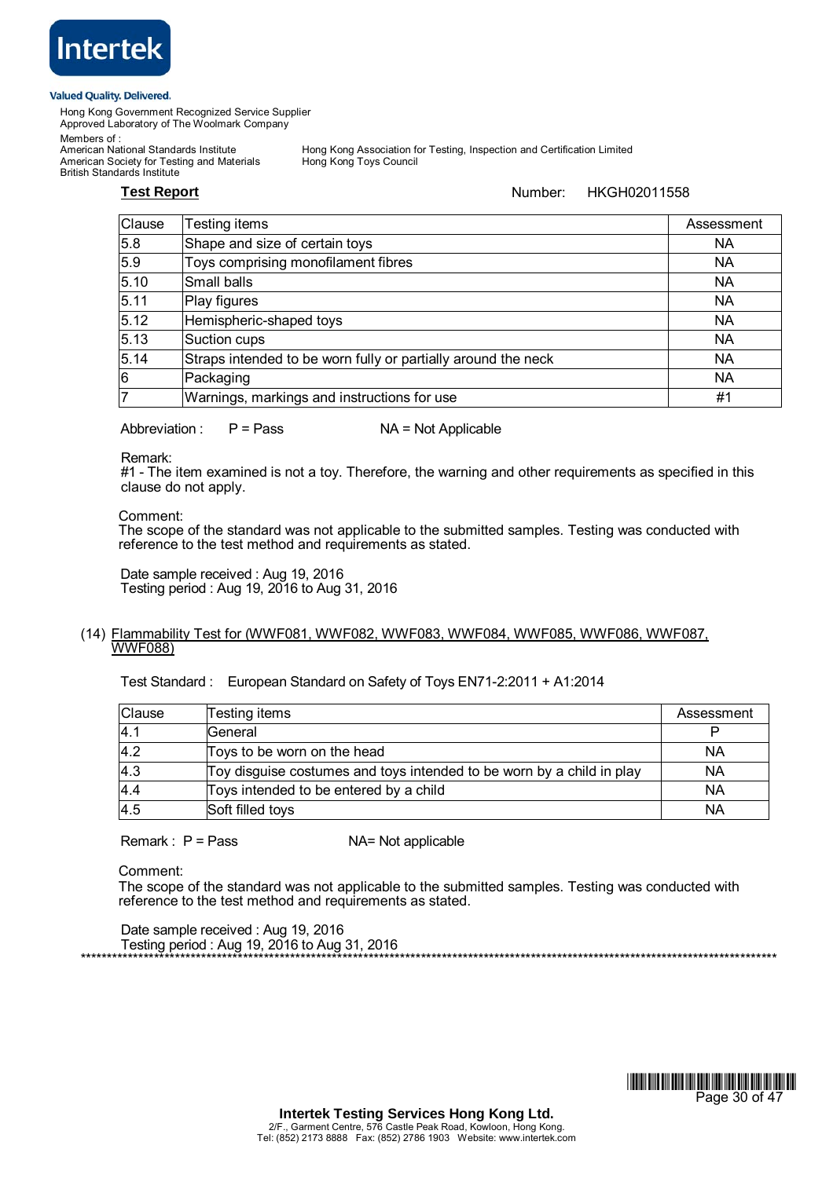Hong Kong Government Recognized Service Supplier
Approved Laboratory of The Woolmark Company

Members of :
American National Standards Institute
American Society for Testing and Materials
British Standards Institute
Hong Kong Association for Testing, Inspection and Certification Limited
Hong Kong Toys Council

**Test Report** Number: HKGH02011558

| Clause | Testing items | Assessment |
|---|---|---|
| 5.8 | Shape and size of certain toys | NA |
| 5.9 | Toys comprising monofilament fibres | NA |
| 5.10 | Small balls | NA |
| 5.11 | Play figures | NA |
| 5.12 | Hemispheric-shaped toys | NA |
| 5.13 | Suction cups | NA |
| 5.14 | Straps intended to be worn fully or partially around the neck | NA |
| 6 | Packaging | NA |
| 7 | Warnings, markings and instructions for use | #1 |

Abbreviation : P = Pass NA = Not Applicable

Remark:
#1 - The item examined is not a toy. Therefore, the warning and other requirements as specified in this clause do not apply.

Comment:
The scope of the standard was not applicable to the submitted samples. Testing was conducted with reference to the test method and requirements as stated.

Date sample received : Aug 19, 2016
Testing period : Aug 19, 2016 to Aug 31, 2016

(14) Flammability Test for (WWF081, WWF082, WWF083, WWF084, WWF085, WWF086, WWF087, WWF088)

Test Standard : European Standard on Safety of Toys EN71-2:2011 + A1:2014

| Clause | Testing items | Assessment |
|---|---|---|
| 4.1 | General | P |
| 4.2 | Toys to be worn on the head | NA |
| 4.3 | Toy disguise costumes and toys intended to be worn by a child in play | NA |
| 4.4 | Toys intended to be entered by a child | NA |
| 4.5 | Soft filled toys | NA |

Remark : P = Pass NA= Not applicable

Comment:
The scope of the standard was not applicable to the submitted samples. Testing was conducted with reference to the test method and requirements as stated.

Date sample received : Aug 19, 2016
Testing period : Aug 19, 2016 to Aug 31, 2016

**********************************************************************************************************************

**Intertek Testing Services Hong Kong Ltd.**
2/F., Garment Centre, 576 Castle Peak Road, Kowloon, Hong Kong.
Tel: (852) 2173 8888 Fax: (852) 2786 1903 Website: www.intertek.com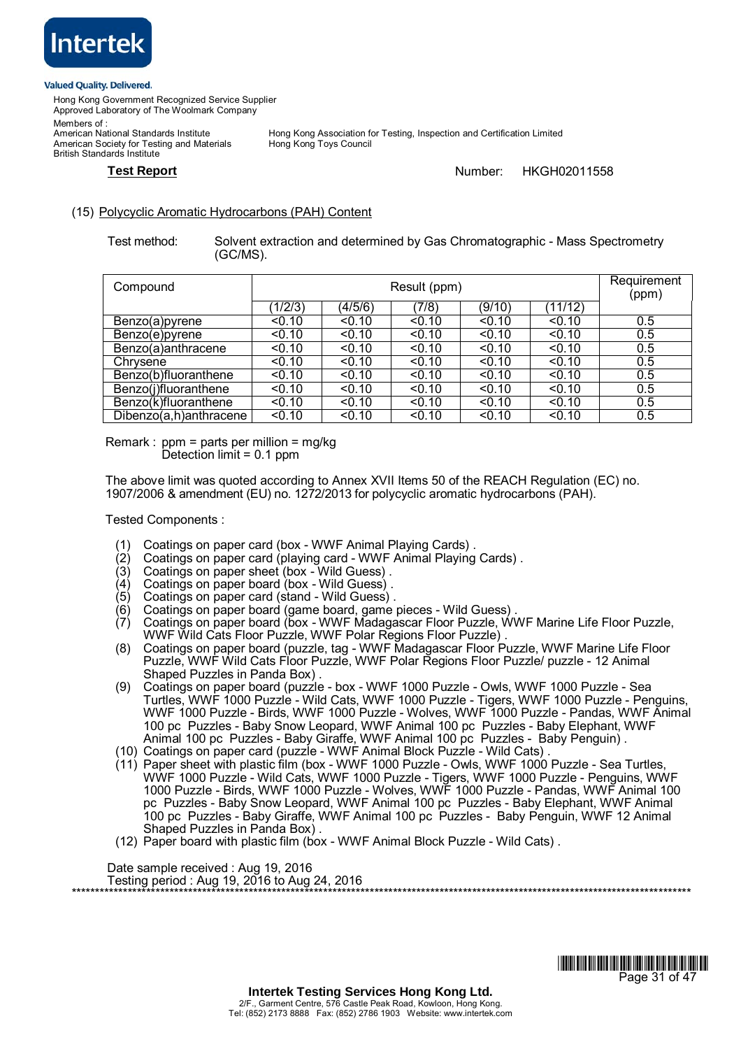Intertek

Valued Quality. Delivered.

Hong Kong Government Recognized Service Supplier
Approved Laboratory of The Woolmark Company

Members of :
American National Standards Institute
American Society for Testing and Materials
British Standards Institute

Hong Kong Association for Testing, Inspection and Certification Limited
Hong Kong Toys Council

**Test Report** Number: HKGH02011558

(15) Polycyclic Aromatic Hydrocarbons (PAH) Content

Test method: Solvent extraction and determined by Gas Chromatographic - Mass Spectrometry (GC/MS).

| Compound | Result (ppm) | | | | | Requirement (ppm) |
|---|---|---|---|---|---|---|
| | (1/2/3) | (4/5/6) | (7/8) | (9/10) | (11/12) | |
| Benzo(a)pyrene | <0.10 | <0.10 | <0.10 | <0.10 | <0.10 | 0.5 |
| Benzo(e)pyrene | <0.10 | <0.10 | <0.10 | <0.10 | <0.10 | 0.5 |
| Benzo(a)anthracene | <0.10 | <0.10 | <0.10 | <0.10 | <0.10 | 0.5 |
| Chrysene | <0.10 | <0.10 | <0.10 | <0.10 | <0.10 | 0.5 |
| Benzo(b)fluoranthene | <0.10 | <0.10 | <0.10 | <0.10 | <0.10 | 0.5 |
| Benzo(j)fluoranthene | <0.10 | <0.10 | <0.10 | <0.10 | <0.10 | 0.5 |
| Benzo(k)fluoranthene | <0.10 | <0.10 | <0.10 | <0.10 | <0.10 | 0.5 |
| Dibenzo(a,h)anthracene | <0.10 | <0.10 | <0.10 | <0.10 | <0.10 | 0.5 |

Remark : ppm = parts per million = mg/kg
Detection limit = 0.1 ppm

The above limit was quoted according to Annex XVII Items 50 of the REACH Regulation (EC) no. 1907/2006 & amendment (EU) no. 1272/2013 for polycyclic aromatic hydrocarbons (PAH).

Tested Components :

(1) Coatings on paper card (box - WWF Animal Playing Cards) .
(2) Coatings on paper card (playing card - WWF Animal Playing Cards) .
(3) Coatings on paper sheet (box - Wild Guess) .
(4) Coatings on paper board (box - Wild Guess) .
(5) Coatings on paper card (stand - Wild Guess) .
(6) Coatings on paper board (game board, game pieces - Wild Guess) .
(7) Coatings on paper board (box - WWF Madagascar Floor Puzzle, WWF Marine Life Floor Puzzle, WWF Wild Cats Floor Puzzle, WWF Polar Regions Floor Puzzle) .
(8) Coatings on paper board (puzzle, tag - WWF Madagascar Floor Puzzle, WWF Marine Life Floor Puzzle, WWF Wild Cats Floor Puzzle, WWF Polar Regions Floor Puzzle/ puzzle - 12 Animal Shaped Puzzles in Panda Box) .
(9) Coatings on paper board (puzzle - box - WWF 1000 Puzzle - Owls, WWF 1000 Puzzle - Sea Turtles, WWF 1000 Puzzle - Wild Cats, WWF 1000 Puzzle - Tigers, WWF 1000 Puzzle - Penguins, WWF 1000 Puzzle - Birds, WWF 1000 Puzzle - Wolves, WWF 1000 Puzzle - Pandas, WWF Animal 100 pc Puzzles - Baby Snow Leopard, WWF Animal 100 pc Puzzles - Baby Elephant, WWF Animal 100 pc Puzzles - Baby Giraffe, WWF Animal 100 pc Puzzles - Baby Penguin) .
(10) Coatings on paper card (puzzle - WWF Animal Block Puzzle - Wild Cats) .
(11) Paper sheet with plastic film (box - WWF 1000 Puzzle - Owls, WWF 1000 Puzzle - Sea Turtles, WWF 1000 Puzzle - Wild Cats, WWF 1000 Puzzle - Tigers, WWF 1000 Puzzle - Penguins, WWF 1000 Puzzle - Birds, WWF 1000 Puzzle - Wolves, WWF 1000 Puzzle - Pandas, WWF Animal 100 pc Puzzles - Baby Snow Leopard, WWF Animal 100 pc Puzzles - Baby Elephant, WWF Animal 100 pc Puzzles - Baby Giraffe, WWF Animal 100 pc Puzzles - Baby Penguin, WWF 12 Animal Shaped Puzzles in Panda Box) .
(12) Paper board with plastic film (box - WWF Animal Block Puzzle - Wild Cats) .

Date sample received : Aug 19, 2016
Testing period : Aug 19, 2016 to Aug 24, 2016

**Intertek Testing Services Hong Kong Ltd.**
2/F., Garment Centre, 576 Castle Peak Road, Kowloon, Hong Kong.
Tel: (852) 2173 8888 Fax: (852) 2786 1903 Website: www.intertek.com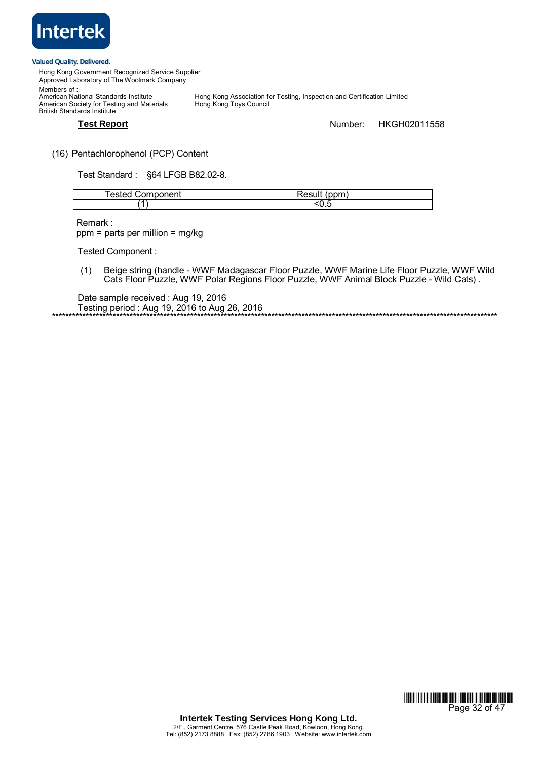**Test Report** Number: HKGH02011558

(16) Pentachlorophenol (PCP) Content

Test Standard : §64 LFGB B82.02-8.

| Tested Component | Result (ppm) |
| --- | --- |
| (1) | <0.5 |

Remark :
ppm = parts per million = mg/kg

Tested Component :

(1) Beige string (handle - WWF Madagascar Floor Puzzle, WWF Marine Life Floor Puzzle, WWF Wild Cats Floor Puzzle, WWF Polar Regions Floor Puzzle, WWF Animal Block Puzzle - Wild Cats) .

Date sample received : Aug 19, 2016
Testing period : Aug 19, 2016 to Aug 26, 2016
****************************************************************************************************************************************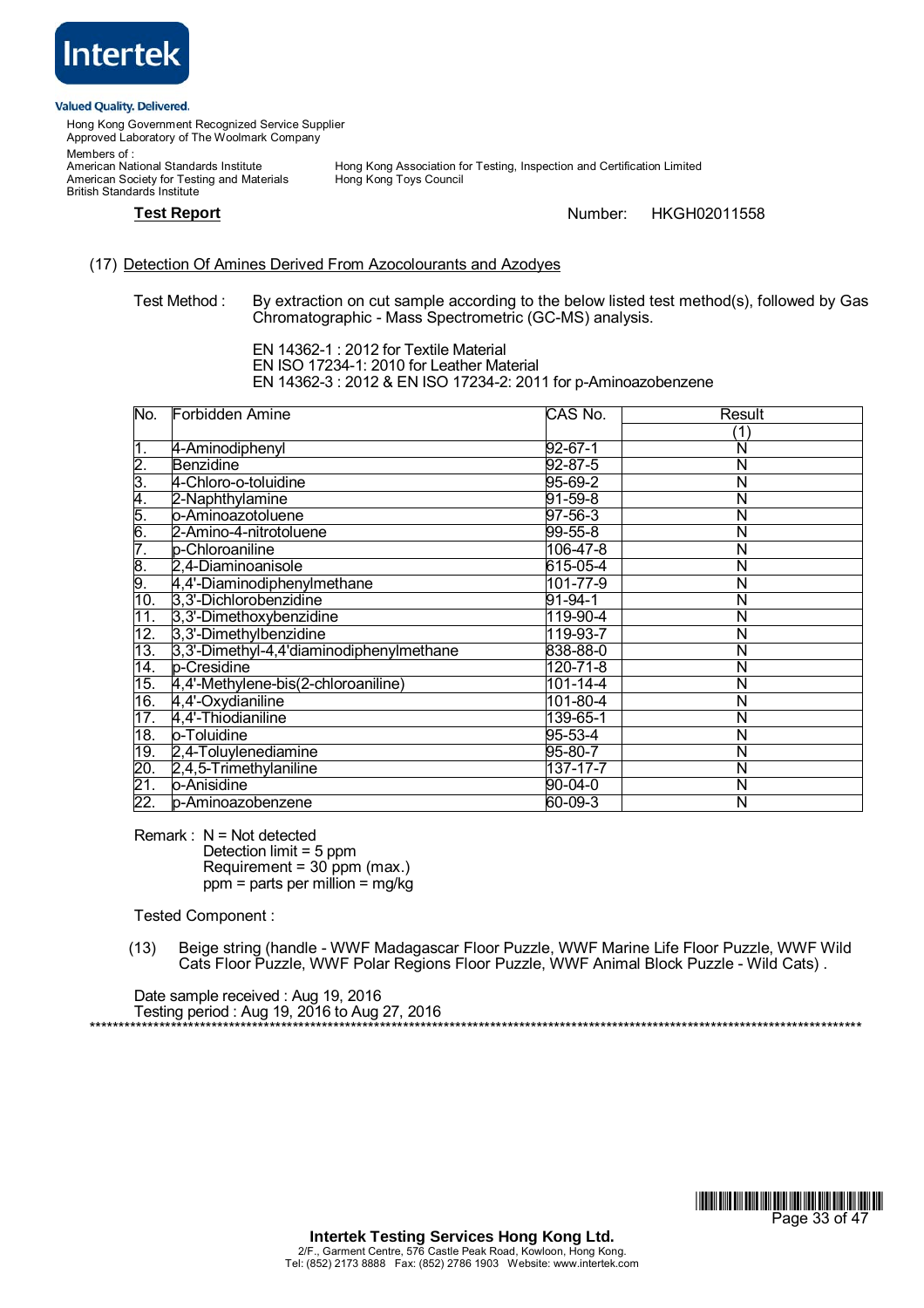**Intertek**

Valued Quality. Delivered.

Hong Kong Government Recognized Service Supplier
Approved Laboratory of The Woolmark Company

Members of :
American National Standards Institute
American Society for Testing and Materials
British Standards Institute

Hong Kong Association for Testing, Inspection and Certification Limited
Hong Kong Toys Council

**Test Report** Number: HKGH02011558

(17) Detection Of Amines Derived From Azocolourants and Azodyes

Test Method : By extraction on cut sample according to the below listed test method(s), followed by Gas Chromatographic - Mass Spectrometric (GC-MS) analysis.

EN 14362-1 : 2012 for Textile Material
EN ISO 17234-1: 2010 for Leather Material
EN 14362-3 : 2012 & EN ISO 17234-2: 2011 for p-Aminoazobenzene

| No. | Forbidden Amine | CAS No. | Result |
|---|---|---|---|
| | | | (1) |
| 1. | 4-Aminodiphenyl | 92-67-1 | N |
| 2. | Benzidine | 92-87-5 | N |
| 3. | 4-Chloro-o-toluidine | 95-69-2 | N |
| 4. | 2-Naphthylamine | 91-59-8 | N |
| 5. | o-Aminoazotoluene | 97-56-3 | N |
| 6. | 2-Amino-4-nitrotoluene | 99-55-8 | N |
| 7. | p-Chloroaniline | 106-47-8 | N |
| 8. | 2,4-Diaminoanisole | 615-05-4 | N |
| 9. | 4,4'-Diaminodiphenylmethane | 101-77-9 | N |
| 10. | 3,3'-Dichlorobenzidine | 91-94-1 | N |
| 11. | 3,3'-Dimethoxybenzidine | 119-90-4 | N |
| 12. | 3,3'-Dimethylbenzidine | 119-93-7 | N |
| 13. | 3,3'-Dimethyl-4,4'diaminodiphenylmethane | 838-88-0 | N |
| 14. | p-Cresidine | 120-71-8 | N |
| 15. | 4,4'-Methylene-bis(2-chloroaniline) | 101-14-4 | N |
| 16. | 4,4'-Oxydianiline | 101-80-4 | N |
| 17. | 4,4'-Thiodianiline | 139-65-1 | N |
| 18. | o-Toluidine | 95-53-4 | N |
| 19. | 2,4-Toluylenediamine | 95-80-7 | N |
| 20. | 2,4,5-Trimethylaniline | 137-17-7 | N |
| 21. | o-Anisidine | 90-04-0 | N |
| 22. | p-Aminoazobenzene | 60-09-3 | N |

Remark : N = Not detected
Detection limit = 5 ppm
Requirement = 30 ppm (max.)
ppm = parts per million = mg/kg

Tested Component :

(13) Beige string (handle - WWF Madagascar Floor Puzzle, WWF Marine Life Floor Puzzle, WWF Wild Cats Floor Puzzle, WWF Polar Regions Floor Puzzle, WWF Animal Block Puzzle - Wild Cats) .

Date sample received : Aug 19, 2016
Testing period : Aug 19, 2016 to Aug 27, 2016

********************************************************************************

**Intertek Testing Services Hong Kong Ltd.**
2/F., Garment Centre, 576 Castle Peak Road, Kowloon, Hong Kong.
Tel: (852) 2173 8888 Fax: (852) 2786 1903 Website: www.intertek.com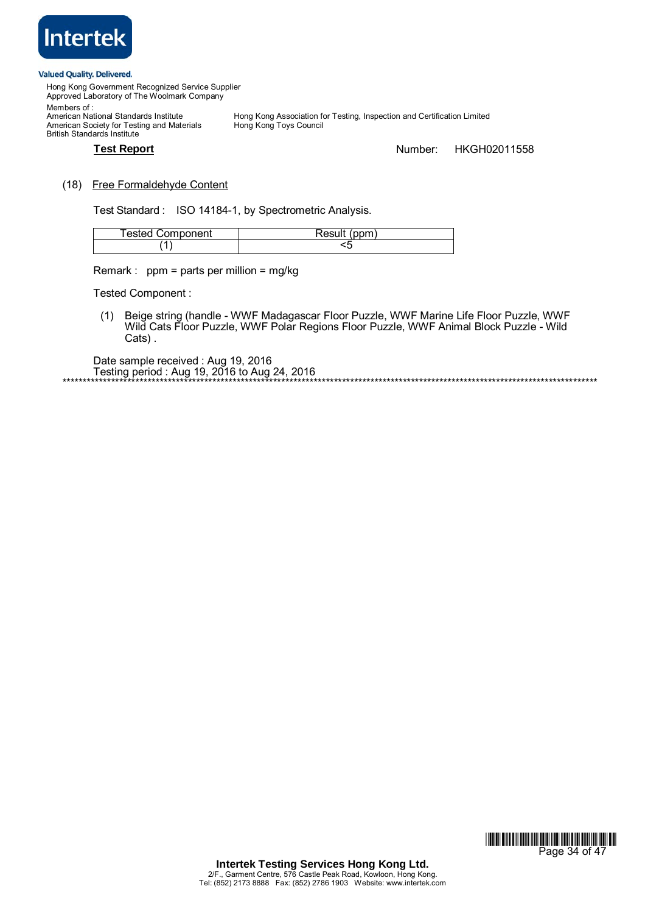(18) Free Formaldehyde Content

Test Standard : ISO 14184-1, by Spectrometric Analysis.

| Tested Component | Result (ppm) |
| --- | --- |
| (1) | <5 |

Remark : ppm = parts per million = mg/kg

Tested Component :

(1) Beige string (handle - WWF Madagascar Floor Puzzle, WWF Marine Life Floor Puzzle, WWF Wild Cats Floor Puzzle, WWF Polar Regions Floor Puzzle, WWF Animal Block Puzzle - Wild Cats) .

Date sample received : Aug 19, 2016
Testing period : Aug 19, 2016 to Aug 24, 2016

*****************************************************************************************************************************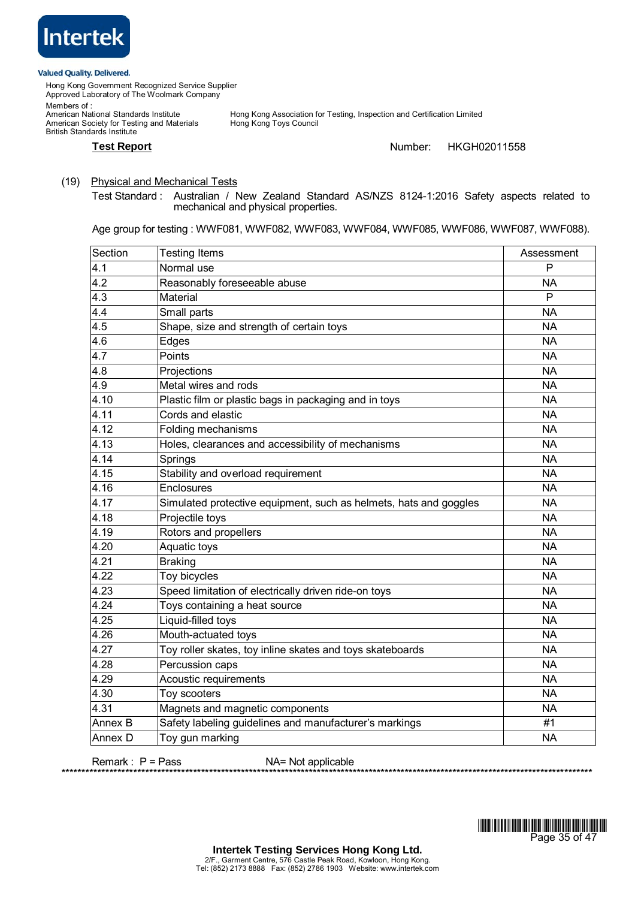**Test Report** Number: HKGH02011558

(19) Physical and Mechanical Tests

Test Standard : Australian / New Zealand Standard AS/NZS 8124-1:2016 Safety aspects related to mechanical and physical properties.

Age group for testing : WWF081, WWF082, WWF083, WWF084, WWF085, WWF086, WWF087, WWF088).

| Section | Testing Items | Assessment |
|---|---|---|
| 4.1 | Normal use | P |
| 4.2 | Reasonably foreseeable abuse | NA |
| 4.3 | Material | P |
| 4.4 | Small parts | NA |
| 4.5 | Shape, size and strength of certain toys | NA |
| 4.6 | Edges | NA |
| 4.7 | Points | NA |
| 4.8 | Projections | NA |
| 4.9 | Metal wires and rods | NA |
| 4.10 | Plastic film or plastic bags in packaging and in toys | NA |
| 4.11 | Cords and elastic | NA |
| 4.12 | Folding mechanisms | NA |
| 4.13 | Holes, clearances and accessibility of mechanisms | NA |
| 4.14 | Springs | NA |
| 4.15 | Stability and overload requirement | NA |
| 4.16 | Enclosures | NA |
| 4.17 | Simulated protective equipment, such as helmets, hats and goggles | NA |
| 4.18 | Projectile toys | NA |
| 4.19 | Rotors and propellers | NA |
| 4.20 | Aquatic toys | NA |
| 4.21 | Braking | NA |
| 4.22 | Toy bicycles | NA |
| 4.23 | Speed limitation of electrically driven ride-on toys | NA |
| 4.24 | Toys containing a heat source | NA |
| 4.25 | Liquid-filled toys | NA |
| 4.26 | Mouth-actuated toys | NA |
| 4.27 | Toy roller skates, toy inline skates and toys skateboards | NA |
| 4.28 | Percussion caps | NA |
| 4.29 | Acoustic requirements | NA |
| 4.30 | Toy scooters | NA |
| 4.31 | Magnets and magnetic components | NA |
| Annex B | Safety labeling guidelines and manufacturer's markings | #1 |
| Annex D | Toy gun marking | NA |

Remark : P = Pass NA= Not applicable

***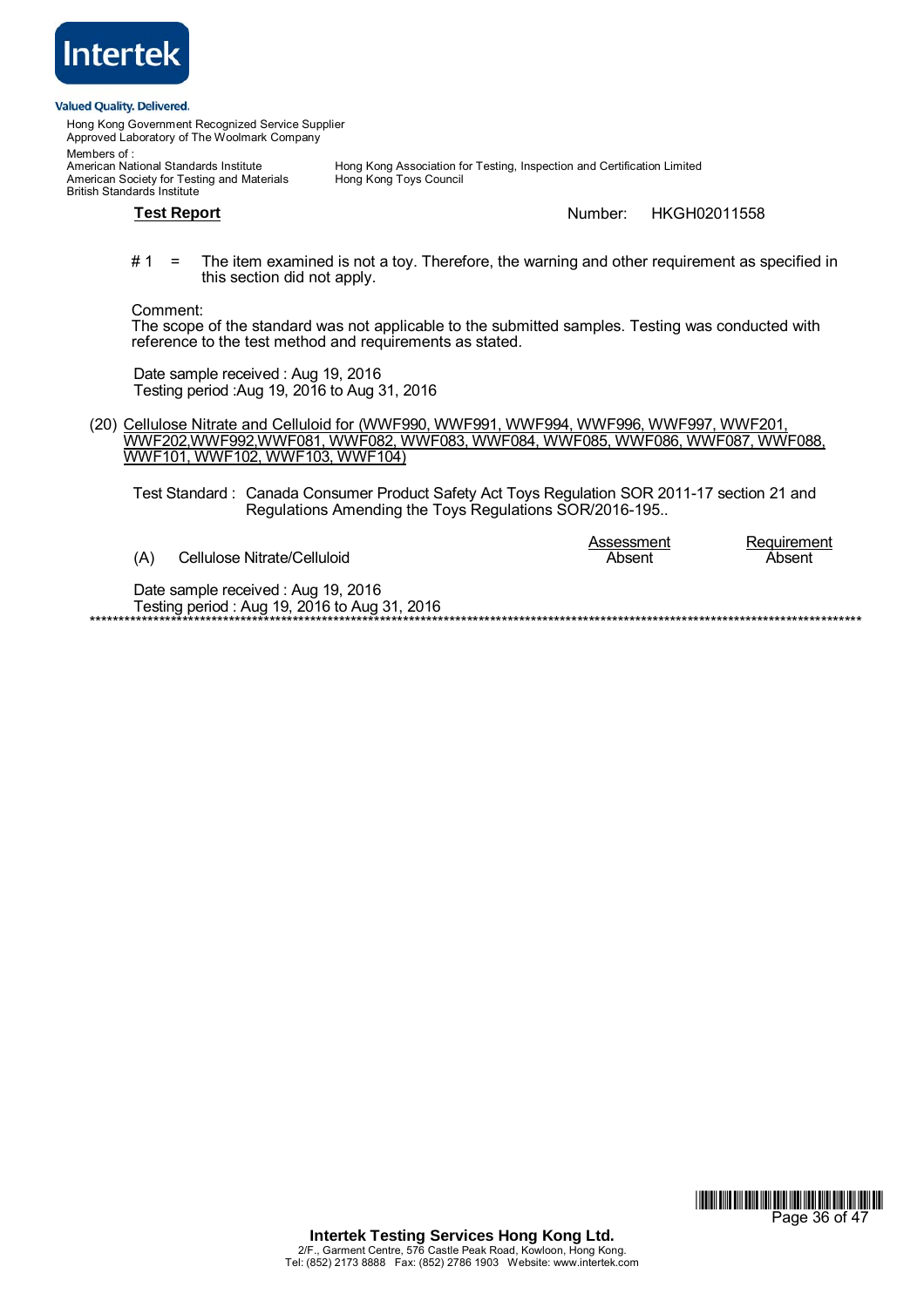Intertek

Valued Quality. Delivered.

Hong Kong Government Recognized Service Supplier
Approved Laboratory of The Woolmark Company

Members of :
American National Standards Institute
American Society for Testing and Materials
British Standards Institute

Hong Kong Association for Testing, Inspection and Certification Limited
Hong Kong Toys Council

**Test Report** Number: HKGH02011558

# 1 = The item examined is not a toy. Therefore, the warning and other requirement as specified in this section did not apply.

Comment:
The scope of the standard was not applicable to the submitted samples. Testing was conducted with reference to the test method and requirements as stated.

Date sample received : Aug 19, 2016
Testing period :Aug 19, 2016 to Aug 31, 2016

(20) Cellulose Nitrate and Celluloid for (WWF990, WWF991, WWF994, WWF996, WWF997, WWF201, WWF202,WWF992,WWF081, WWF082, WWF083, WWF084, WWF085, WWF086, WWF087, WWF088, WWF101, WWF102, WWF103, WWF104)

Test Standard : Canada Consumer Product Safety Act Toys Regulation SOR 2011-17 section 21 and Regulations Amending the Toys Regulations SOR/2016-195..

| | Assessment | Requirement |
|---|---|---|
| (A) Cellulose Nitrate/Celluloid | Absent | Absent |

Date sample received : Aug 19, 2016
Testing period : Aug 19, 2016 to Aug 31, 2016

**************************************************************************************************

**Intertek Testing Services Hong Kong Ltd.**
2/F., Garment Centre, 576 Castle Peak Road, Kowloon, Hong Kong.
Tel: (852) 2173 8888 Fax: (852) 2786 1903 Website: www.intertek.com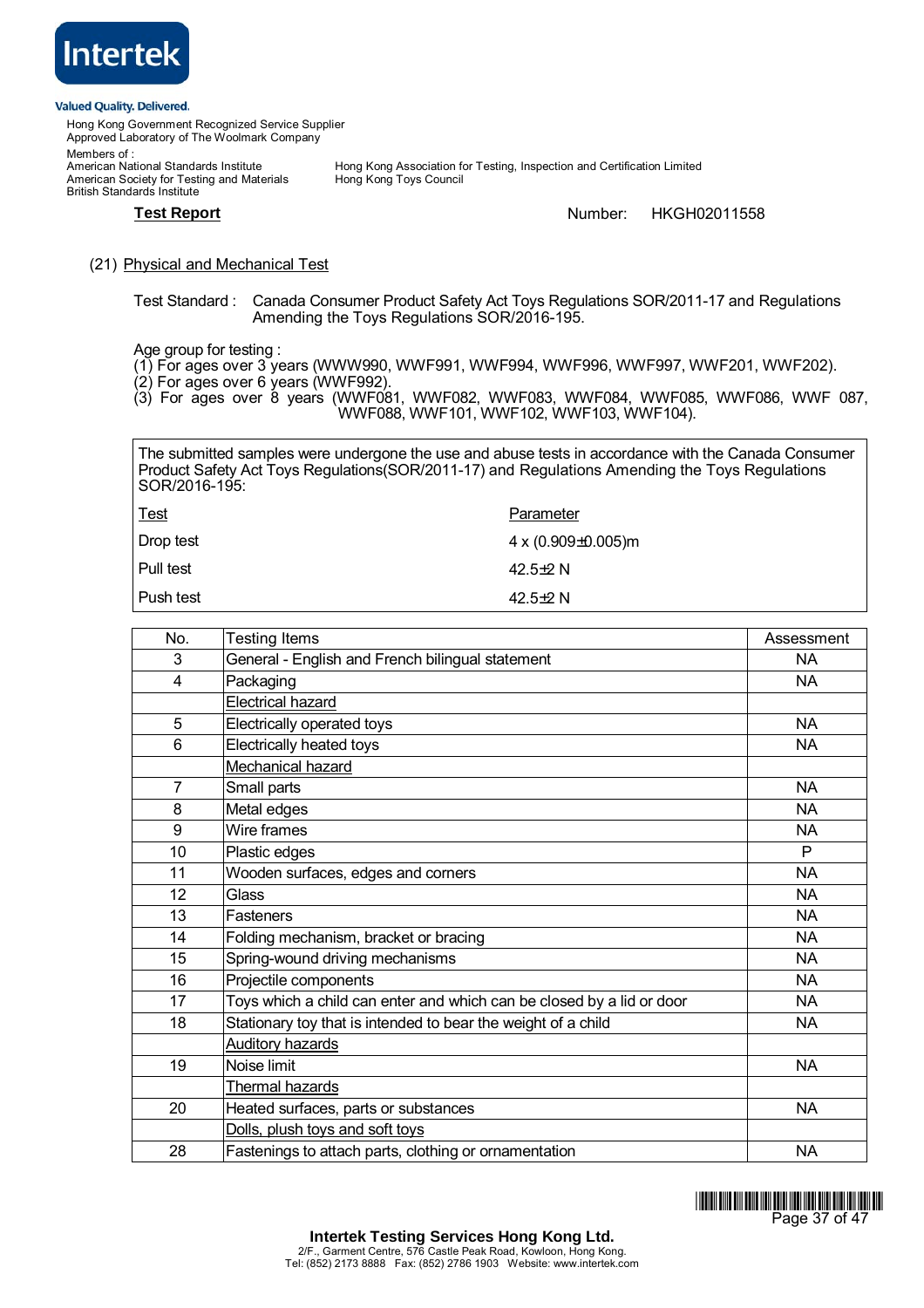Hong Kong Government Recognized Service Supplier
Approved Laboratory of The Woolmark Company

Members of :
American National Standards Institute
American Society for Testing and Materials
British Standards Institute
Hong Kong Association for Testing, Inspection and Certification Limited
Hong Kong Toys Council

**Test Report** Number: HKGH02011558

(21) Physical and Mechanical Test

Test Standard : Canada Consumer Product Safety Act Toys Regulations SOR/2011-17 and Regulations Amending the Toys Regulations SOR/2016-195.

Age group for testing :
(1) For ages over 3 years (WWW990, WWF991, WWF994, WWF996, WWF997, WWF201, WWF202).
(2) For ages over 6 years (WWF992).
(3) For ages over 8 years (WWF081, WWF082, WWF083, WWF084, WWF085, WWF086, WWF 087, WWF088, WWF101, WWF102, WWF103, WWF104).

The submitted samples were undergone the use and abuse tests in accordance with the Canada Consumer Product Safety Act Toys Regulations(SOR/2011-17) and Regulations Amending the Toys Regulations SOR/2016-195:

| Test | Parameter |
|---|---|
| Drop test | 4 x (0.909±0.005)m |
| Pull test | 42.5±2 N |
| Push test | 42.5±2 N |

| No. | Testing Items | Assessment |
|---|---|---|
| 3 | General - English and French bilingual statement | NA |
| 4 | Packaging | NA |
| | Electrical hazard | |
| 5 | Electrically operated toys | NA |
| 6 | Electrically heated toys | NA |
| | Mechanical hazard | |
| 7 | Small parts | NA |
| 8 | Metal edges | NA |
| 9 | Wire frames | NA |
| 10 | Plastic edges | P |
| 11 | Wooden surfaces, edges and corners | NA |
| 12 | Glass | NA |
| 13 | Fasteners | NA |
| 14 | Folding mechanism, bracket or bracing | NA |
| 15 | Spring-wound driving mechanisms | NA |
| 16 | Projectile components | NA |
| 17 | Toys which a child can enter and which can be closed by a lid or door | NA |
| 18 | Stationary toy that is intended to bear the weight of a child | NA |
| | Auditory hazards | |
| 19 | Noise limit | NA |
| | Thermal hazards | |
| 20 | Heated surfaces, parts or substances | NA |
| | Dolls, plush toys and soft toys | |
| 28 | Fastenings to attach parts, clothing or ornamentation | NA |

**Intertek Testing Services Hong Kong Ltd.**
2/F., Garment Centre, 576 Castle Peak Road, Kowloon, Hong Kong.
Tel: (852) 2173 8888 Fax: (852) 2786 1903 Website: www.intertek.com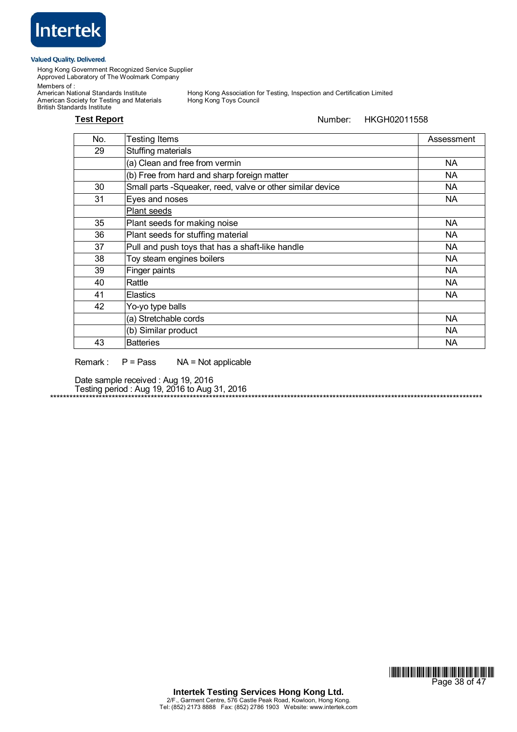Intertek

Valued Quality. Delivered.

Hong Kong Government Recognized Service Supplier
Approved Laboratory of The Woolmark Company

Members of :
American National Standards Institute
American Society for Testing and Materials
British Standards Institute
Hong Kong Association for Testing, Inspection and Certification Limited
Hong Kong Toys Council

**Test Report** Number: HKGH02011558

| No. | Testing Items | Assessment |
|---|---|---|
| 29 | Stuffing materials | |
| | (a) Clean and free from vermin | NA |
| | (b) Free from hard and sharp foreign matter | NA |
| 30 | Small parts -Squeaker, reed, valve or other similar device | NA |
| 31 | Eyes and noses | NA |
| | Plant seeds | |
| 35 | Plant seeds for making noise | NA |
| 36 | Plant seeds for stuffing material | NA |
| 37 | Pull and push toys that has a shaft-like handle | NA |
| 38 | Toy steam engines boilers | NA |
| 39 | Finger paints | NA |
| 40 | Rattle | NA |
| 41 | Elastics | NA |
| 42 | Yo-yo type balls | |
| | (a) Stretchable cords | NA |
| | (b) Similar product | NA |
| 43 | Batteries | NA |

Remark : P = Pass NA = Not applicable

Date sample received : Aug 19, 2016
Testing period : Aug 19, 2016 to Aug 31, 2016

**********************************************************************************************************************

**Intertek Testing Services Hong Kong Ltd.**
2/F., Garment Centre, 576 Castle Peak Road, Kowloon, Hong Kong.
Tel: (852) 2173 8888 Fax: (852) 2786 1903 Website: www.intertek.com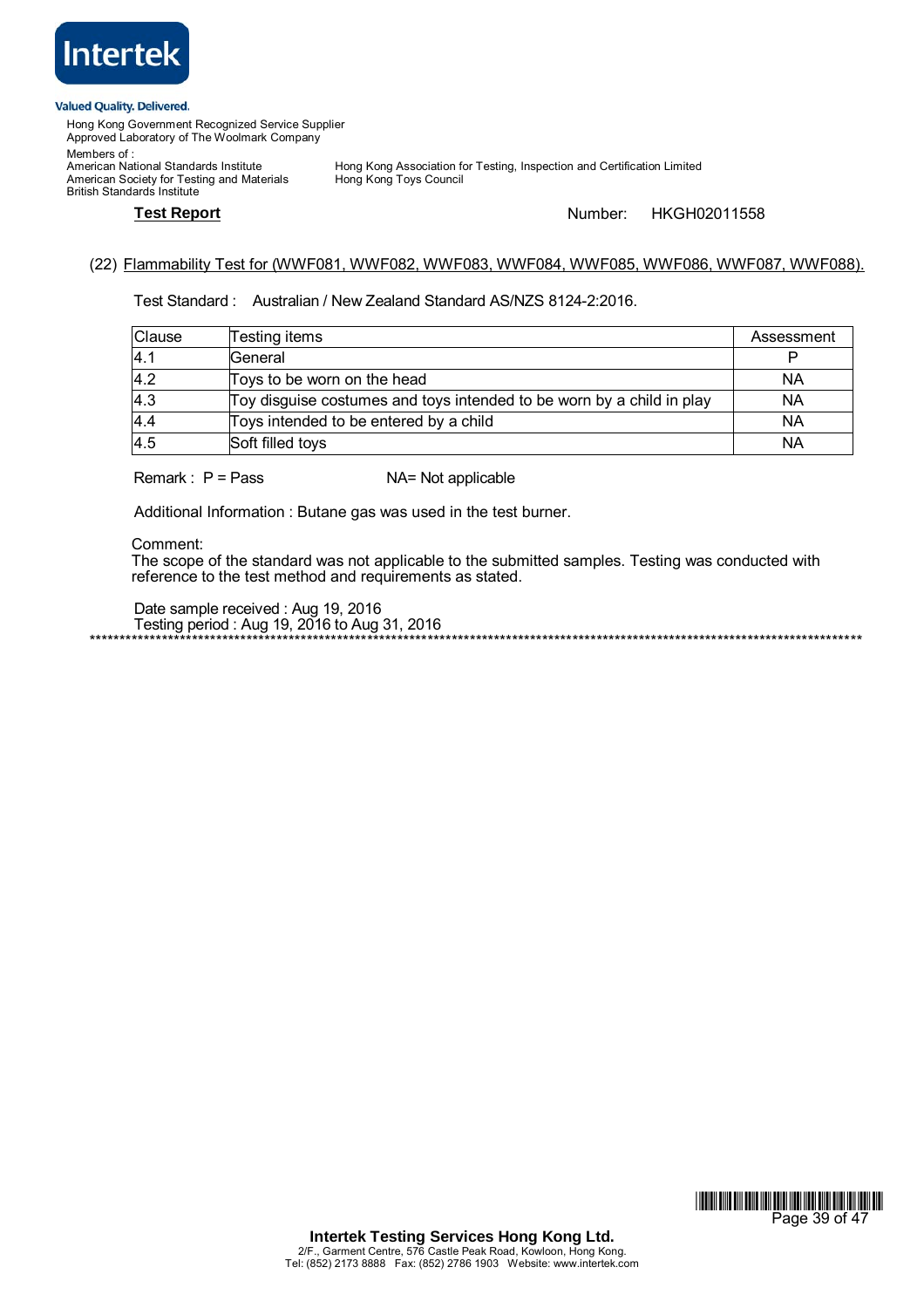Intertek

Valued Quality. Delivered.

Hong Kong Government Recognized Service Supplier
Approved Laboratory of The Woolmark Company

Members of :
American National Standards Institute
American Society for Testing and Materials
British Standards Institute

Hong Kong Association for Testing, Inspection and Certification Limited
Hong Kong Toys Council

**Test Report** Number: HKGH02011558

(22) Flammability Test for (WWF081, WWF082, WWF083, WWF084, WWF085, WWF086, WWF087, WWF088).

Test Standard : Australian / New Zealand Standard AS/NZS 8124-2:2016.

| Clause | Testing items | Assessment |
|---|---|---|
| 4.1 | General | P |
| 4.2 | Toys to be worn on the head | NA |
| 4.3 | Toy disguise costumes and toys intended to be worn by a child in play | NA |
| 4.4 | Toys intended to be entered by a child | NA |
| 4.5 | Soft filled toys | NA |

Remark : P = Pass NA= Not applicable

Additional Information : Butane gas was used in the test burner.

Comment:
The scope of the standard was not applicable to the submitted samples. Testing was conducted with reference to the test method and requirements as stated.

Date sample received : Aug 19, 2016
Testing period : Aug 19, 2016 to Aug 31, 2016

**********************************************************************************************************

**Intertek Testing Services Hong Kong Ltd.**
2/F., Garment Centre, 576 Castle Peak Road, Kowloon, Hong Kong.
Tel: (852) 2173 8888 Fax: (852) 2786 1903 Website: www.intertek.com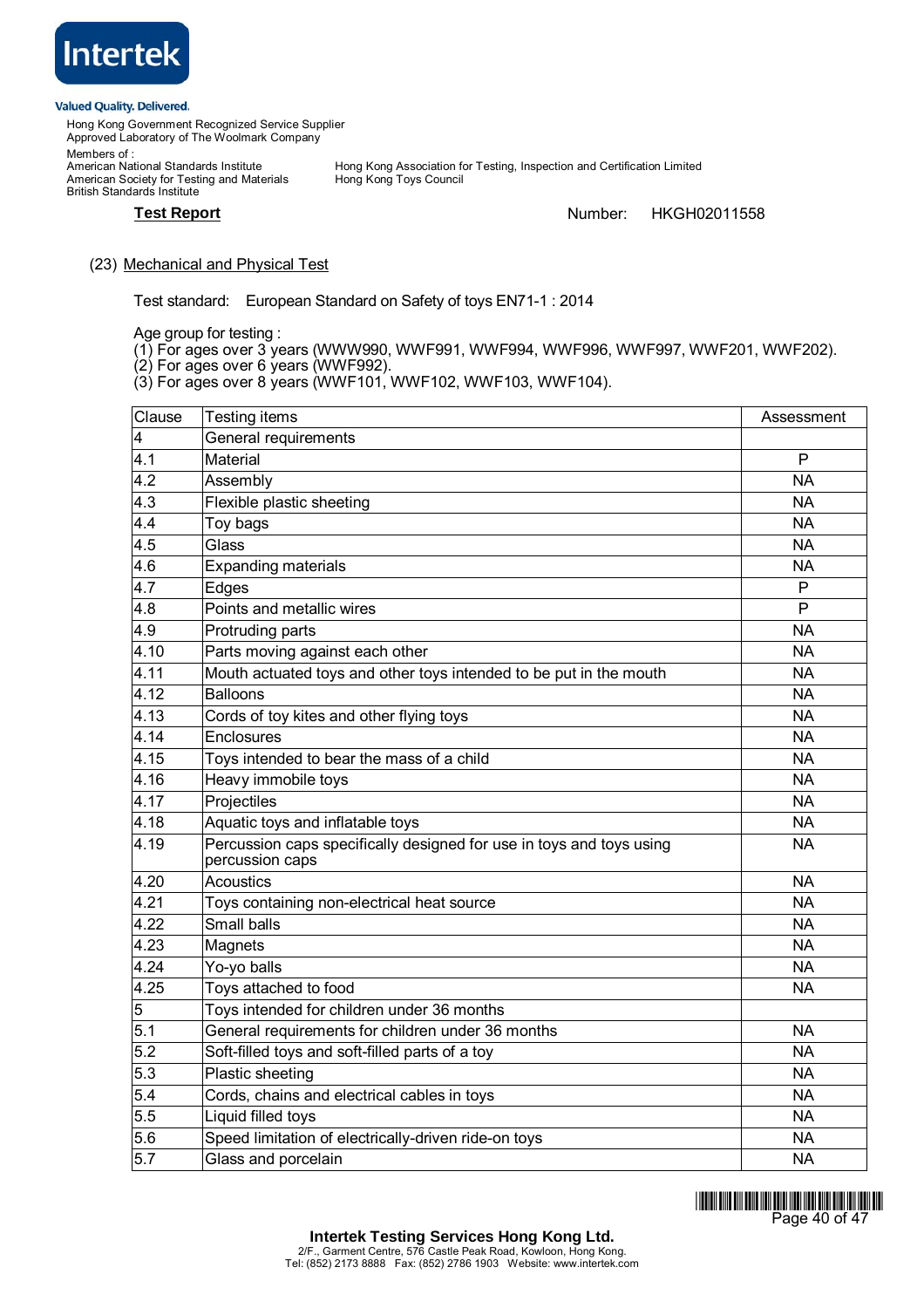Intertek

Valued Quality. Delivered.

Hong Kong Government Recognized Service Supplier
Approved Laboratory of The Woolmark Company

Members of :
American National Standards Institute
American Society for Testing and Materials
British Standards Institute
Hong Kong Association for Testing, Inspection and Certification Limited
Hong Kong Toys Council

**Test Report** Number: HKGH02011558

(23) Mechanical and Physical Test

Test standard: European Standard on Safety of toys EN71-1 : 2014

Age group for testing :
(1) For ages over 3 years (WWW990, WWF991, WWF994, WWF996, WWF997, WWF201, WWF202).
(2) For ages over 6 years (WWF992).
(3) For ages over 8 years (WWF101, WWF102, WWF103, WWF104).

| Clause | Testing items | Assessment |
|---|---|---|
| 4 | General requirements | |
| 4.1 | Material | P |
| 4.2 | Assembly | NA |
| 4.3 | Flexible plastic sheeting | NA |
| 4.4 | Toy bags | NA |
| 4.5 | Glass | NA |
| 4.6 | Expanding materials | NA |
| 4.7 | Edges | P |
| 4.8 | Points and metallic wires | P |
| 4.9 | Protruding parts | NA |
| 4.10 | Parts moving against each other | NA |
| 4.11 | Mouth actuated toys and other toys intended to be put in the mouth | NA |
| 4.12 | Balloons | NA |
| 4.13 | Cords of toy kites and other flying toys | NA |
| 4.14 | Enclosures | NA |
| 4.15 | Toys intended to bear the mass of a child | NA |
| 4.16 | Heavy immobile toys | NA |
| 4.17 | Projectiles | NA |
| 4.18 | Aquatic toys and inflatable toys | NA |
| 4.19 | Percussion caps specifically designed for use in toys and toys using percussion caps | NA |
| 4.20 | Acoustics | NA |
| 4.21 | Toys containing non-electrical heat source | NA |
| 4.22 | Small balls | NA |
| 4.23 | Magnets | NA |
| 4.24 | Yo-yo balls | NA |
| 4.25 | Toys attached to food | NA |
| 5 | Toys intended for children under 36 months | |
| 5.1 | General requirements for children under 36 months | NA |
| 5.2 | Soft-filled toys and soft-filled parts of a toy | NA |
| 5.3 | Plastic sheeting | NA |
| 5.4 | Cords, chains and electrical cables in toys | NA |
| 5.5 | Liquid filled toys | NA |
| 5.6 | Speed limitation of electrically-driven ride-on toys | NA |
| 5.7 | Glass and porcelain | NA |

**Intertek Testing Services Hong Kong Ltd.**
2/F., Garment Centre, 576 Castle Peak Road, Kowloon, Hong Kong.
Tel: (852) 2173 8888 Fax: (852) 2786 1903 Website: www.intertek.com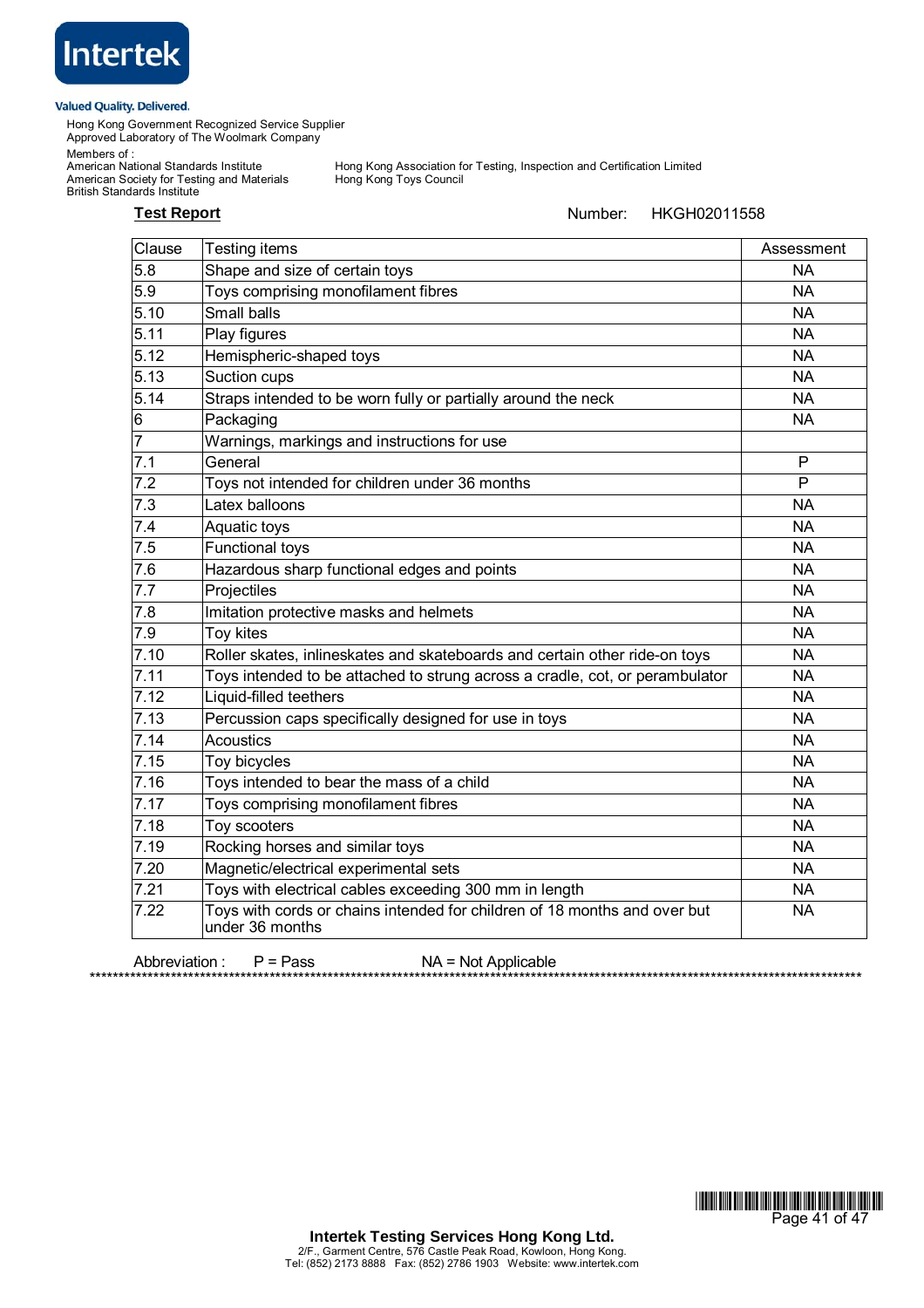Valued Quality. Delivered.

Hong Kong Government Recognized Service Supplier
Approved Laboratory of The Woolmark Company

Members of :
American National Standards Institute
American Society for Testing and Materials
British Standards Institute
Hong Kong Association for Testing, Inspection and Certification Limited
Hong Kong Toys Council

**Test Report** Number: HKGH02011558

| Clause | Testing items | Assessment |
|---|---|---|
| 5.8 | Shape and size of certain toys | NA |
| 5.9 | Toys comprising monofilament fibres | NA |
| 5.10 | Small balls | NA |
| 5.11 | Play figures | NA |
| 5.12 | Hemispheric-shaped toys | NA |
| 5.13 | Suction cups | NA |
| 5.14 | Straps intended to be worn fully or partially around the neck | NA |
| 6 | Packaging | NA |
| 7 | Warnings, markings and instructions for use | |
| 7.1 | General | P |
| 7.2 | Toys not intended for children under 36 months | P |
| 7.3 | Latex balloons | NA |
| 7.4 | Aquatic toys | NA |
| 7.5 | Functional toys | NA |
| 7.6 | Hazardous sharp functional edges and points | NA |
| 7.7 | Projectiles | NA |
| 7.8 | Imitation protective masks and helmets | NA |
| 7.9 | Toy kites | NA |
| 7.10 | Roller skates, inlineskates and skateboards and certain other ride-on toys | NA |
| 7.11 | Toys intended to be attached to strung across a cradle, cot, or perambulator | NA |
| 7.12 | Liquid-filled teethers | NA |
| 7.13 | Percussion caps specifically designed for use in toys | NA |
| 7.14 | Acoustics | NA |
| 7.15 | Toy bicycles | NA |
| 7.16 | Toys intended to bear the mass of a child | NA |
| 7.17 | Toys comprising monofilament fibres | NA |
| 7.18 | Toy scooters | NA |
| 7.19 | Rocking horses and similar toys | NA |
| 7.20 | Magnetic/electrical experimental sets | NA |
| 7.21 | Toys with electrical cables exceeding 300 mm in length | NA |
| 7.22 | Toys with cords or chains intended for children of 18 months and over but under 36 months | NA |

Abbreviation : P = Pass NA = Not Applicable

********************************************************************************

**Intertek Testing Services Hong Kong Ltd.**
2/F., Garment Centre, 576 Castle Peak Road, Kowloon, Hong Kong.
Tel: (852) 2173 8888 Fax: (852) 2786 1903 Website: www.intertek.com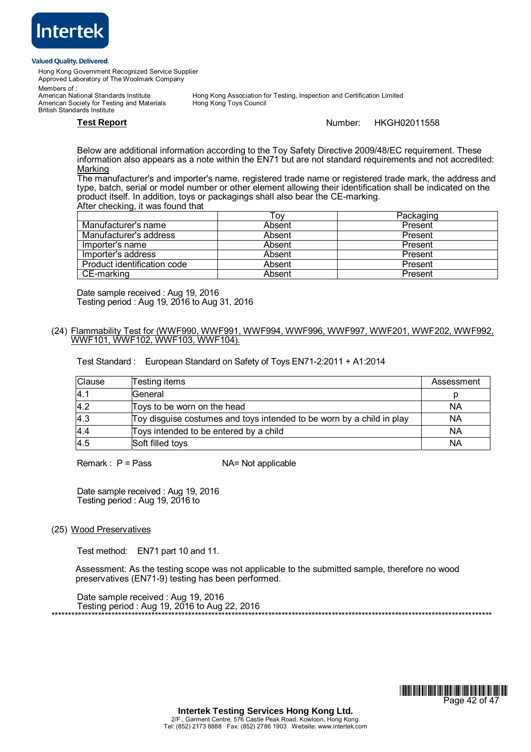Hong Kong Government Recognized Service Supplier
Approved Laboratory of The Woolmark Company

Members of :
American National Standards Institute
American Society for Testing and Materials
British Standards Institute
Hong Kong Association for Testing, Inspection and Certification Limited
Hong Kong Toys Council

**Test Report** Number: HKGH02011558

Below are additional information according to the Toy Safety Directive 2009/48/EC requirement. These information also appears as a note within the EN71 but are not standard requirements and not accredited:

Marking

The manufacturer's and importer's name, registered trade name or registered trade mark, the address and type, batch, serial or model number or other element allowing their identification shall be indicated on the product itself. In addition, toys or packagings shall also bear the CE-marking.

After checking, it was found that

| | Toy | Packaging |
|---|---|---|
| Manufacturer's name | Absent | Present |
| Manufacturer's address | Absent | Present |
| Importer's name | Absent | Present |
| Importer's address | Absent | Present |
| Product identification code | Absent | Present |
| CE-marking | Absent | Present |

Date sample received : Aug 19, 2016
Testing period : Aug 19, 2016 to Aug 31, 2016

(24) Flammability Test for (WWF990, WWF991, WWF994, WWF996, WWF997, WWF201, WWF202, WWF992, WWF101, WWF102, WWF103, WWF104).

Test Standard : European Standard on Safety of Toys EN71-2:2011 + A1:2014

| Clause | Testing items | Assessment |
|---|---|---|
| 4.1 | General | p |
| 4.2 | Toys to be worn on the head | NA |
| 4.3 | Toy disguise costumes and toys intended to be worn by a child in play | NA |
| 4.4 | Toys intended to be entered by a child | NA |
| 4.5 | Soft filled toys | NA |

Remark : P = Pass NA= Not applicable

Date sample received : Aug 19, 2016
Testing period : Aug 19, 2016 to

(25) Wood Preservatives

Test method: EN71 part 10 and 11.

Assessment: As the testing scope was not applicable to the submitted sample, therefore no wood preservatives (EN71-9) testing has been performed.

Date sample received : Aug 19, 2016
Testing period : Aug 19, 2016 to Aug 22, 2016

\*\*\*\*\*\*\*\*\*\*\*\*\*\*\*\*\*\*\*\*\*\*\*\*\*\*\*\*\*\*\*\*\*\*\*\*\*\*\*\*\*\*\*\*\*\*\*\*\*\*\*\*\*\*\*\*\*\*\*\*\*\*\*\*\*\*\*\*\*\*\*\*\*\*\*\*\*\*\*\*\*\*\*\*\*\*

**Intertek Testing Services Hong Kong Ltd.**
2/F., Garment Centre, 576 Castle Peak Road, Kowloon, Hong Kong.
Tel: (852) 2173 8888 Fax: (852) 2786 1903 Website: www.intertek.com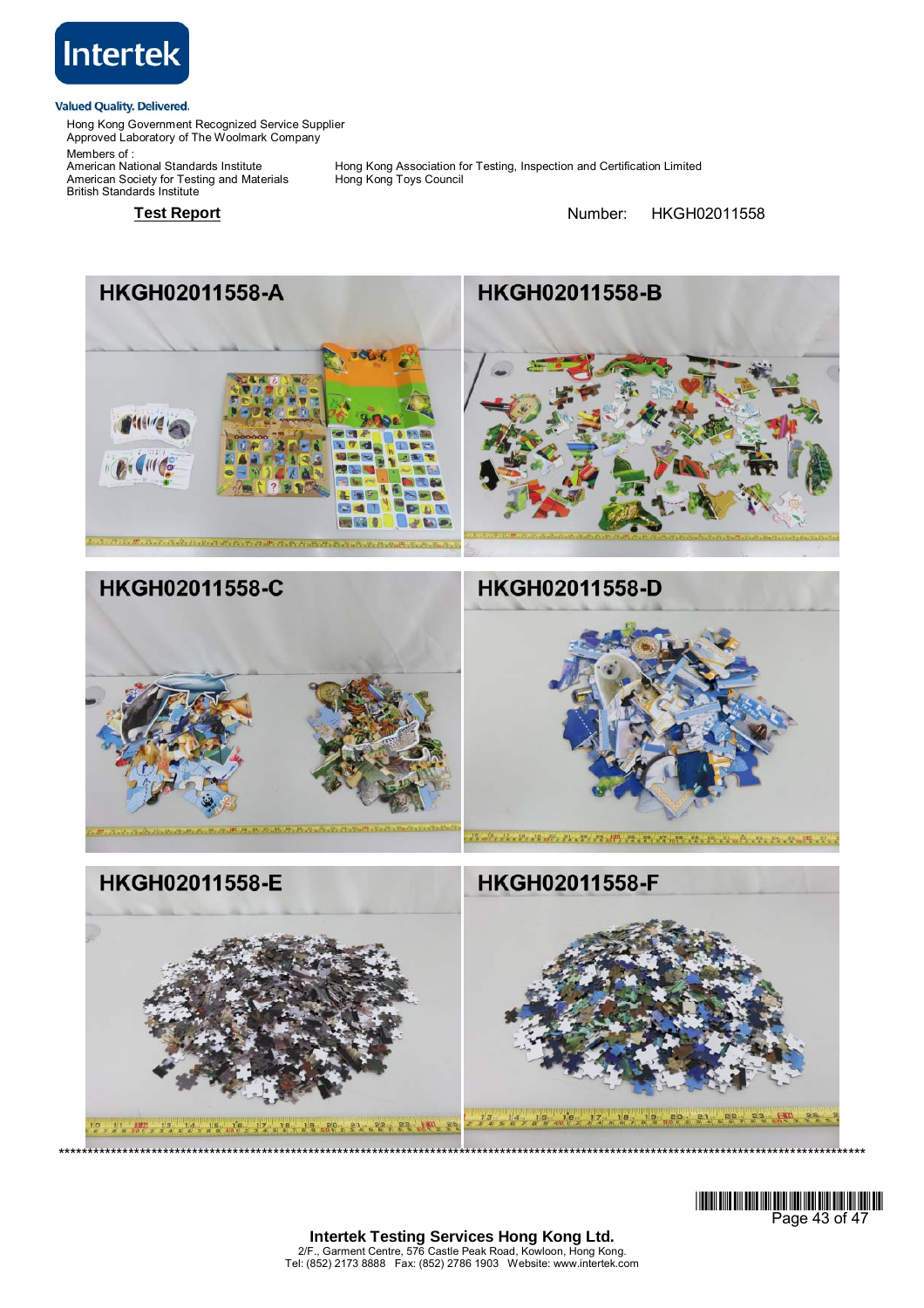Intertek

Valued Quality. Delivered.

Hong Kong Government Recognized Service Supplier
Approved Laboratory of The Woolmark Company

Members of :
American National Standards Institute
American Society for Testing and Materials
British Standards Institute
Hong Kong Association for Testing, Inspection and Certification Limited
Hong Kong Toys Council

**Test Report** Number: HKGH02011558

HKGH02011558-A

HKGH02011558-B

HKGH02011558-C

HKGH02011558-D

HKGH02011558-E

HKGH02011558-F

******************************************************************************************************

**Intertek Testing Services Hong Kong Ltd.**
2/F., Garment Centre, 576 Castle Peak Road, Kowloon, Hong Kong.
Tel: (852) 2173 8888 Fax: (852) 2786 1903 Website: www.intertek.com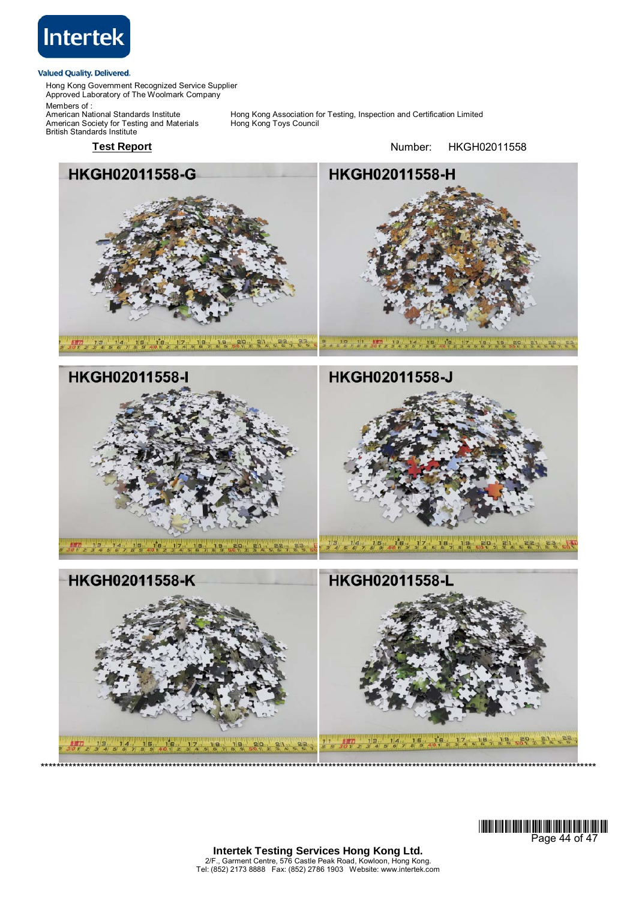Valued Quality. Delivered.

Hong Kong Government Recognized Service Supplier
Approved Laboratory of The Woolmark Company

Members of :
American National Standards Institute
American Society for Testing and Materials
British Standards Institute

Hong Kong Association for Testing, Inspection and Certification Limited
Hong Kong Toys Council

**Test Report**

Number: HKGH02011558

**HKGH02011558-G**

**HKGH02011558-H**

**HKGH02011558-I**

**HKGH02011558-J**

**HKGH02011558-K**

**HKGH02011558-L**

****************************************************************************************************

**Intertek Testing Services Hong Kong Ltd.**
2/F., Garment Centre, 576 Castle Peak Road, Kowloon, Hong Kong.
Tel: (852) 2173 8888 Fax: (852) 2786 1903 Website: www.intertek.com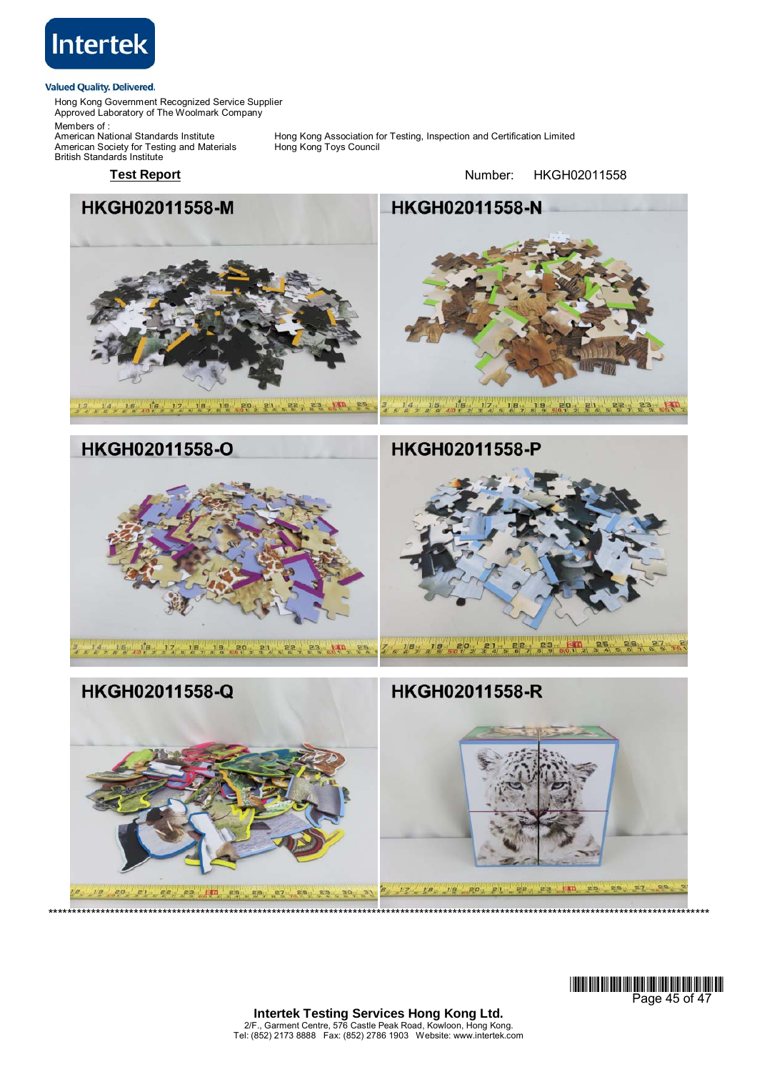Valued Quality. Delivered.

Hong Kong Government Recognized Service Supplier
Approved Laboratory of The Woolmark Company

Members of :
American National Standards Institute
American Society for Testing and Materials
British Standards Institute
Hong Kong Association for Testing, Inspection and Certification Limited
Hong Kong Toys Council

**Test Report**

Number: HKGH02011558

**HKGH02011558-M**

**HKGH02011558-N**

**HKGH02011558-O**

**HKGH02011558-P**

**HKGH02011558-Q**

**HKGH02011558-R**

******************************************************************************************************************************

**Intertek Testing Services Hong Kong Ltd.**
2/F., Garment Centre, 576 Castle Peak Road, Kowloon, Hong Kong.
Tel: (852) 2173 8888 Fax: (852) 2786 1903 Website: www.intertek.com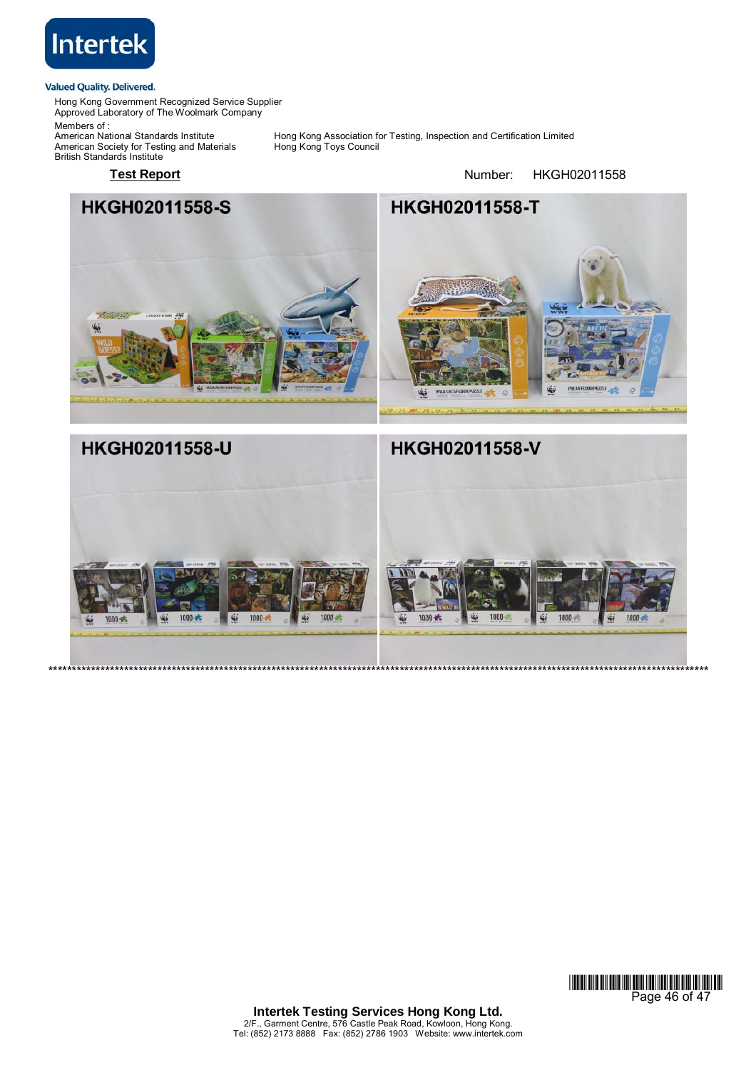**Intertek**

Valued Quality. Delivered.

Hong Kong Government Recognized Service Supplier
Approved Laboratory of The Woolmark Company

Members of :
American National Standards Institute
American Society for Testing and Materials
British Standards Institute
Hong Kong Association for Testing, Inspection and Certification Limited
Hong Kong Toys Council

**Test Report** Number: HKGH02011558

**HKGH02011558-S**

**HKGH02011558-T**

**HKGH02011558-U**

**HKGH02011558-V**

********************************************************************************

**Intertek Testing Services Hong Kong Ltd.**
2/F., Garment Centre, 576 Castle Peak Road, Kowloon, Hong Kong.
Tel: (852) 2173 8888 Fax: (852) 2786 1903 Website: www.intertek.com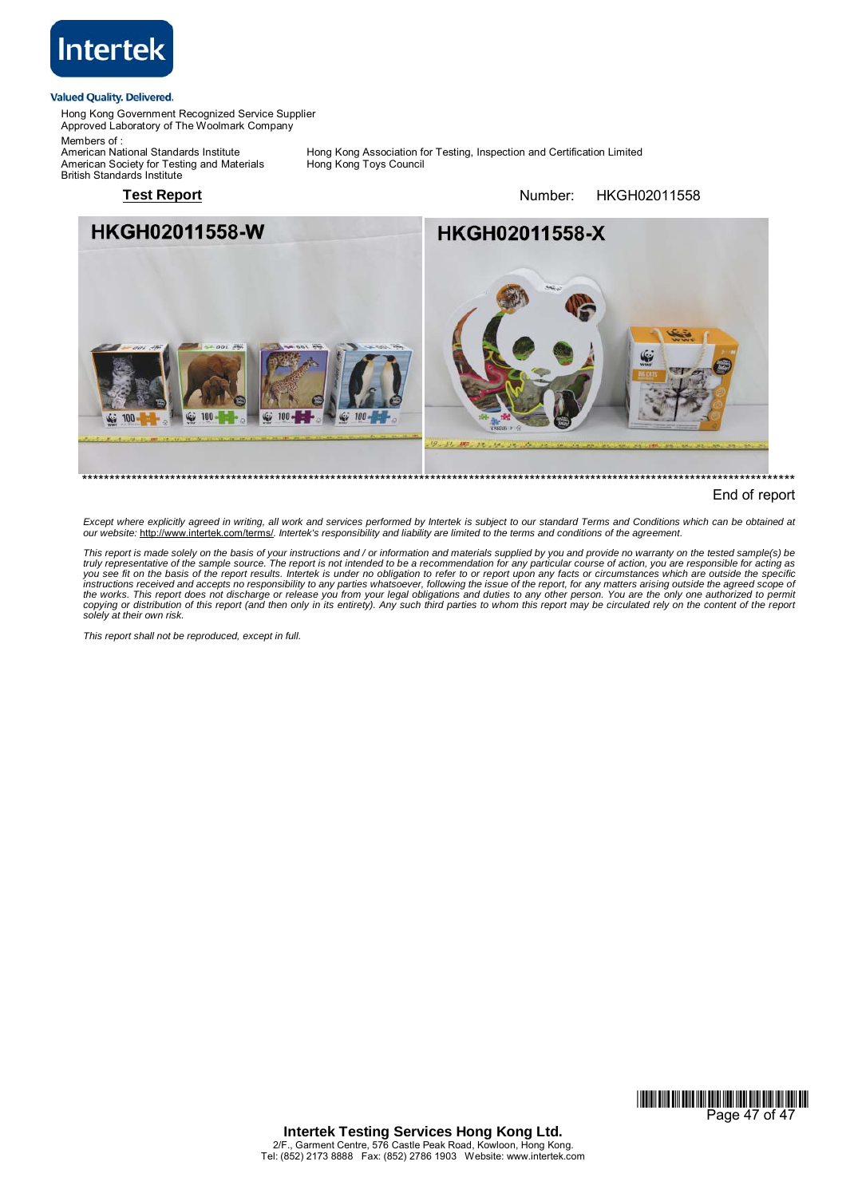Intertek

Valued Quality. Delivered.

Hong Kong Government Recognized Service Supplier
Approved Laboratory of The Woolmark Company

Members of :
American National Standards Institute
American Society for Testing and Materials
British Standards Institute
Hong Kong Association for Testing, Inspection and Certification Limited
Hong Kong Toys Council

**Test Report** Number: HKGH02011558

HKGH02011558-W

HKGH02011558-X

*****************************************************************************************************************

End of report

*Except where explicitly agreed in writing, all work and services performed by Intertek is subject to our standard Terms and Conditions which can be obtained at our website: http://www.intertek.com/terms/. Intertek's responsibility and liability are limited to the terms and conditions of the agreement.*

*This report is made solely on the basis of your instructions and / or information and materials supplied by you and provide no warranty on the tested sample(s) be truly representative of the sample source. The report is not intended to be a recommendation for any particular course of action, you are responsible for acting as you see fit on the basis of the report results. Intertek is under no obligation to refer to or report upon any facts or circumstances which are outside the specific instructions received and accepts no responsibility to any parties whatsoever, following the issue of the report, for any matters arising outside the agreed scope of the works. This report does not discharge or release you from your legal obligations and duties to any other person. You are the only one authorized to permit copying or distribution of this report (and then only in its entirety). Any such third parties to whom this report may be circulated rely on the content of the report solely at their own risk.*

*This report shall not be reproduced, except in full.*

**Intertek Testing Services Hong Kong Ltd.**
2/F., Garment Centre, 576 Castle Peak Road, Kowloon, Hong Kong.
Tel: (852) 2173 8888 Fax: (852) 2786 1903 Website: www.intertek.com